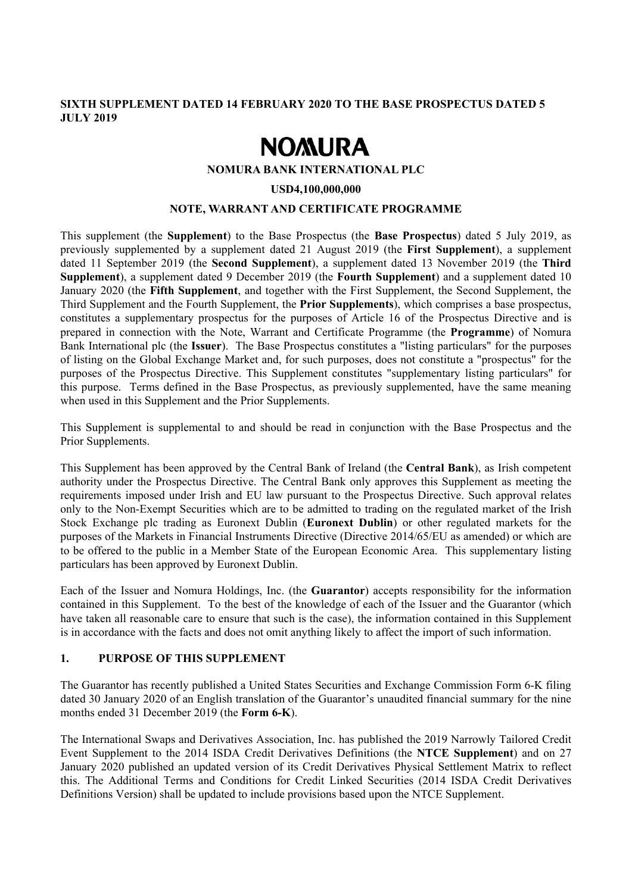**SIXTH SUPPLEMENT DATED 14 FEBRUARY 2020 TO THE BASE PROSPECTUS DATED 5 JULY 2019**

# NOMURA

**NOMURA BANK INTERNATIONAL PLC**

**USD4,100,000,000**

**NOTE, WARRANT AND CERTIFICATE PROGRAMME**

This supplement (the **Supplement**) to the Base Prospectus (the **Base Prospectus**) dated 5 July 2019, as previously supplemented by a supplement dated 21 August 2019 (the **First Supplement**), a supplement dated 11 September 2019 (the **Second Supplement**), a supplement dated 13 November 2019 (the **Third Supplement**), a supplement dated 9 December 2019 (the **Fourth Supplement**) and a supplement dated 10 January 2020 (the **Fifth Supplement**, and together with the First Supplement, the Second Supplement, the Third Supplement and the Fourth Supplement, the **Prior Supplements**), which comprises a base prospectus, constitutes a supplementary prospectus for the purposes of Article 16 of the Prospectus Directive and is prepared in connection with the Note, Warrant and Certificate Programme (the **Programme**) of Nomura Bank International plc (the **Issuer**). The Base Prospectus constitutes a "listing particulars" for the purposes of listing on the Global Exchange Market and, for such purposes, does not constitute a "prospectus" for the purposes of the Prospectus Directive. This Supplement constitutes "supplementary listing particulars" for this purpose. Terms defined in the Base Prospectus, as previously supplemented, have the same meaning when used in this Supplement and the Prior Supplements.

This Supplement is supplemental to and should be read in conjunction with the Base Prospectus and the Prior Supplements.

This Supplement has been approved by the Central Bank of Ireland (the **Central Bank**), as Irish competent authority under the Prospectus Directive. The Central Bank only approves this Supplement as meeting the requirements imposed under Irish and EU law pursuant to the Prospectus Directive. Such approval relates only to the Non-Exempt Securities which are to be admitted to trading on the regulated market of the Irish Stock Exchange plc trading as Euronext Dublin (**Euronext Dublin**) or other regulated markets for the purposes of the Markets in Financial Instruments Directive (Directive 2014/65/EU as amended) or which are to be offered to the public in a Member State of the European Economic Area. This supplementary listing particulars has been approved by Euronext Dublin.

Each of the Issuer and Nomura Holdings, Inc. (the **Guarantor**) accepts responsibility for the information contained in this Supplement. To the best of the knowledge of each of the Issuer and the Guarantor (which have taken all reasonable care to ensure that such is the case), the information contained in this Supplement is in accordance with the facts and does not omit anything likely to affect the import of such information.

## 1. PURPOSE OF THIS SUPPLEMENT

The Guarantor has recently published a United States Securities and Exchange Commission Form 6-K filing dated 30 January 2020 of an English translation of the Guarantor's unaudited financial summary for the nine months ended 31 December 2019 (the **Form 6-K**).

The International Swaps and Derivatives Association, Inc. has published the 2019 Narrowly Tailored Credit Event Supplement to the 2014 ISDA Credit Derivatives Definitions (the **NTCE Supplement**) and on 27 January 2020 published an updated version of its Credit Derivatives Physical Settlement Matrix to reflect this. The Additional Terms and Conditions for Credit Linked Securities (2014 ISDA Credit Derivatives Definitions Version) shall be updated to include provisions based upon the NTCE Supplement.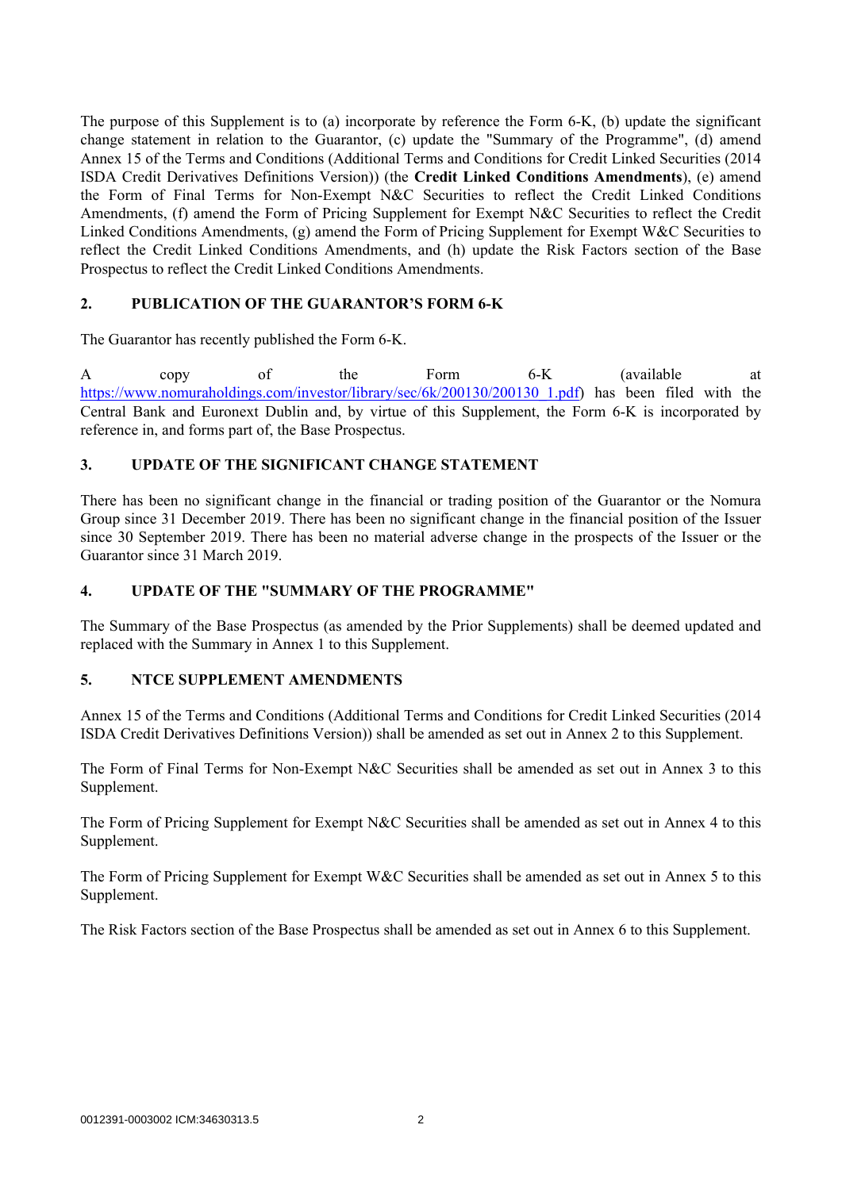The purpose of this Supplement is to (a) incorporate by reference the Form 6-K, (b) update the significant change statement in relation to the Guarantor, (c) update the "Summary of the Programme", (d) amend Annex 15 of the Terms and Conditions (Additional Terms and Conditions for Credit Linked Securities (2014 ISDA Credit Derivatives Definitions Version)) (the **Credit Linked Conditions Amendments**), (e) amend the Form of Final Terms for Non-Exempt N&C Securities to reflect the Credit Linked Conditions Amendments, (f) amend the Form of Pricing Supplement for Exempt N&C Securities to reflect the Credit Linked Conditions Amendments, (g) amend the Form of Pricing Supplement for Exempt W&C Securities to reflect the Credit Linked Conditions Amendments, and (h) update the Risk Factors section of the Base Prospectus to reflect the Credit Linked Conditions Amendments.

## 2. PUBLICATION OF THE GUARANTOR'S FORM 6-K

The Guarantor has recently published the Form 6-K.

A copy of the Form 6-K (available at https://www.nomuraholdings.com/investor/library/sec/6k/200130/200130_1.pdf) has been filed with the Central Bank and Euronext Dublin and, by virtue of this Supplement, the Form 6-K is incorporated by reference in, and forms part of, the Base Prospectus.

## 3. UPDATE OF THE SIGNIFICANT CHANGE STATEMENT

There has been no significant change in the financial or trading position of the Guarantor or the Nomura Group since 31 December 2019. There has been no significant change in the financial position of the Issuer since 30 September 2019. There has been no material adverse change in the prospects of the Issuer or the Guarantor since 31 March 2019.

## 4. UPDATE OF THE "SUMMARY OF THE PROGRAMME"

The Summary of the Base Prospectus (as amended by the Prior Supplements) shall be deemed updated and replaced with the Summary in Annex 1 to this Supplement.

## 5. NTCE SUPPLEMENT AMENDMENTS

Annex 15 of the Terms and Conditions (Additional Terms and Conditions for Credit Linked Securities (2014 ISDA Credit Derivatives Definitions Version)) shall be amended as set out in Annex 2 to this Supplement.

The Form of Final Terms for Non-Exempt N&C Securities shall be amended as set out in Annex 3 to this Supplement.

The Form of Pricing Supplement for Exempt N&C Securities shall be amended as set out in Annex 4 to this Supplement.

The Form of Pricing Supplement for Exempt W&C Securities shall be amended as set out in Annex 5 to this Supplement.

The Risk Factors section of the Base Prospectus shall be amended as set out in Annex 6 to this Supplement.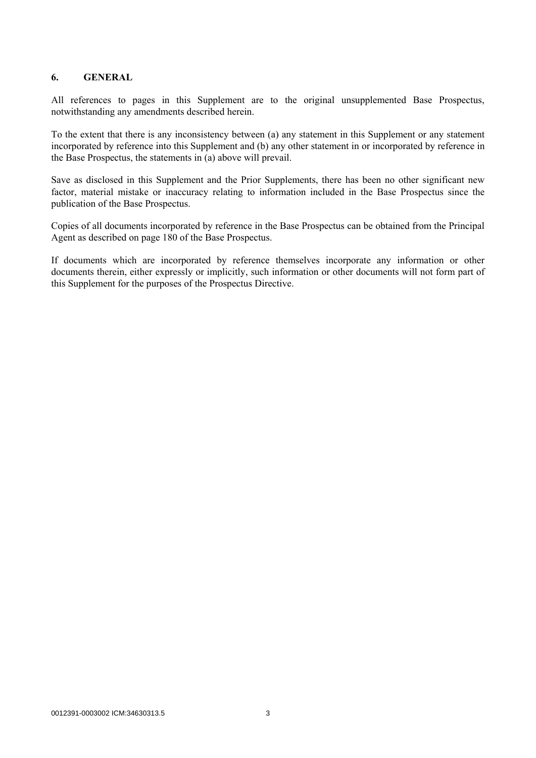## 6. GENERAL

All references to pages in this Supplement are to the original unsupplemented Base Prospectus, notwithstanding any amendments described herein.

To the extent that there is any inconsistency between (a) any statement in this Supplement or any statement incorporated by reference into this Supplement and (b) any other statement in or incorporated by reference in the Base Prospectus, the statements in (a) above will prevail.

Save as disclosed in this Supplement and the Prior Supplements, there has been no other significant new factor, material mistake or inaccuracy relating to information included in the Base Prospectus since the publication of the Base Prospectus.

Copies of all documents incorporated by reference in the Base Prospectus can be obtained from the Principal Agent as described on page 180 of the Base Prospectus.

If documents which are incorporated by reference themselves incorporate any information or other documents therein, either expressly or implicitly, such information or other documents will not form part of this Supplement for the purposes of the Prospectus Directive.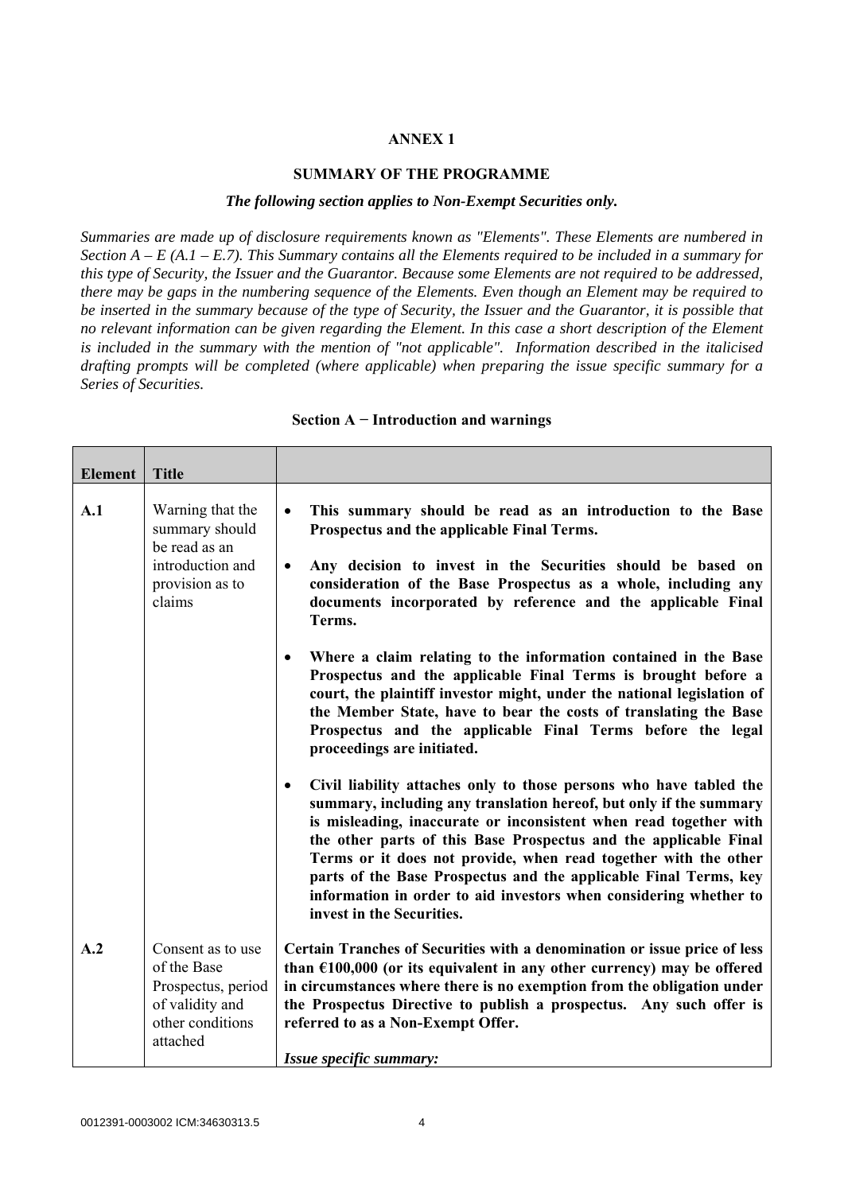**ANNEX 1**

**SUMMARY OF THE PROGRAMME**

***The following section applies to Non-Exempt Securities only.***

*Summaries are made up of disclosure requirements known as "Elements". These Elements are numbered in Section A – E (A.1 – E.7). This Summary contains all the Elements required to be included in a summary for this type of Security, the Issuer and the Guarantor. Because some Elements are not required to be addressed, there may be gaps in the numbering sequence of the Elements. Even though an Element may be required to be inserted in the summary because of the type of Security, the Issuer and the Guarantor, it is possible that no relevant information can be given regarding the Element. In this case a short description of the Element is included in the summary with the mention of "not applicable". Information described in the italicised drafting prompts will be completed (where applicable) when preparing the issue specific summary for a Series of Securities.*

**Section A − Introduction and warnings**

| **Element** | **Title** | |
|---|---|---|
| **A.1** | Warning that the summary should be read as an introduction and provision as to claims | • **This summary should be read as an introduction to the Base Prospectus and the applicable Final Terms.**<br><br>• **Any decision to invest in the Securities should be based on consideration of the Base Prospectus as a whole, including any documents incorporated by reference and the applicable Final Terms.**<br><br>• **Where a claim relating to the information contained in the Base Prospectus and the applicable Final Terms is brought before a court, the plaintiff investor might, under the national legislation of the Member State, have to bear the costs of translating the Base Prospectus and the applicable Final Terms before the legal proceedings are initiated.**<br><br>• **Civil liability attaches only to those persons who have tabled the summary, including any translation hereof, but only if the summary is misleading, inaccurate or inconsistent when read together with the other parts of this Base Prospectus and the applicable Final Terms or it does not provide, when read together with the other parts of the Base Prospectus and the applicable Final Terms, key information in order to aid investors when considering whether to invest in the Securities.** |
| **A.2** | Consent as to use of the Base Prospectus, period of validity and other conditions attached | **Certain Tranches of Securities with a denomination or issue price of less than €100,000 (or its equivalent in any other currency) may be offered in circumstances where there is no exemption from the obligation under the Prospectus Directive to publish a prospectus. Any such offer is referred to as a Non-Exempt Offer.**<br><br>***Issue specific summary:*** |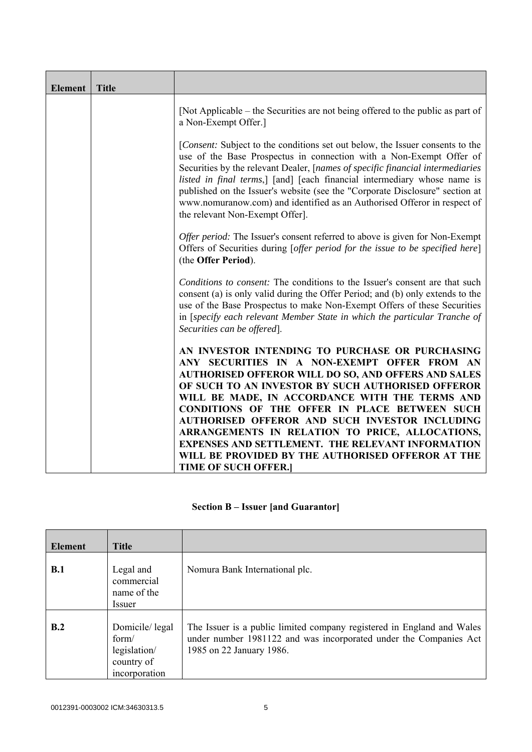| Element | Title | |
|---|---|---|
| | | [Not Applicable – the Securities are not being offered to the public as part of a Non-Exempt Offer.]<br><br>[*Consent:* Subject to the conditions set out below, the Issuer consents to the use of the Base Prospectus in connection with a Non-Exempt Offer of Securities by the relevant Dealer, [*names of specific financial intermediaries listed in final terms*,] [and] [each financial intermediary whose name is published on the Issuer's website (see the "Corporate Disclosure" section at www.nomuranow.com) and identified as an Authorised Offeror in respect of the relevant Non-Exempt Offer].<br><br>*Offer period:* The Issuer's consent referred to above is given for Non-Exempt Offers of Securities during [*offer period for the issue to be specified here*] (the **Offer Period**).<br><br>*Conditions to consent:* The conditions to the Issuer's consent are that such consent (a) is only valid during the Offer Period; and (b) only extends to the use of the Base Prospectus to make Non-Exempt Offers of these Securities in [*specify each relevant Member State in which the particular Tranche of Securities can be offered*].<br><br>**AN INVESTOR INTENDING TO PURCHASE OR PURCHASING ANY SECURITIES IN A NON-EXEMPT OFFER FROM AN AUTHORISED OFFEROR WILL DO SO, AND OFFERS AND SALES OF SUCH TO AN INVESTOR BY SUCH AUTHORISED OFFEROR WILL BE MADE, IN ACCORDANCE WITH THE TERMS AND CONDITIONS OF THE OFFER IN PLACE BETWEEN SUCH AUTHORISED OFFEROR AND SUCH INVESTOR INCLUDING ARRANGEMENTS IN RELATION TO PRICE, ALLOCATIONS, EXPENSES AND SETTLEMENT. THE RELEVANT INFORMATION WILL BE PROVIDED BY THE AUTHORISED OFFEROR AT THE TIME OF SUCH OFFER.]** |

## Section B – Issuer [and Guarantor]

| Element | Title | |
|---|---|---|
| **B.1** | Legal and commercial name of the Issuer | Nomura Bank International plc. |
| **B.2** | Domicile/ legal form/ legislation/ country of incorporation | The Issuer is a public limited company registered in England and Wales under number 1981122 and was incorporated under the Companies Act 1985 on 22 January 1986. |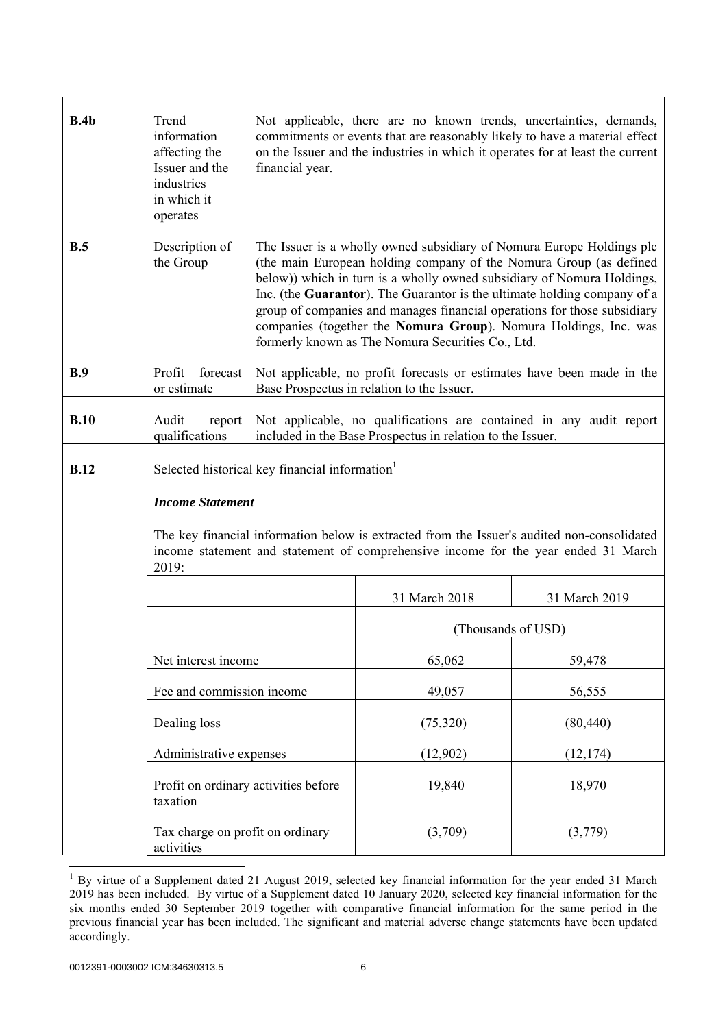| | | |
|---|---|---|
| **B.4b** | Trend information affecting the Issuer and the industries in which it operates | Not applicable, there are no known trends, uncertainties, demands, commitments or events that are reasonably likely to have a material effect on the Issuer and the industries in which it operates for at least the current financial year. |
| **B.5** | Description of the Group | The Issuer is a wholly owned subsidiary of Nomura Europe Holdings plc (the main European holding company of the Nomura Group (as defined below)) which in turn is a wholly owned subsidiary of Nomura Holdings, Inc. (the **Guarantor**). The Guarantor is the ultimate holding company of a group of companies and manages financial operations for those subsidiary companies (together the **Nomura Group**). Nomura Holdings, Inc. was formerly known as The Nomura Securities Co., Ltd. |
| **B.9** | Profit forecast or estimate | Not applicable, no profit forecasts or estimates have been made in the Base Prospectus in relation to the Issuer. |
| **B.10** | Audit report qualifications | Not applicable, no qualifications are contained in any audit report included in the Base Prospectus in relation to the Issuer. |
| **B.12** | Selected historical key financial information[1] | |

***Income Statement***

The key financial information below is extracted from the Issuer's audited non-consolidated income statement and statement of comprehensive income for the year ended 31 March 2019:

| | 31 March 2018 | 31 March 2019 |
|---|---|---|
| | (Thousands of USD) | |
| Net interest income | 65,062 | 59,478 |
| Fee and commission income | 49,057 | 56,555 |
| Dealing loss | (75,320) | (80,440) |
| Administrative expenses | (12,902) | (12,174) |
| Profit on ordinary activities before taxation | 19,840 | 18,970 |
| Tax charge on profit on ordinary activities | (3,709) | (3,779) |

[1] By virtue of a Supplement dated 21 August 2019, selected key financial information for the year ended 31 March 2019 has been included. By virtue of a Supplement dated 10 January 2020, selected key financial information for the six months ended 30 September 2019 together with comparative financial information for the same period in the previous financial year has been included. The significant and material adverse change statements have been updated accordingly.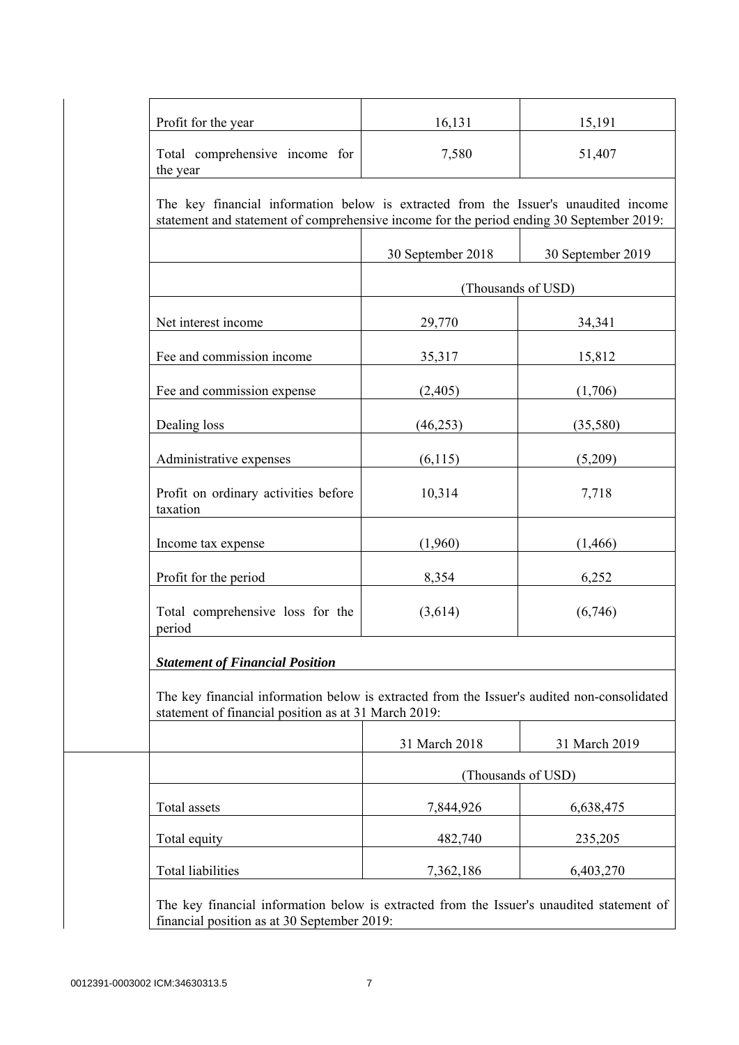| | | |
|---|---|---|
| Profit for the year | 16,131 | 15,191 |
| Total comprehensive income for the year | 7,580 | 51,407 |

The key financial information below is extracted from the Issuer's unaudited income statement and statement of comprehensive income for the period ending 30 September 2019:

| | 30 September 2018 | 30 September 2019 |
|---|---|---|
| | (Thousands of USD) | |
| Net interest income | 29,770 | 34,341 |
| Fee and commission income | 35,317 | 15,812 |
| Fee and commission expense | (2,405) | (1,706) |
| Dealing loss | (46,253) | (35,580) |
| Administrative expenses | (6,115) | (5,209) |
| Profit on ordinary activities before taxation | 10,314 | 7,718 |
| Income tax expense | (1,960) | (1,466) |
| Profit for the period | 8,354 | 6,252 |
| Total comprehensive loss for the period | (3,614) | (6,746) |

***Statement of Financial Position***

The key financial information below is extracted from the Issuer's audited non-consolidated statement of financial position as at 31 March 2019:

| | 31 March 2018 | 31 March 2019 |
|---|---|---|
| | (Thousands of USD) | |
| Total assets | 7,844,926 | 6,638,475 |
| Total equity | 482,740 | 235,205 |
| Total liabilities | 7,362,186 | 6,403,270 |

The key financial information below is extracted from the Issuer's unaudited statement of financial position as at 30 September 2019: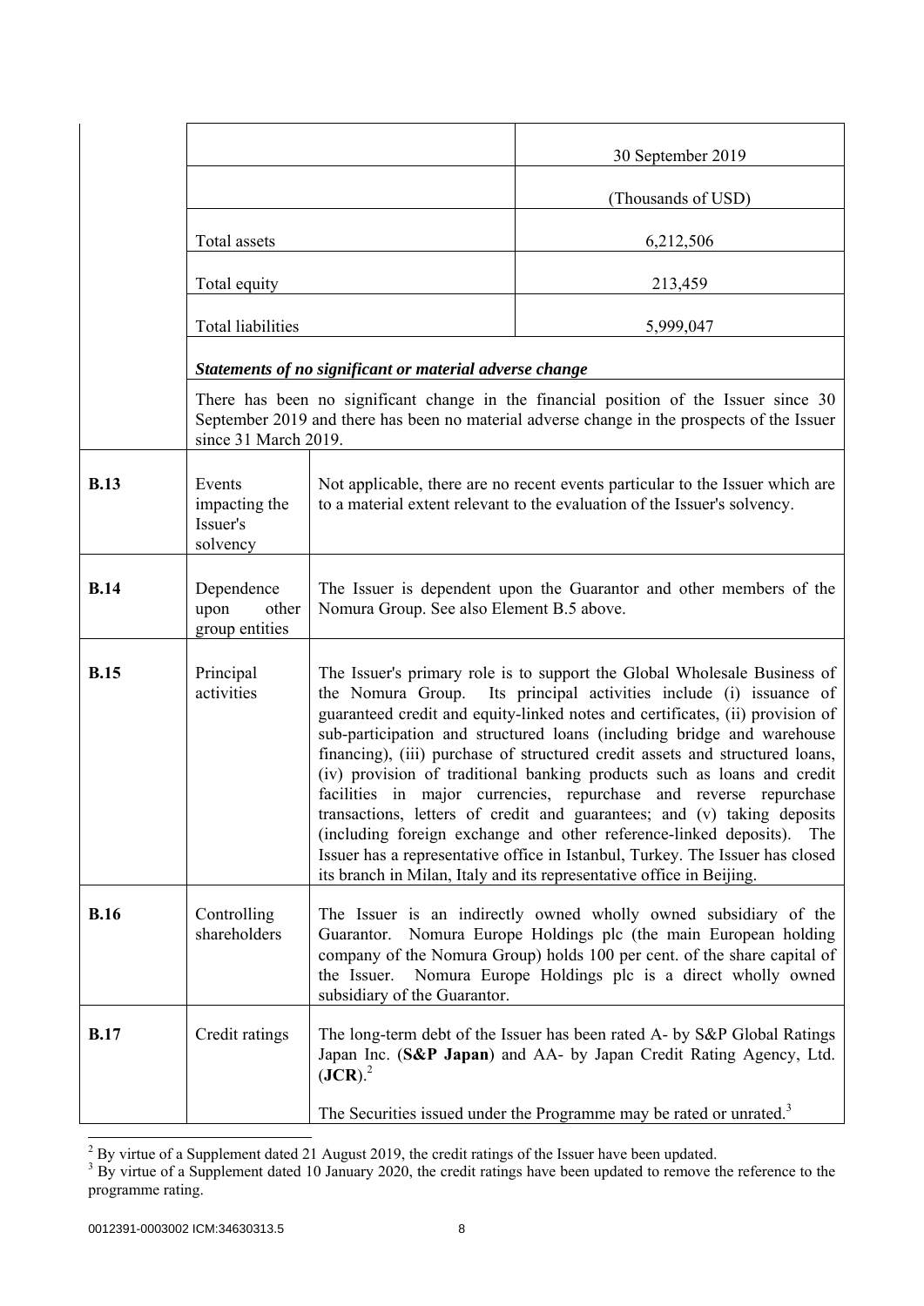| | | 30 September 2019 |
|---|---|---|
| | | (Thousands of USD) |
| | Total assets | 6,212,506 |
| | Total equity | 213,459 |
| | Total liabilities | 5,999,047 |

***Statements of no significant or material adverse change***

There has been no significant change in the financial position of the Issuer since 30 September 2019 and there has been no material adverse change in the prospects of the Issuer since 31 March 2019.

| | | |
|---|---|---|
| **B.13** | Events impacting the Issuer's solvency | Not applicable, there are no recent events particular to the Issuer which are to a material extent relevant to the evaluation of the Issuer's solvency. |
| **B.14** | Dependence upon other group entities | The Issuer is dependent upon the Guarantor and other members of the Nomura Group. See also Element B.5 above. |
| **B.15** | Principal activities | The Issuer's primary role is to support the Global Wholesale Business of the Nomura Group. Its principal activities include (i) issuance of guaranteed credit and equity-linked notes and certificates, (ii) provision of sub-participation and structured loans (including bridge and warehouse financing), (iii) purchase of structured credit assets and structured loans, (iv) provision of traditional banking products such as loans and credit facilities in major currencies, repurchase and reverse repurchase transactions, letters of credit and guarantees; and (v) taking deposits (including foreign exchange and other reference-linked deposits). The Issuer has a representative office in Istanbul, Turkey. The Issuer has closed its branch in Milan, Italy and its representative office in Beijing. |
| **B.16** | Controlling shareholders | The Issuer is an indirectly owned wholly owned subsidiary of the Guarantor. Nomura Europe Holdings plc (the main European holding company of the Nomura Group) holds 100 per cent. of the share capital of the Issuer. Nomura Europe Holdings plc is a direct wholly owned subsidiary of the Guarantor. |
| **B.17** | Credit ratings | The long-term debt of the Issuer has been rated A- by S&P Global Ratings Japan Inc. (**S&P Japan**) and AA- by Japan Credit Rating Agency, Ltd. (**JCR**).[2]<br><br>The Securities issued under the Programme may be rated or unrated.[3] |

[2] By virtue of a Supplement dated 21 August 2019, the credit ratings of the Issuer have been updated.

[3] By virtue of a Supplement dated 10 January 2020, the credit ratings have been updated to remove the reference to the programme rating.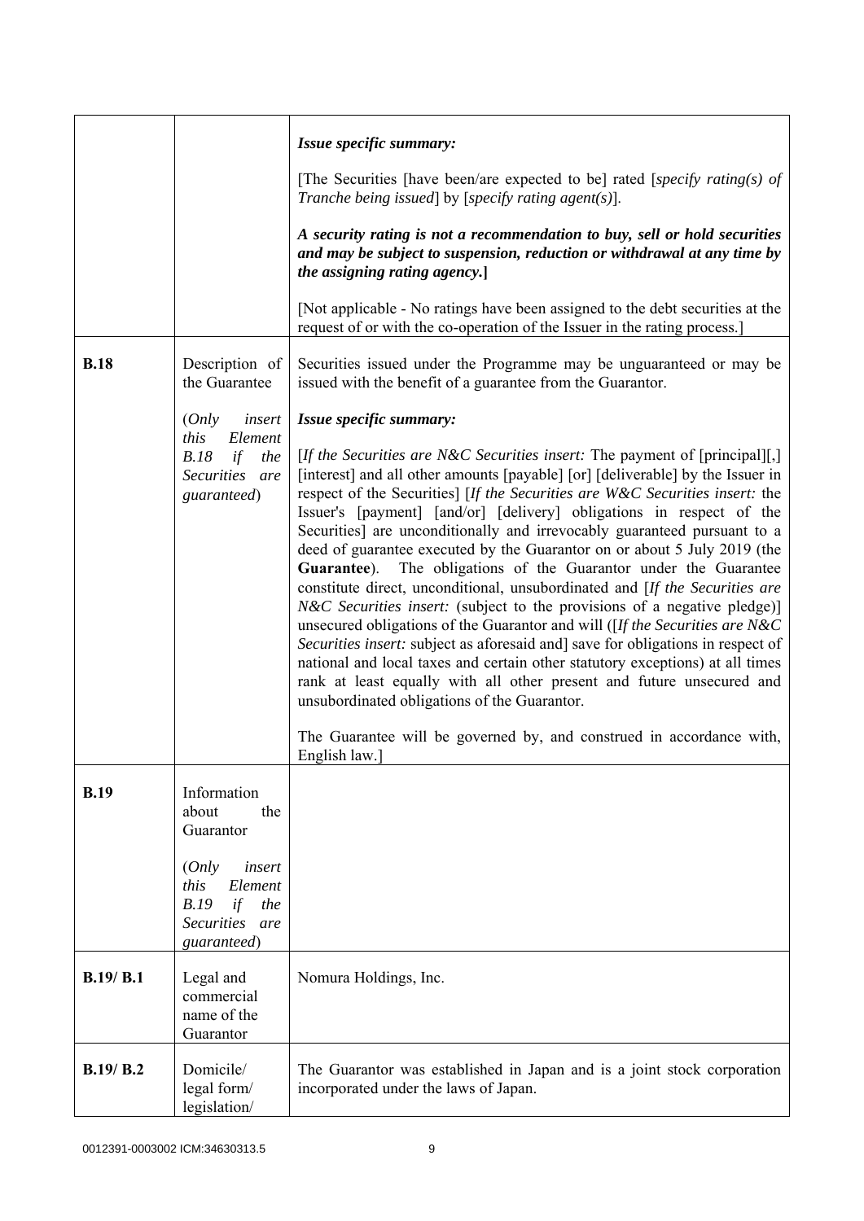| | | |
|---|---|---|
| | | ***Issue specific summary:***<br><br>[The Securities [have been/are expected to be] rated [*specify rating(s) of Tranche being issued*] by [*specify rating agent(s)*].<br><br>***A security rating is not a recommendation to buy, sell or hold securities and may be subject to suspension, reduction or withdrawal at any time by the assigning rating agency.*]**<br><br>[Not applicable - No ratings have been assigned to the debt securities at the request of or with the co-operation of the Issuer in the rating process.] |
| **B.18** | Description of the Guarantee<br><br>(*Only insert this Element B.18 if the Securities are guaranteed*) | Securities issued under the Programme may be unguaranteed or may be issued with the benefit of a guarantee from the Guarantor.<br><br>***Issue specific summary:***<br><br>[*If the Securities are N&C Securities insert:* The payment of [principal][,] [interest] and all other amounts [payable] [or] [deliverable] by the Issuer in respect of the Securities] [*If the Securities are W&C Securities insert:* the Issuer's [payment] [and/or] [delivery] obligations in respect of the Securities] are unconditionally and irrevocably guaranteed pursuant to a deed of guarantee executed by the Guarantor on or about 5 July 2019 (the **Guarantee**). The obligations of the Guarantor under the Guarantee constitute direct, unconditional, unsubordinated and [*If the Securities are N&C Securities insert:* (subject to the provisions of a negative pledge)] unsecured obligations of the Guarantor and will ([*If the Securities are N&C Securities insert:* subject as aforesaid and] save for obligations in respect of national and local taxes and certain other statutory exceptions) at all times rank at least equally with all other present and future unsecured and unsubordinated obligations of the Guarantor.<br><br>The Guarantee will be governed by, and construed in accordance with, English law.] |
| **B.19** | Information about the Guarantor<br><br>(*Only insert this Element B.19 if the Securities are guaranteed*) | |
| **B.19/ B.1** | Legal and commercial name of the Guarantor | Nomura Holdings, Inc. |
| **B.19/ B.2** | Domicile/ legal form/ legislation/ | The Guarantor was established in Japan and is a joint stock corporation incorporated under the laws of Japan. |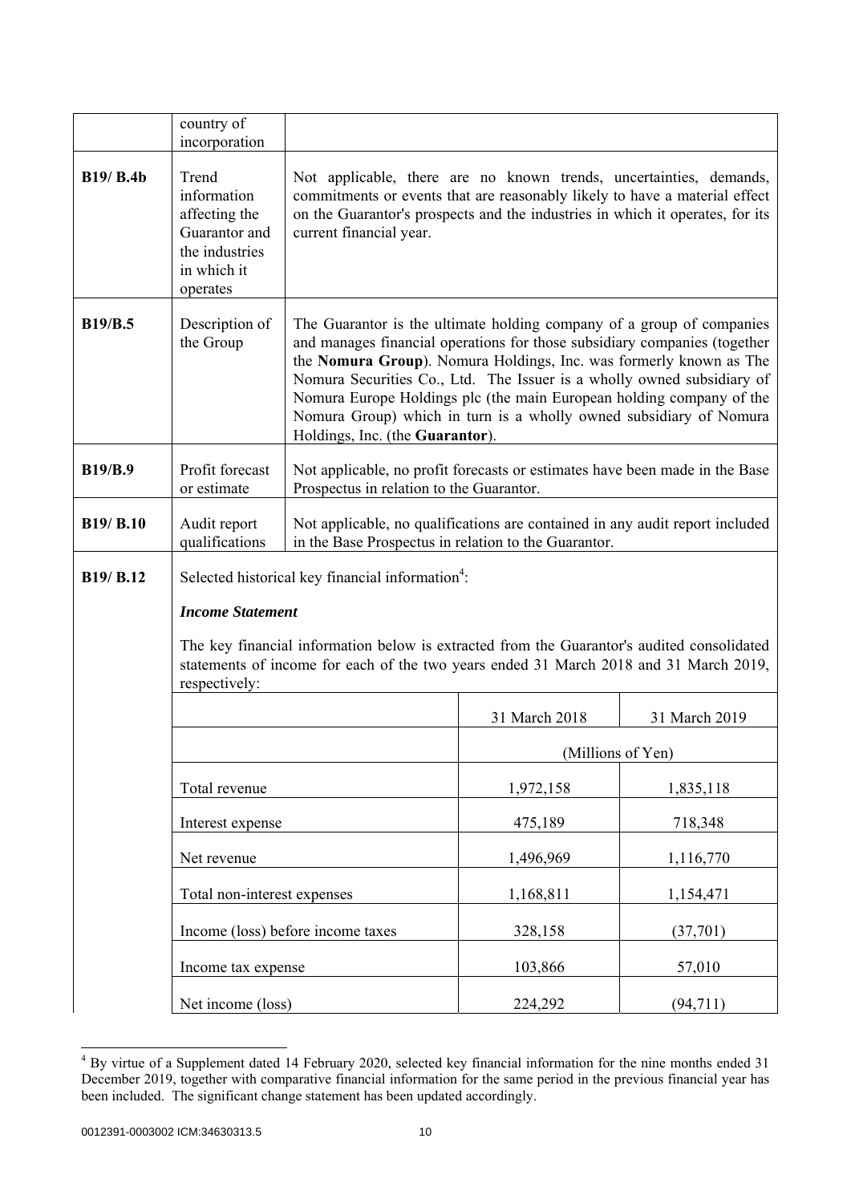| | | |
|---|---|---|
| | country of incorporation | |
| **B19/ B.4b** | Trend information affecting the Guarantor and the industries in which it operates | Not applicable, there are no known trends, uncertainties, demands, commitments or events that are reasonably likely to have a material effect on the Guarantor's prospects and the industries in which it operates, for its current financial year. |
| **B19/B.5** | Description of the Group | The Guarantor is the ultimate holding company of a group of companies and manages financial operations for those subsidiary companies (together the **Nomura Group**). Nomura Holdings, Inc. was formerly known as The Nomura Securities Co., Ltd. The Issuer is a wholly owned subsidiary of Nomura Europe Holdings plc (the main European holding company of the Nomura Group) which in turn is a wholly owned subsidiary of Nomura Holdings, Inc. (the **Guarantor**). |
| **B19/B.9** | Profit forecast or estimate | Not applicable, no profit forecasts or estimates have been made in the Base Prospectus in relation to the Guarantor. |
| **B19/ B.10** | Audit report qualifications | Not applicable, no qualifications are contained in any audit report included in the Base Prospectus in relation to the Guarantor. |

**B19/ B.12** Selected historical key financial information[4]:

***Income Statement***

The key financial information below is extracted from the Guarantor's audited consolidated statements of income for each of the two years ended 31 March 2018 and 31 March 2019, respectively:

| | 31 March 2018 | 31 March 2019 |
|---|---|---|
| | (Millions of Yen) | |
| Total revenue | 1,972,158 | 1,835,118 |
| Interest expense | 475,189 | 718,348 |
| Net revenue | 1,496,969 | 1,116,770 |
| Total non-interest expenses | 1,168,811 | 1,154,471 |
| Income (loss) before income taxes | 328,158 | (37,701) |
| Income tax expense | 103,866 | 57,010 |
| Net income (loss) | 224,292 | (94,711) |

[4] By virtue of a Supplement dated 14 February 2020, selected key financial information for the nine months ended 31 December 2019, together with comparative financial information for the same period in the previous financial year has been included. The significant change statement has been updated accordingly.

0012391-0003002 ICM:34630313.5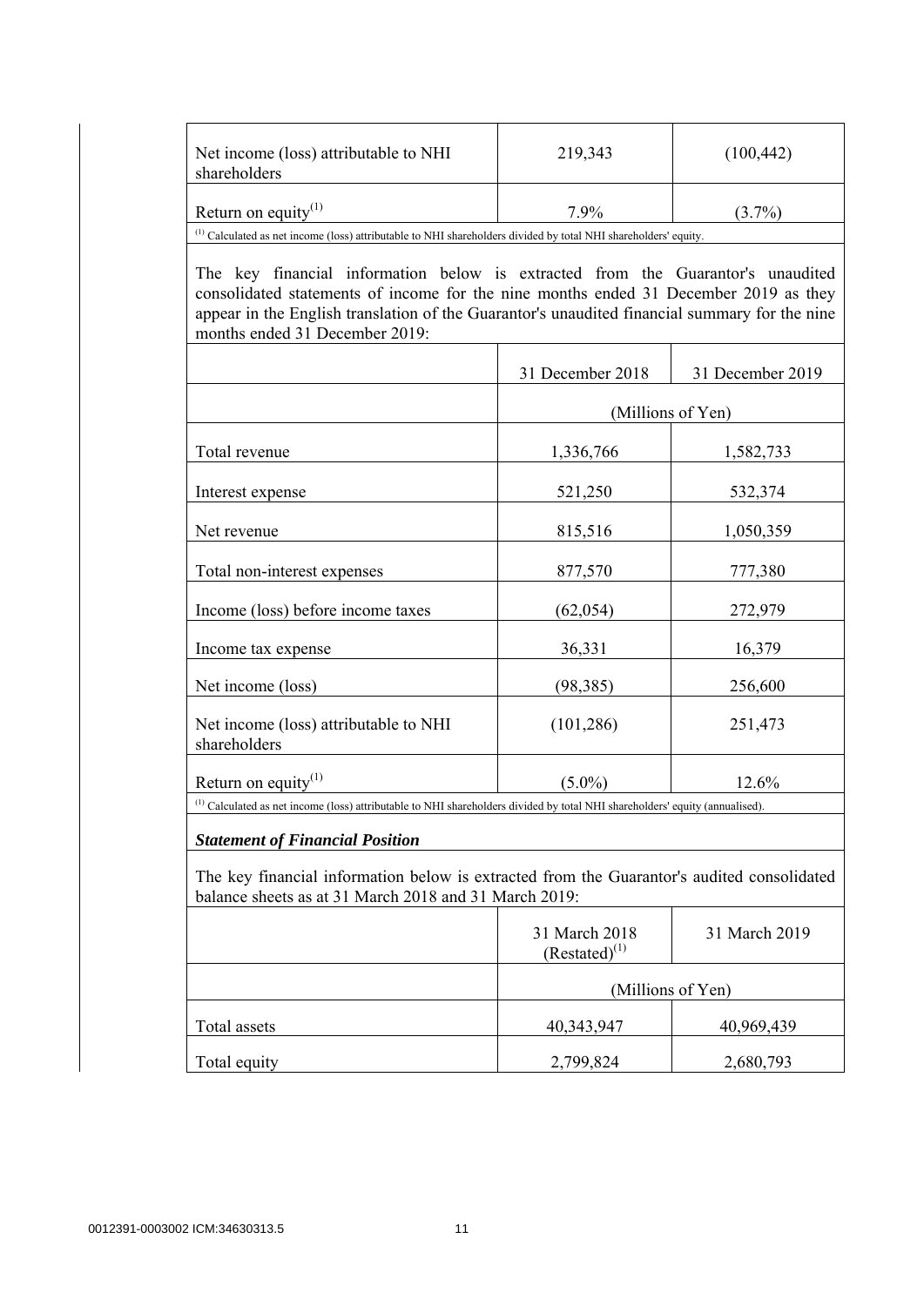| | | |
|---|---|---|
| Net income (loss) attributable to NHI shareholders | 219,343 | (100,442) |
| Return on equity[(1)] | 7.9% | (3.7%) |

[(1)] Calculated as net income (loss) attributable to NHI shareholders divided by total NHI shareholders' equity.

The key financial information below is extracted from the Guarantor's unaudited consolidated statements of income for the nine months ended 31 December 2019 as they appear in the English translation of the Guarantor's unaudited financial summary for the nine months ended 31 December 2019:

| | 31 December 2018 | 31 December 2019 |
|---|---|---|
| | (Millions of Yen) | |
| Total revenue | 1,336,766 | 1,582,733 |
| Interest expense | 521,250 | 532,374 |
| Net revenue | 815,516 | 1,050,359 |
| Total non-interest expenses | 877,570 | 777,380 |
| Income (loss) before income taxes | (62,054) | 272,979 |
| Income tax expense | 36,331 | 16,379 |
| Net income (loss) | (98,385) | 256,600 |
| Net income (loss) attributable to NHI shareholders | (101,286) | 251,473 |
| Return on equity[(1)] | (5.0%) | 12.6% |

[(1)] Calculated as net income (loss) attributable to NHI shareholders divided by total NHI shareholders' equity (annualised).

***Statement of Financial Position***

The key financial information below is extracted from the Guarantor's audited consolidated balance sheets as at 31 March 2018 and 31 March 2019:

| | 31 March 2018 (Restated)[(1)] | 31 March 2019 |
|---|---|---|
| | (Millions of Yen) | |
| Total assets | 40,343,947 | 40,969,439 |
| Total equity | 2,799,824 | 2,680,793 |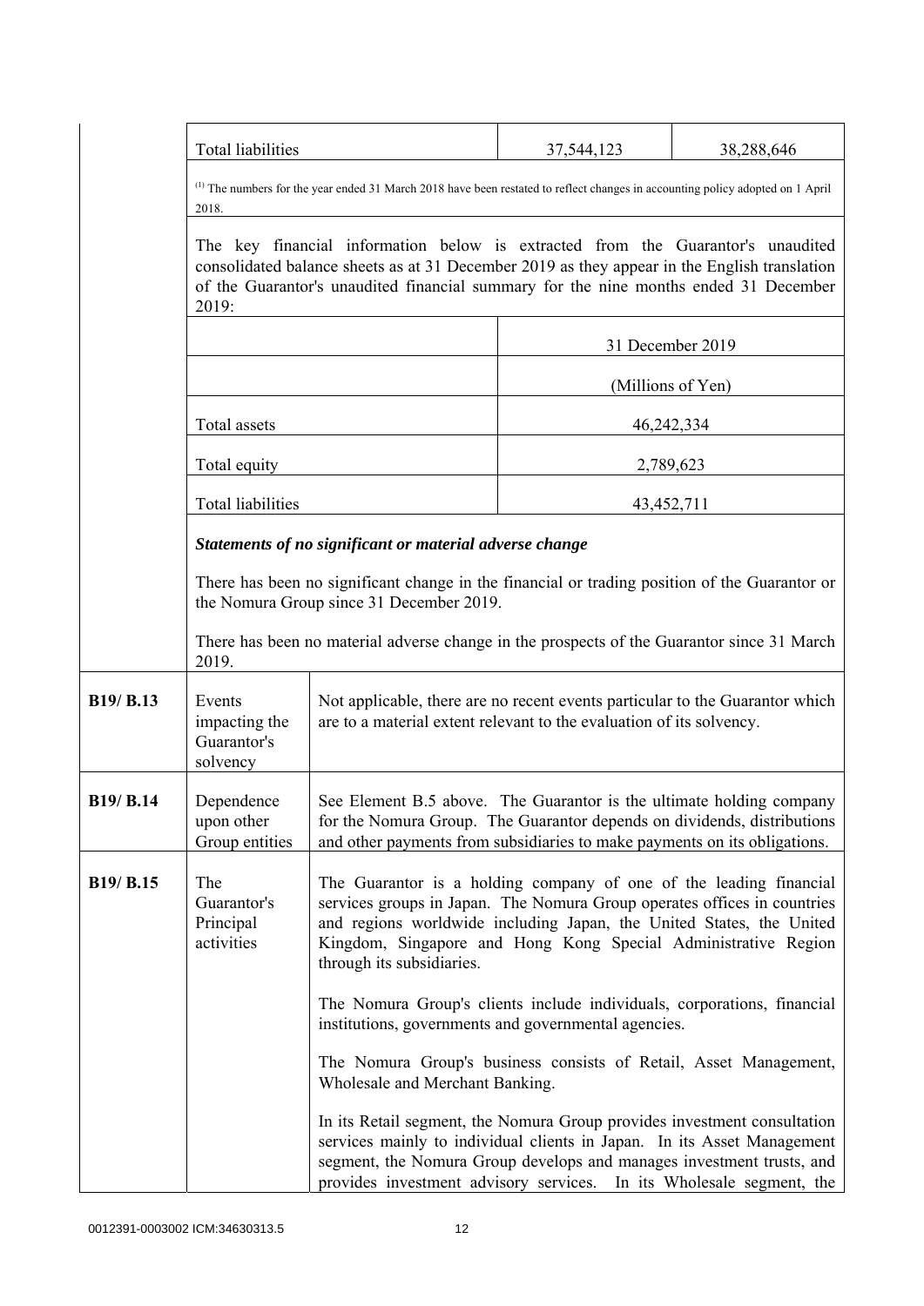| Total liabilities | 37,544,123 | 38,288,646 |
|---|---|---|

[(1)] The numbers for the year ended 31 March 2018 have been restated to reflect changes in accounting policy adopted on 1 April 2018.

The key financial information below is extracted from the Guarantor's unaudited consolidated balance sheets as at 31 December 2019 as they appear in the English translation of the Guarantor's unaudited financial summary for the nine months ended 31 December 2019:

| | 31 December 2019 |
|---|---|
| | (Millions of Yen) |
| Total assets | 46,242,334 |
| Total equity | 2,789,623 |
| Total liabilities | 43,452,711 |

***Statements of no significant or material adverse change***

There has been no significant change in the financial or trading position of the Guarantor or the Nomura Group since 31 December 2019.

There has been no material adverse change in the prospects of the Guarantor since 31 March 2019.

| | | |
|---|---|---|
| **B19/ B.13** | Events impacting the Guarantor's solvency | Not applicable, there are no recent events particular to the Guarantor which are to a material extent relevant to the evaluation of its solvency. |
| **B19/ B.14** | Dependence upon other Group entities | See Element B.5 above. The Guarantor is the ultimate holding company for the Nomura Group. The Guarantor depends on dividends, distributions and other payments from subsidiaries to make payments on its obligations. |
| **B19/ B.15** | The Guarantor's Principal activities | The Guarantor is a holding company of one of the leading financial services groups in Japan. The Nomura Group operates offices in countries and regions worldwide including Japan, the United States, the United Kingdom, Singapore and Hong Kong Special Administrative Region through its subsidiaries.<br><br>The Nomura Group's clients include individuals, corporations, financial institutions, governments and governmental agencies.<br><br>The Nomura Group's business consists of Retail, Asset Management, Wholesale and Merchant Banking.<br><br>In its Retail segment, the Nomura Group provides investment consultation services mainly to individual clients in Japan. In its Asset Management segment, the Nomura Group develops and manages investment trusts, and provides investment advisory services. In its Wholesale segment, the |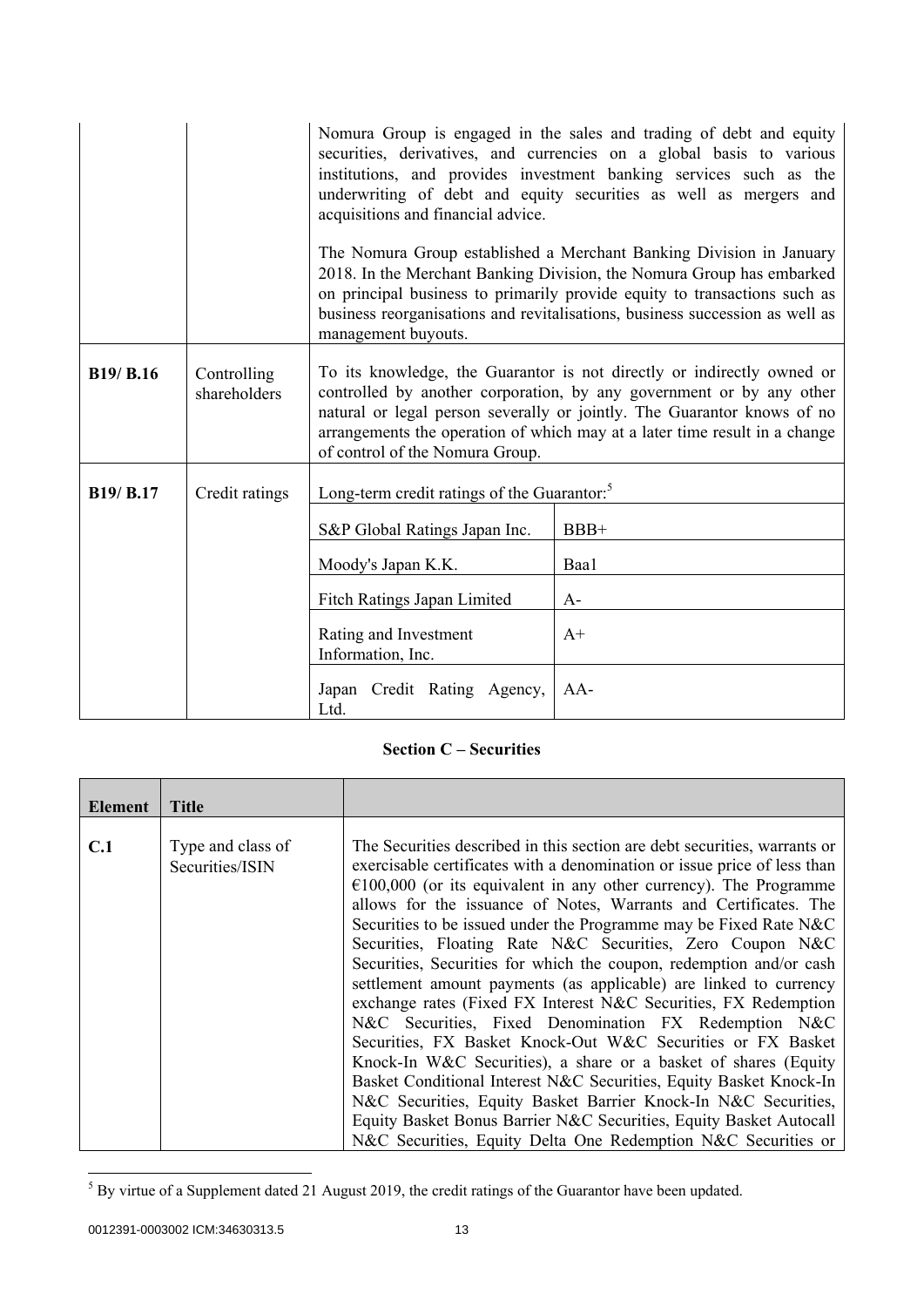| | | |
|---|---|---|
| | | Nomura Group is engaged in the sales and trading of debt and equity securities, derivatives, and currencies on a global basis to various institutions, and provides investment banking services such as the underwriting of debt and equity securities as well as mergers and acquisitions and financial advice.<br><br>The Nomura Group established a Merchant Banking Division in January 2018. In the Merchant Banking Division, the Nomura Group has embarked on principal business to primarily provide equity to transactions such as business reorganisations and revitalisations, business succession as well as management buyouts. |
| **B19/ B.16** | Controlling shareholders | To its knowledge, the Guarantor is not directly or indirectly owned or controlled by another corporation, by any government or by any other natural or legal person severally or jointly. The Guarantor knows of no arrangements the operation of which may at a later time result in a change of control of the Nomura Group. |
| **B19/ B.17** | Credit ratings | Long-term credit ratings of the Guarantor:[5]<br><br>S&P Global Ratings Japan Inc.: BBB+<br>Moody's Japan K.K.: Baa1<br>Fitch Ratings Japan Limited: A-<br>Rating and Investment Information, Inc.: A+<br>Japan Credit Rating Agency, Ltd.: AA- |

## Section C – Securities

| Element | Title | |
|---|---|---|
| **C.1** | Type and class of Securities/ISIN | The Securities described in this section are debt securities, warrants or exercisable certificates with a denomination or issue price of less than €100,000 (or its equivalent in any other currency). The Programme allows for the issuance of Notes, Warrants and Certificates. The Securities to be issued under the Programme may be Fixed Rate N&C Securities, Floating Rate N&C Securities, Zero Coupon N&C Securities, Securities for which the coupon, redemption and/or cash settlement amount payments (as applicable) are linked to currency exchange rates (Fixed FX Interest N&C Securities, FX Redemption N&C Securities, Fixed Denomination FX Redemption N&C Securities, FX Basket Knock-Out W&C Securities or FX Basket Knock-In W&C Securities), a share or a basket of shares (Equity Basket Conditional Interest N&C Securities, Equity Basket Knock-In N&C Securities, Equity Basket Barrier Knock-In N&C Securities, Equity Basket Bonus Barrier N&C Securities, Equity Basket Autocall N&C Securities, Equity Delta One Redemption N&C Securities or |

[5] By virtue of a Supplement dated 21 August 2019, the credit ratings of the Guarantor have been updated.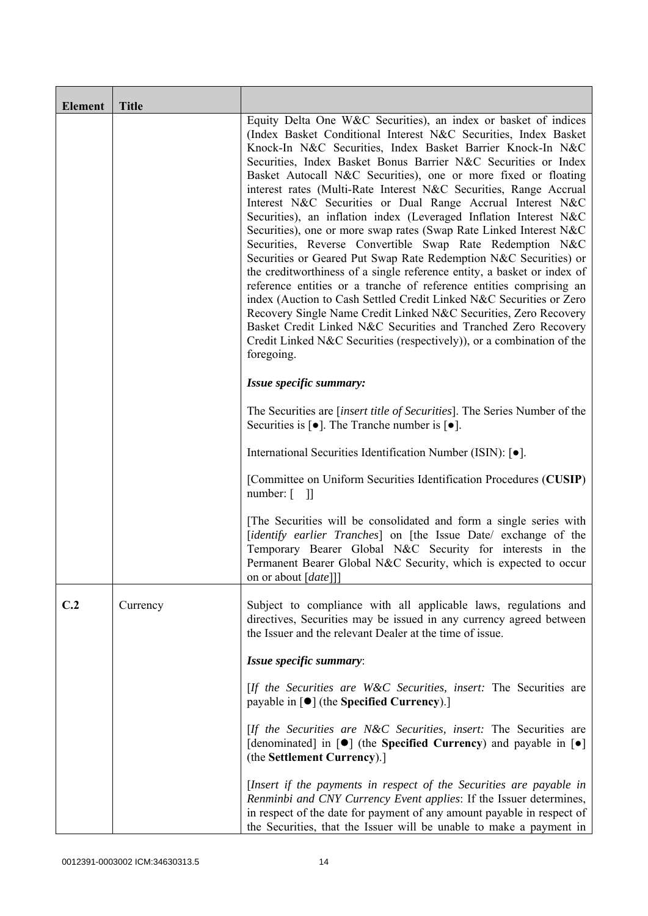| Element | Title | |
|---|---|---|
| | | Equity Delta One W&C Securities), an index or basket of indices (Index Basket Conditional Interest N&C Securities, Index Basket Knock-In N&C Securities, Index Basket Barrier Knock-In N&C Securities, Index Basket Bonus Barrier N&C Securities or Index Basket Autocall N&C Securities), one or more fixed or floating interest rates (Multi-Rate Interest N&C Securities, Range Accrual Interest N&C Securities or Dual Range Accrual Interest N&C Securities), an inflation index (Leveraged Inflation Interest N&C Securities), one or more swap rates (Swap Rate Linked Interest N&C Securities, Reverse Convertible Swap Rate Redemption N&C Securities or Geared Put Swap Rate Redemption N&C Securities) or the creditworthiness of a single reference entity, a basket or index of reference entities or a tranche of reference entities comprising an index (Auction to Cash Settled Credit Linked N&C Securities or Zero Recovery Single Name Credit Linked N&C Securities, Zero Recovery Basket Credit Linked N&C Securities and Tranched Zero Recovery Credit Linked N&C Securities (respectively)), or a combination of the foregoing.<br><br>***Issue specific summary:***<br><br>The Securities are [*insert title of Securities*]. The Series Number of the Securities is [●]. The Tranche number is [●].<br><br>International Securities Identification Number (ISIN): [●].<br><br>[Committee on Uniform Securities Identification Procedures (**CUSIP**) number: [ ]]<br><br>[The Securities will be consolidated and form a single series with [*identify earlier Tranches*] on [the Issue Date/ exchange of the Temporary Bearer Global N&C Security for interests in the Permanent Bearer Global N&C Security, which is expected to occur on or about [*date*]]] |
| **C.2** | Currency | Subject to compliance with all applicable laws, regulations and directives, Securities may be issued in any currency agreed between the Issuer and the relevant Dealer at the time of issue.<br><br>***Issue specific summary***:<br><br>[*If the Securities are W&C Securities, insert:* The Securities are payable in [●] (the **Specified Currency**).]<br><br>[*If the Securities are N&C Securities, insert:* The Securities are [denominated] in [●] (the **Specified Currency**) and payable in [●] (the **Settlement Currency**).]<br><br>[*Insert if the payments in respect of the Securities are payable in Renminbi and CNY Currency Event applies*: If the Issuer determines, in respect of the date for payment of any amount payable in respect of the Securities, that the Issuer will be unable to make a payment in |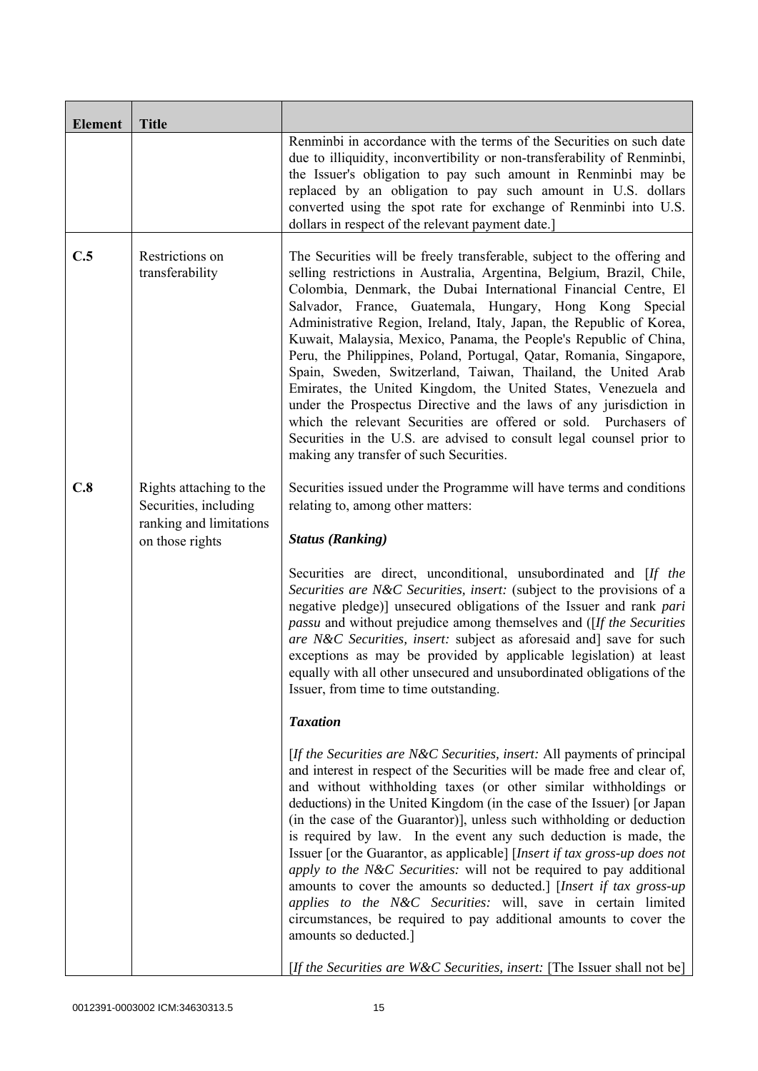| Element | Title | |
|---|---|---|
| | | Renminbi in accordance with the terms of the Securities on such date due to illiquidity, inconvertibility or non-transferability of Renminbi, the Issuer's obligation to pay such amount in Renminbi may be replaced by an obligation to pay such amount in U.S. dollars converted using the spot rate for exchange of Renminbi into U.S. dollars in respect of the relevant payment date.] |
| **C.5** | Restrictions on transferability | The Securities will be freely transferable, subject to the offering and selling restrictions in Australia, Argentina, Belgium, Brazil, Chile, Colombia, Denmark, the Dubai International Financial Centre, El Salvador, France, Guatemala, Hungary, Hong Kong Special Administrative Region, Ireland, Italy, Japan, the Republic of Korea, Kuwait, Malaysia, Mexico, Panama, the People's Republic of China, Peru, the Philippines, Poland, Portugal, Qatar, Romania, Singapore, Spain, Sweden, Switzerland, Taiwan, Thailand, the United Arab Emirates, the United Kingdom, the United States, Venezuela and under the Prospectus Directive and the laws of any jurisdiction in which the relevant Securities are offered or sold. Purchasers of Securities in the U.S. are advised to consult legal counsel prior to making any transfer of such Securities. |
| **C.8** | Rights attaching to the Securities, including ranking and limitations on those rights | Securities issued under the Programme will have terms and conditions relating to, among other matters:<br><br>***Status (Ranking)***<br><br>Securities are direct, unconditional, unsubordinated and [*If the Securities are N&C Securities, insert:* (subject to the provisions of a negative pledge)] unsecured obligations of the Issuer and rank *pari passu* and without prejudice among themselves and ([*If the Securities are N&C Securities, insert:* subject as aforesaid and] save for such exceptions as may be provided by applicable legislation) at least equally with all other unsecured and unsubordinated obligations of the Issuer, from time to time outstanding.<br><br>***Taxation***<br><br>[*If the Securities are N&C Securities, insert:* All payments of principal and interest in respect of the Securities will be made free and clear of, and without withholding taxes (or other similar withholdings or deductions) in the United Kingdom (in the case of the Issuer) [or Japan (in the case of the Guarantor)], unless such withholding or deduction is required by law. In the event any such deduction is made, the Issuer [or the Guarantor, as applicable] [*Insert if tax gross-up does not apply to the N&C Securities:* will not be required to pay additional amounts to cover the amounts so deducted.] [*Insert if tax gross-up applies to the N&C Securities:* will, save in certain limited circumstances, be required to pay additional amounts to cover the amounts so deducted.]<br><br>[*If the Securities are W&C Securities, insert:* [The Issuer shall not be] |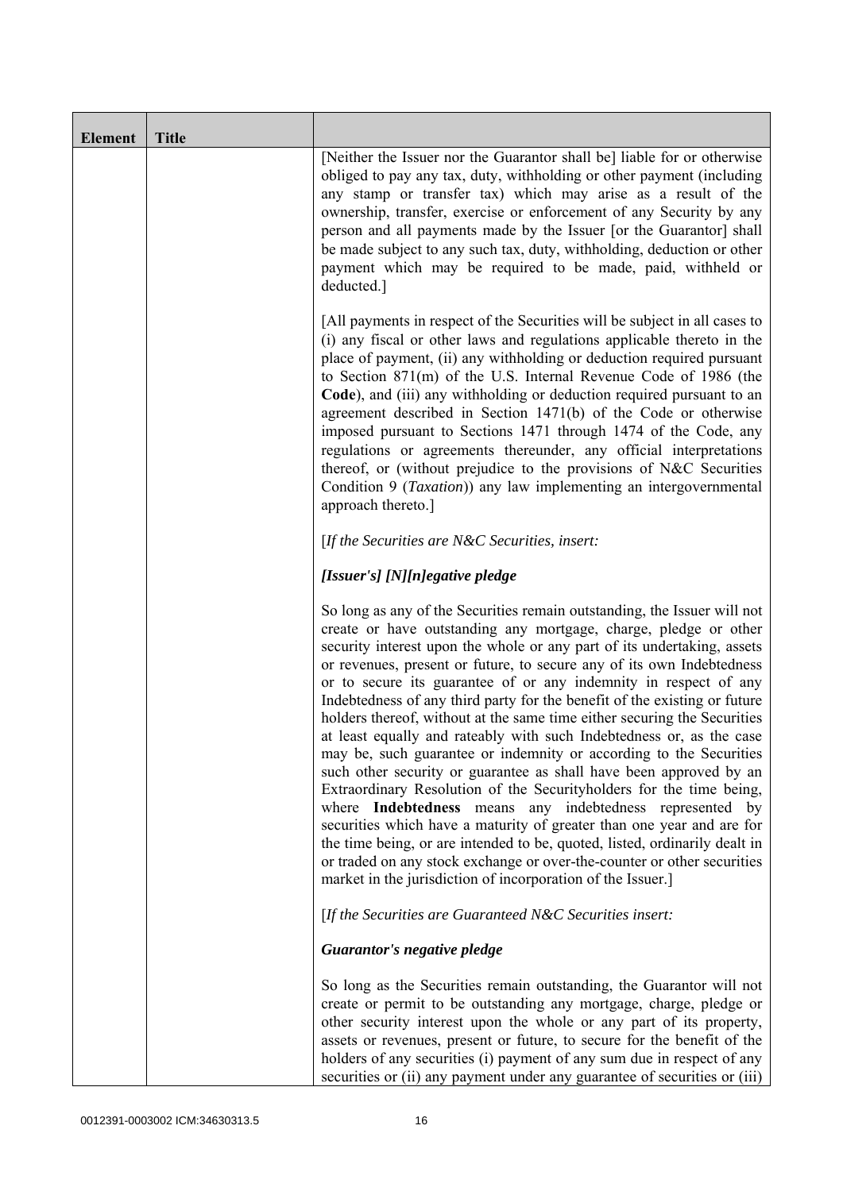| Element | Title | |
|---|---|---|
| | | [Neither the Issuer nor the Guarantor shall be] liable for or otherwise obliged to pay any tax, duty, withholding or other payment (including any stamp or transfer tax) which may arise as a result of the ownership, transfer, exercise or enforcement of any Security by any person and all payments made by the Issuer [or the Guarantor] shall be made subject to any such tax, duty, withholding, deduction or other payment which may be required to be made, paid, withheld or deducted.]<br><br>[All payments in respect of the Securities will be subject in all cases to (i) any fiscal or other laws and regulations applicable thereto in the place of payment, (ii) any withholding or deduction required pursuant to Section 871(m) of the U.S. Internal Revenue Code of 1986 (the **Code**), and (iii) any withholding or deduction required pursuant to an agreement described in Section 1471(b) of the Code or otherwise imposed pursuant to Sections 1471 through 1474 of the Code, any regulations or agreements thereunder, any official interpretations thereof, or (without prejudice to the provisions of N&C Securities Condition 9 (*Taxation*)) any law implementing an intergovernmental approach thereto.]<br><br>[*If the Securities are N&C Securities, insert:*<br><br>***[Issuer's] [N][n]egative pledge***<br><br>So long as any of the Securities remain outstanding, the Issuer will not create or have outstanding any mortgage, charge, pledge or other security interest upon the whole or any part of its undertaking, assets or revenues, present or future, to secure any of its own Indebtedness or to secure its guarantee of or any indemnity in respect of any Indebtedness of any third party for the benefit of the existing or future holders thereof, without at the same time either securing the Securities at least equally and rateably with such Indebtedness or, as the case may be, such guarantee or indemnity or according to the Securities such other security or guarantee as shall have been approved by an Extraordinary Resolution of the Securityholders for the time being, where **Indebtedness** means any indebtedness represented by securities which have a maturity of greater than one year and are for the time being, or are intended to be, quoted, listed, ordinarily dealt in or traded on any stock exchange or over-the-counter or other securities market in the jurisdiction of incorporation of the Issuer.]<br><br>[*If the Securities are Guaranteed N&C Securities insert:*<br><br>***Guarantor's negative pledge***<br><br>So long as the Securities remain outstanding, the Guarantor will not create or permit to be outstanding any mortgage, charge, pledge or other security interest upon the whole or any part of its property, assets or revenues, present or future, to secure for the benefit of the holders of any securities (i) payment of any sum due in respect of any securities or (ii) any payment under any guarantee of securities or (iii) |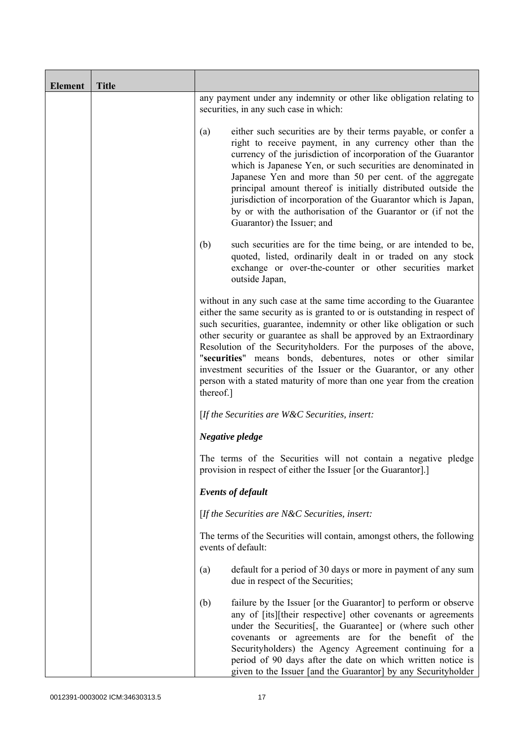| Element | Title | |
|---|---|---|
| | | any payment under any indemnity or other like obligation relating to securities, in any such case in which:<br><br>(a) either such securities are by their terms payable, or confer a right to receive payment, in any currency other than the currency of the jurisdiction of incorporation of the Guarantor which is Japanese Yen, or such securities are denominated in Japanese Yen and more than 50 per cent. of the aggregate principal amount thereof is initially distributed outside the jurisdiction of incorporation of the Guarantor which is Japan, by or with the authorisation of the Guarantor or (if not the Guarantor) the Issuer; and<br><br>(b) such securities are for the time being, or are intended to be, quoted, listed, ordinarily dealt in or traded on any stock exchange or over-the-counter or other securities market outside Japan,<br><br>without in any such case at the same time according to the Guarantee either the same security as is granted to or is outstanding in respect of such securities, guarantee, indemnity or other like obligation or such other security or guarantee as shall be approved by an Extraordinary Resolution of the Securityholders. For the purposes of the above, "**securities**" means bonds, debentures, notes or other similar investment securities of the Issuer or the Guarantor, or any other person with a stated maturity of more than one year from the creation thereof.]<br><br>[*If the Securities are W&C Securities, insert:*<br><br>***Negative pledge***<br><br>The terms of the Securities will not contain a negative pledge provision in respect of either the Issuer [or the Guarantor].]<br><br>***Events of default***<br><br>[*If the Securities are N&C Securities, insert:*<br><br>The terms of the Securities will contain, amongst others, the following events of default:<br><br>(a) default for a period of 30 days or more in payment of any sum due in respect of the Securities;<br><br>(b) failure by the Issuer [or the Guarantor] to perform or observe any of [its][their respective] other covenants or agreements under the Securities[, the Guarantee] or (where such other covenants or agreements are for the benefit of the Securityholders) the Agency Agreement continuing for a period of 90 days after the date on which written notice is given to the Issuer [and the Guarantor] by any Securityholder |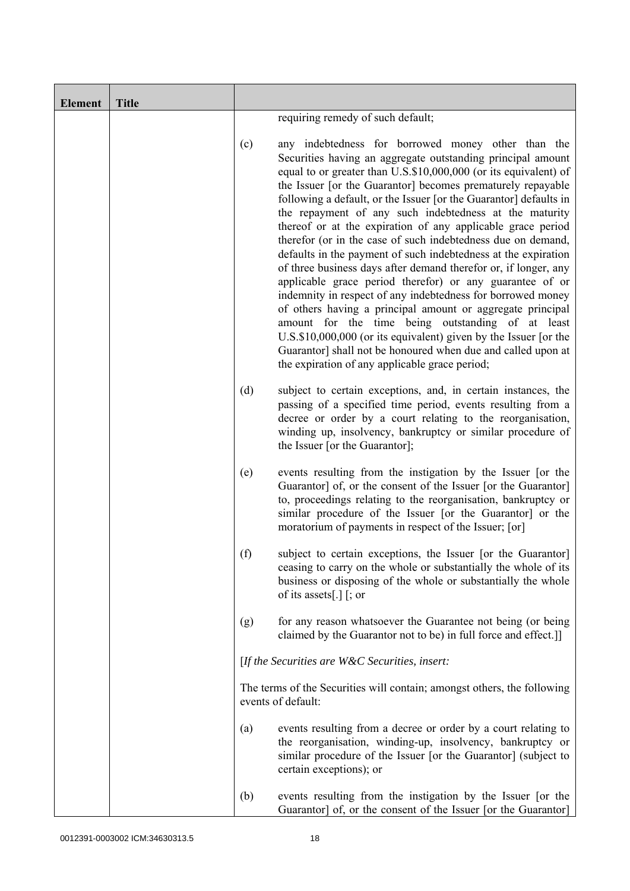| Element | Title | |
|---|---|---|
| | | requiring remedy of such default;<br><br>(c) any indebtedness for borrowed money other than the Securities having an aggregate outstanding principal amount equal to or greater than U.S.$10,000,000 (or its equivalent) of the Issuer [or the Guarantor] becomes prematurely repayable following a default, or the Issuer [or the Guarantor] defaults in the repayment of any such indebtedness at the maturity thereof or at the expiration of any applicable grace period therefor (or in the case of such indebtedness due on demand, defaults in the payment of such indebtedness at the expiration of three business days after demand therefor or, if longer, any applicable grace period therefor) or any guarantee of or indemnity in respect of any indebtedness for borrowed money of others having a principal amount or aggregate principal amount for the time being outstanding of at least U.S.$10,000,000 (or its equivalent) given by the Issuer [or the Guarantor] shall not be honoured when due and called upon at the expiration of any applicable grace period;<br><br>(d) subject to certain exceptions, and, in certain instances, the passing of a specified time period, events resulting from a decree or order by a court relating to the reorganisation, winding up, insolvency, bankruptcy or similar procedure of the Issuer [or the Guarantor];<br><br>(e) events resulting from the instigation by the Issuer [or the Guarantor] of, or the consent of the Issuer [or the Guarantor] to, proceedings relating to the reorganisation, bankruptcy or similar procedure of the Issuer [or the Guarantor] or the moratorium of payments in respect of the Issuer; [or]<br><br>(f) subject to certain exceptions, the Issuer [or the Guarantor] ceasing to carry on the whole or substantially the whole of its business or disposing of the whole or substantially the whole of its assets[.] [; or<br><br>(g) for any reason whatsoever the Guarantee not being (or being claimed by the Guarantor not to be) in full force and effect.]]<br><br>[*If the Securities are W&C Securities, insert:*<br><br>The terms of the Securities will contain; amongst others, the following events of default:<br><br>(a) events resulting from a decree or order by a court relating to the reorganisation, winding-up, insolvency, bankruptcy or similar procedure of the Issuer [or the Guarantor] (subject to certain exceptions); or<br><br>(b) events resulting from the instigation by the Issuer [or the Guarantor] of, or the consent of the Issuer [or the Guarantor] |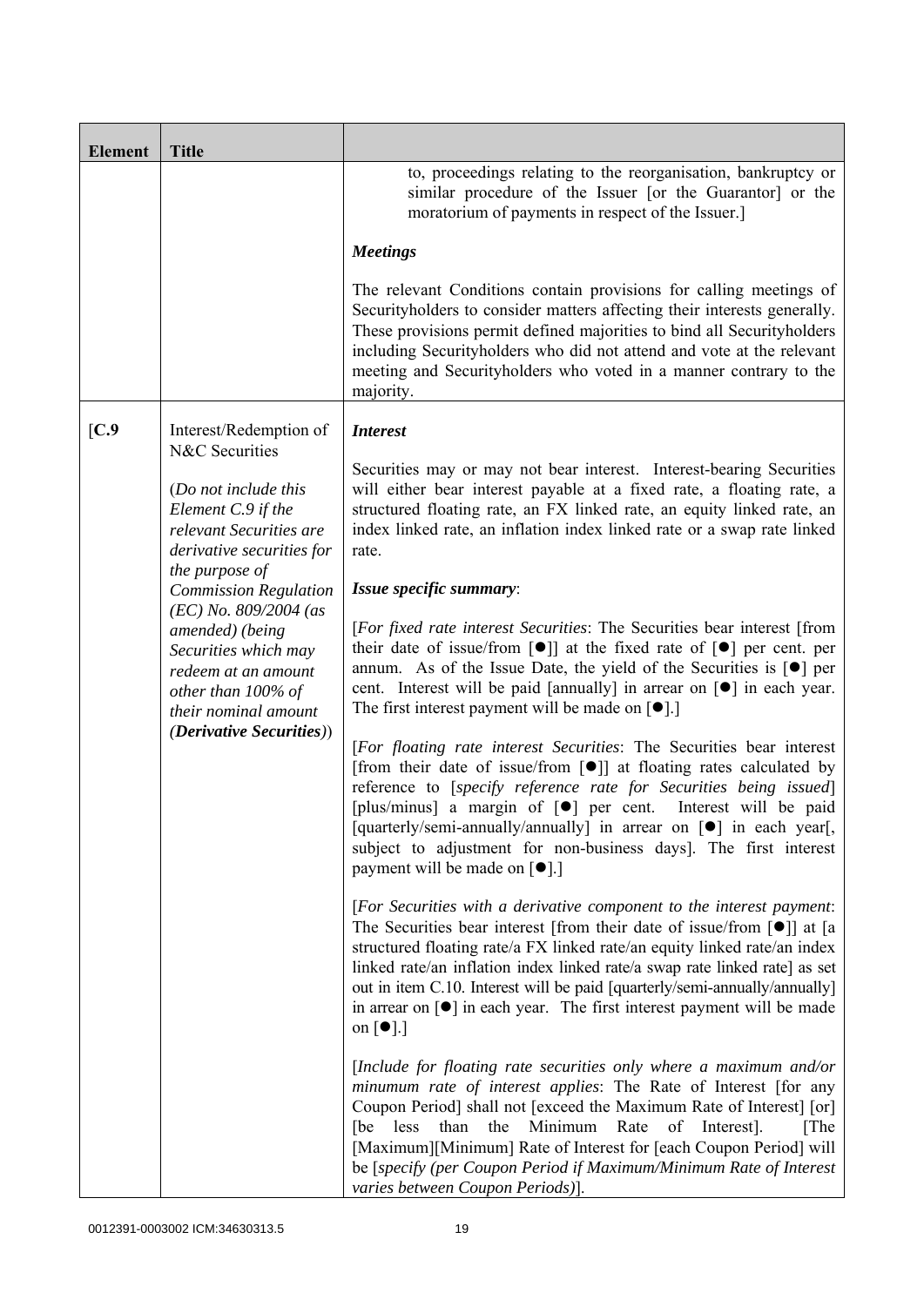| Element | Title | |
|---|---|---|
| | | to, proceedings relating to the reorganisation, bankruptcy or similar procedure of the Issuer [or the Guarantor] or the moratorium of payments in respect of the Issuer.]<br><br>***Meetings***<br><br>The relevant Conditions contain provisions for calling meetings of Securityholders to consider matters affecting their interests generally. These provisions permit defined majorities to bind all Securityholders including Securityholders who did not attend and vote at the relevant meeting and Securityholders who voted in a manner contrary to the majority. |
| [C.9 | Interest/Redemption of N&C Securities<br><br>(*Do not include this Element C.9 if the relevant Securities are derivative securities for the purpose of Commission Regulation (EC) No. 809/2004 (as amended) (being Securities which may redeem at an amount other than 100% of their nominal amount* (***Derivative Securities***)) | ***Interest***<br><br>Securities may or may not bear interest. Interest-bearing Securities will either bear interest payable at a fixed rate, a floating rate, a structured floating rate, an FX linked rate, an equity linked rate, an index linked rate, an inflation index linked rate or a swap rate linked rate.<br><br>***Issue specific summary***:<br><br>[*For fixed rate interest Securities*: The Securities bear interest [from their date of issue/from [●]] at the fixed rate of [●] per cent. per annum. As of the Issue Date, the yield of the Securities is [●] per cent. Interest will be paid [annually] in arrear on [●] in each year. The first interest payment will be made on [●].]<br><br>[*For floating rate interest Securities*: The Securities bear interest [from their date of issue/from [●]] at floating rates calculated by reference to [*specify reference rate for Securities being issued*] [plus/minus] a margin of [●] per cent. Interest will be paid [quarterly/semi-annually/annually] in arrear on [●] in each year[, subject to adjustment for non-business days]. The first interest payment will be made on [●].]<br><br>[*For Securities with a derivative component to the interest payment*: The Securities bear interest [from their date of issue/from [●]] at [a structured floating rate/a FX linked rate/an equity linked rate/an index linked rate/an inflation index linked rate/a swap rate linked rate] as set out in item C.10. Interest will be paid [quarterly/semi-annually/annually] in arrear on [●] in each year. The first interest payment will be made on [●].]<br><br>[*Include for floating rate securities only where a maximum and/or minumum rate of interest applies*: The Rate of Interest [for any Coupon Period] shall not [exceed the Maximum Rate of Interest] [or] [be less than the Minimum Rate of Interest]. [The [Maximum][Minimum] Rate of Interest for [each Coupon Period] will be [*specify (per Coupon Period if Maximum/Minimum Rate of Interest varies between Coupon Periods)*]. |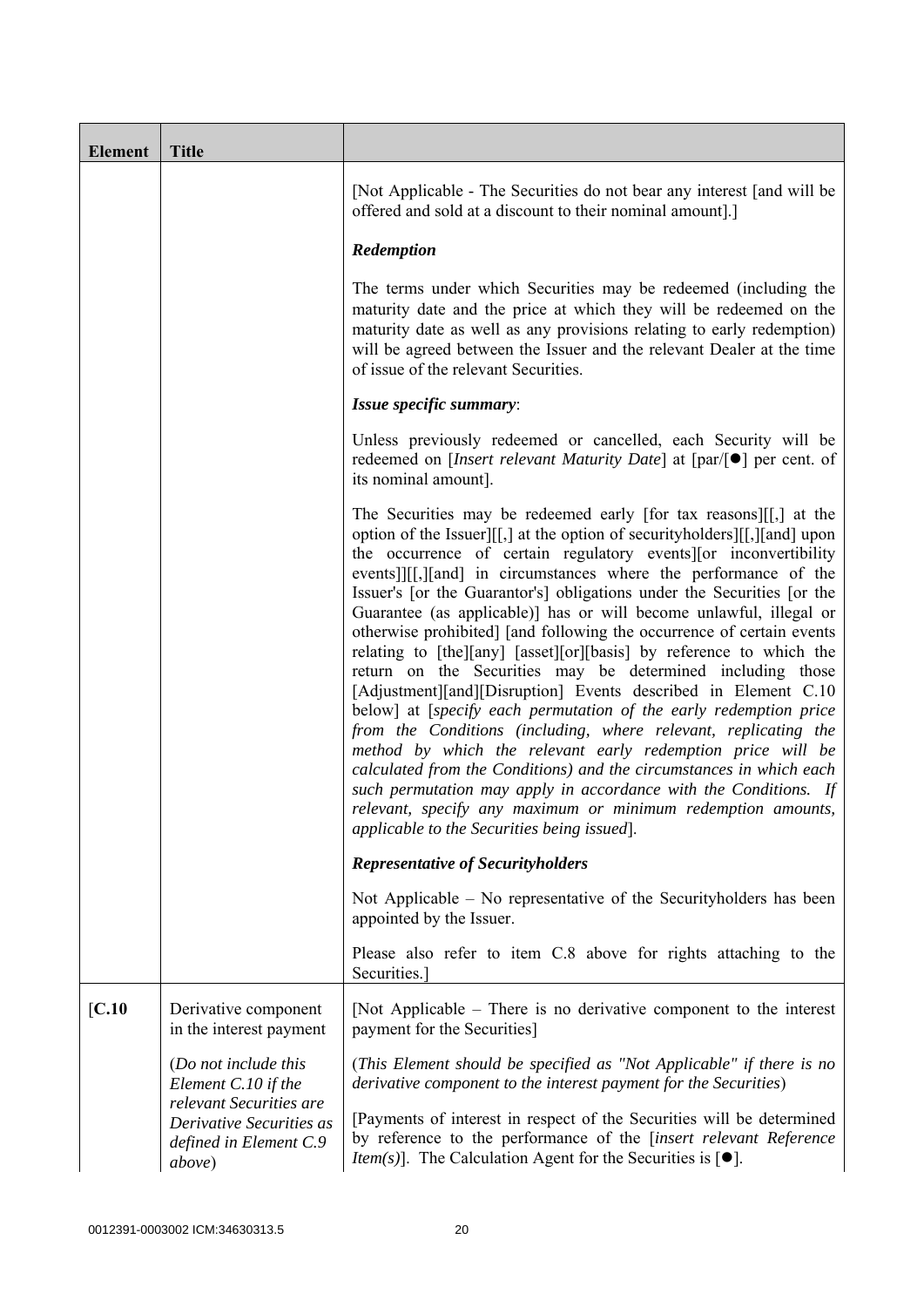| Element | Title | |
|---|---|---|
| | | [Not Applicable - The Securities do not bear any interest [and will be offered and sold at a discount to their nominal amount].]<br><br>***Redemption***<br><br>The terms under which Securities may be redeemed (including the maturity date and the price at which they will be redeemed on the maturity date as well as any provisions relating to early redemption) will be agreed between the Issuer and the relevant Dealer at the time of issue of the relevant Securities.<br><br>***Issue specific summary***:<br><br>Unless previously redeemed or cancelled, each Security will be redeemed on [*Insert relevant Maturity Date*] at [par/[●] per cent. of its nominal amount].<br><br>The Securities may be redeemed early [for tax reasons][[,] at the option of the Issuer][[,] at the option of securityholders][[,][and] upon the occurrence of certain regulatory events][or inconvertibility events]][[,][and] in circumstances where the performance of the Issuer's [or the Guarantor's] obligations under the Securities [or the Guarantee (as applicable)] has or will become unlawful, illegal or otherwise prohibited] [and following the occurrence of certain events relating to [the][any] [asset][or][basis] by reference to which the return on the Securities may be determined including those [Adjustment][and][Disruption] Events described in Element C.10 below] at [*specify each permutation of the early redemption price from the Conditions (including, where relevant, replicating the method by which the relevant early redemption price will be calculated from the Conditions) and the circumstances in which each such permutation may apply in accordance with the Conditions. If relevant, specify any maximum or minimum redemption amounts, applicable to the Securities being issued*].<br><br>***Representative of Securityholders***<br><br>Not Applicable – No representative of the Securityholders has been appointed by the Issuer.<br><br>Please also refer to item C.8 above for rights attaching to the Securities.] |
| [**C.10** | Derivative component in the interest payment<br><br>(*Do not include this Element C.10 if the relevant Securities are Derivative Securities as defined in Element C.9 above*) | [Not Applicable – There is no derivative component to the interest payment for the Securities]<br><br>(*This Element should be specified as "Not Applicable" if there is no derivative component to the interest payment for the Securities*)<br><br>[Payments of interest in respect of the Securities will be determined by reference to the performance of the [*insert relevant Reference Item(s)*]. The Calculation Agent for the Securities is [●]. |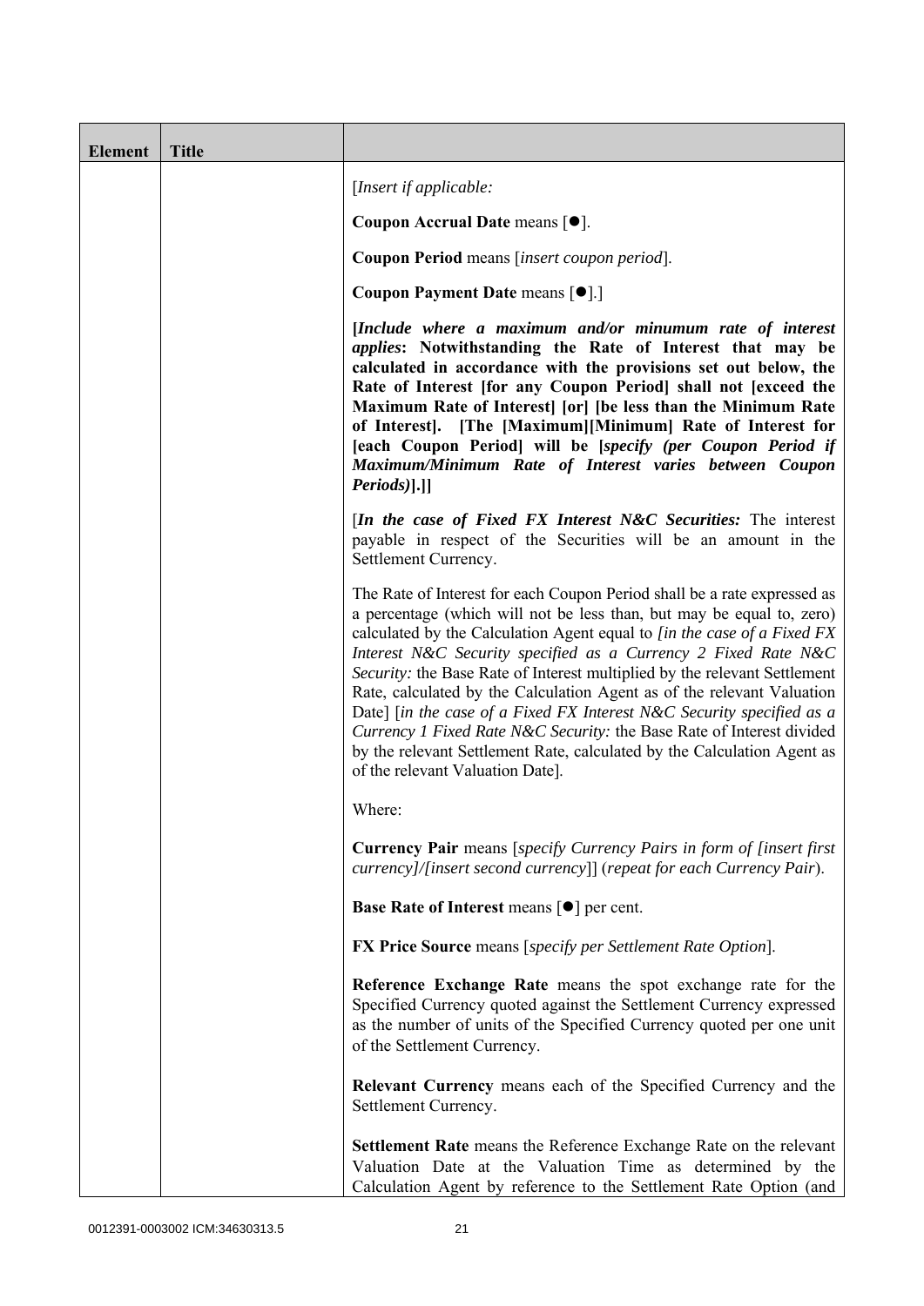| Element | Title | |
|---|---|---|
| | | [*Insert if applicable:*<br><br>**Coupon Accrual Date** means [●].<br><br>**Coupon Period** means [*insert coupon period*].<br><br>**Coupon Payment Date** means [●].]<br><br>**[*Include where a maximum and/or minumum rate of interest applies*: Notwithstanding the Rate of Interest that may be calculated in accordance with the provisions set out below, the Rate of Interest [for any Coupon Period] shall not [exceed the Maximum Rate of Interest] [or] [be less than the Minimum Rate of Interest]. [The [Maximum][Minimum] Rate of Interest for [each Coupon Period] will be [*specify (per Coupon Period if Maximum/Minimum Rate of Interest varies between Coupon Periods)*].]]**<br><br>[***In the case of Fixed FX Interest N&C Securities:*** The interest payable in respect of the Securities will be an amount in the Settlement Currency.<br><br>The Rate of Interest for each Coupon Period shall be a rate expressed as a percentage (which will not be less than, but may be equal to, zero) calculated by the Calculation Agent equal to *[in the case of a Fixed FX Interest N&C Security specified as a Currency 2 Fixed Rate N&C Security:* the Base Rate of Interest multiplied by the relevant Settlement Rate, calculated by the Calculation Agent as of the relevant Valuation Date] [*in the case of a Fixed FX Interest N&C Security specified as a Currency 1 Fixed Rate N&C Security:* the Base Rate of Interest divided by the relevant Settlement Rate, calculated by the Calculation Agent as of the relevant Valuation Date].<br><br>Where:<br><br>**Currency Pair** means [*specify Currency Pairs in form of [insert first currency]/[insert second currency*]] (*repeat for each Currency Pair*).<br><br>**Base Rate of Interest** means [●] per cent.<br><br>**FX Price Source** means [*specify per Settlement Rate Option*].<br><br>**Reference Exchange Rate** means the spot exchange rate for the Specified Currency quoted against the Settlement Currency expressed as the number of units of the Specified Currency quoted per one unit of the Settlement Currency.<br><br>**Relevant Currency** means each of the Specified Currency and the Settlement Currency.<br><br>**Settlement Rate** means the Reference Exchange Rate on the relevant Valuation Date at the Valuation Time as determined by the Calculation Agent by reference to the Settlement Rate Option (and |

0012391-0003002 ICM:34630313.5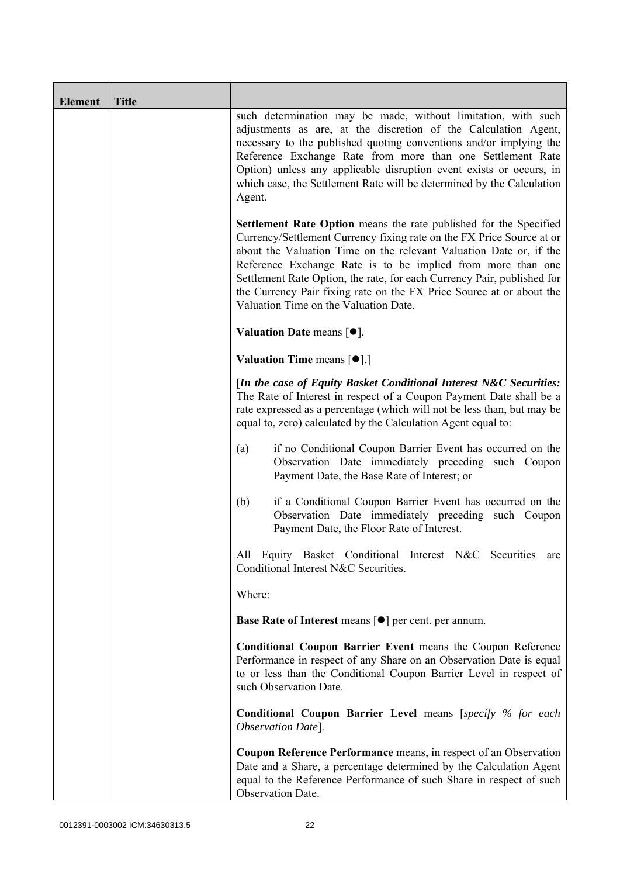| Element | Title | |
|---|---|---|
| | | such determination may be made, without limitation, with such adjustments as are, at the discretion of the Calculation Agent, necessary to the published quoting conventions and/or implying the Reference Exchange Rate from more than one Settlement Rate Option) unless any applicable disruption event exists or occurs, in which case, the Settlement Rate will be determined by the Calculation Agent.<br><br>**Settlement Rate Option** means the rate published for the Specified Currency/Settlement Currency fixing rate on the FX Price Source at or about the Valuation Time on the relevant Valuation Date or, if the Reference Exchange Rate is to be implied from more than one Settlement Rate Option, the rate, for each Currency Pair, published for the Currency Pair fixing rate on the FX Price Source at or about the Valuation Time on the Valuation Date.<br><br>**Valuation Date** means [●].<br><br>**Valuation Time** means [●].]<br><br>[***In the case of Equity Basket Conditional Interest N&C Securities:*** The Rate of Interest in respect of a Coupon Payment Date shall be a rate expressed as a percentage (which will not be less than, but may be equal to, zero) calculated by the Calculation Agent equal to:<br><br>(a) if no Conditional Coupon Barrier Event has occurred on the Observation Date immediately preceding such Coupon Payment Date, the Base Rate of Interest; or<br><br>(b) if a Conditional Coupon Barrier Event has occurred on the Observation Date immediately preceding such Coupon Payment Date, the Floor Rate of Interest.<br><br>All Equity Basket Conditional Interest N&C Securities are Conditional Interest N&C Securities.<br><br>Where:<br><br>**Base Rate of Interest** means [●] per cent. per annum.<br><br>**Conditional Coupon Barrier Event** means the Coupon Reference Performance in respect of any Share on an Observation Date is equal to or less than the Conditional Coupon Barrier Level in respect of such Observation Date.<br><br>**Conditional Coupon Barrier Level** means [*specify % for each Observation Date*].<br><br>**Coupon Reference Performance** means, in respect of an Observation Date and a Share, a percentage determined by the Calculation Agent equal to the Reference Performance of such Share in respect of such Observation Date. |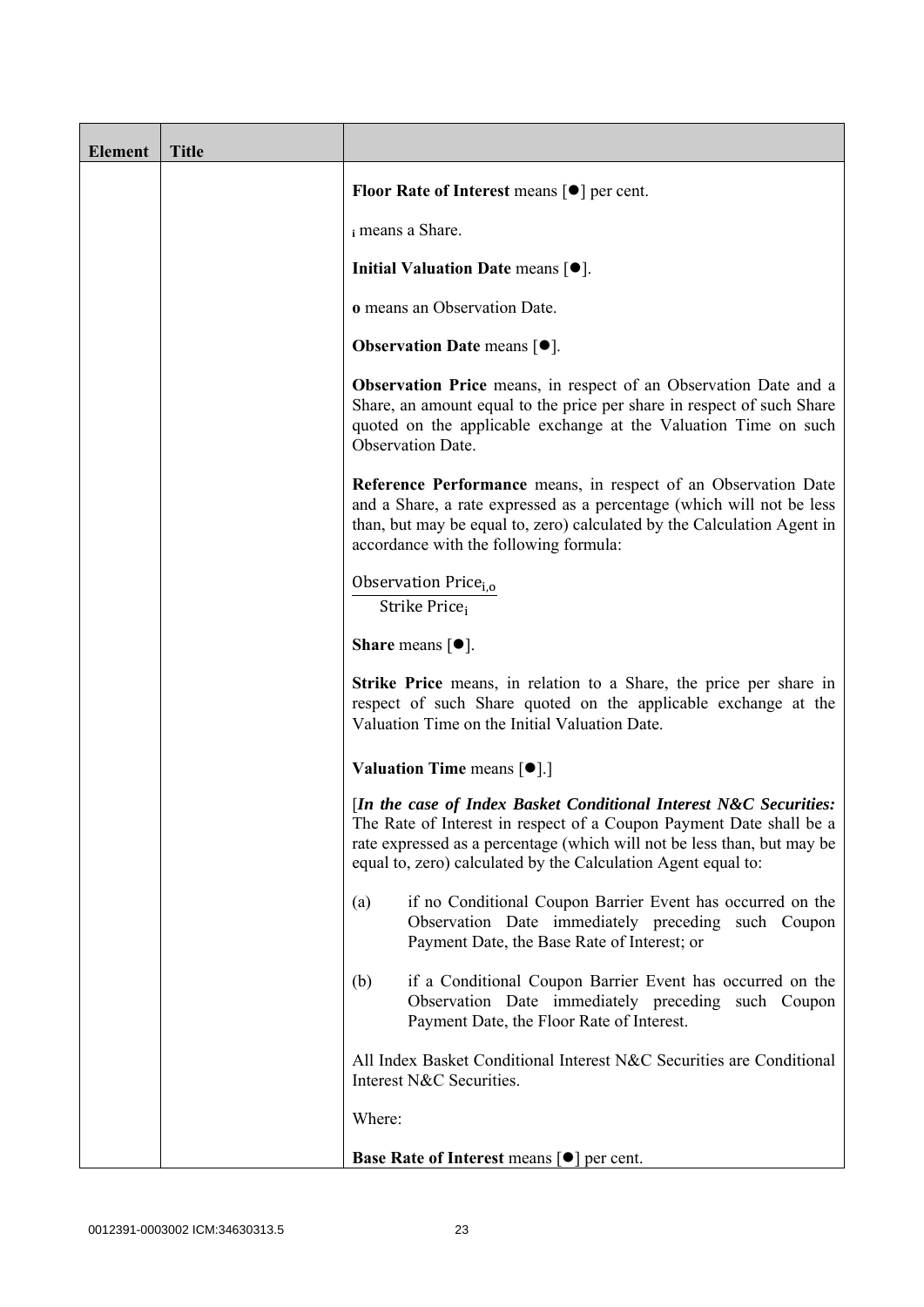| Element | Title | |
|---|---|---|
| | | **Floor Rate of Interest** means [●] per cent.<br><br>$_i$ means a Share.<br><br>**Initial Valuation Date** means [●].<br><br>**o** means an Observation Date.<br><br>**Observation Date** means [●].<br><br>**Observation Price** means, in respect of an Observation Date and a Share, an amount equal to the price per share in respect of such Share quoted on the applicable exchange at the Valuation Time on such Observation Date.<br><br>**Reference Performance** means, in respect of an Observation Date and a Share, a rate expressed as a percentage (which will not be less than, but may be equal to, zero) calculated by the Calculation Agent in accordance with the following formula:<br><br>$\frac{\text{Observation Price}_{i,o}}{\text{Strike Price}_i}$<br><br>**Share** means [●].<br><br>**Strike Price** means, in relation to a Share, the price per share in respect of such Share quoted on the applicable exchange at the Valuation Time on the Initial Valuation Date.<br><br>**Valuation Time** means [●].]<br><br>[***In the case of Index Basket Conditional Interest N&C Securities:*** The Rate of Interest in respect of a Coupon Payment Date shall be a rate expressed as a percentage (which will not be less than, but may be equal to, zero) calculated by the Calculation Agent equal to:<br><br>(a) if no Conditional Coupon Barrier Event has occurred on the Observation Date immediately preceding such Coupon Payment Date, the Base Rate of Interest; or<br><br>(b) if a Conditional Coupon Barrier Event has occurred on the Observation Date immediately preceding such Coupon Payment Date, the Floor Rate of Interest.<br><br>All Index Basket Conditional Interest N&C Securities are Conditional Interest N&C Securities.<br><br>Where:<br><br>**Base Rate of Interest** means [●] per cent. |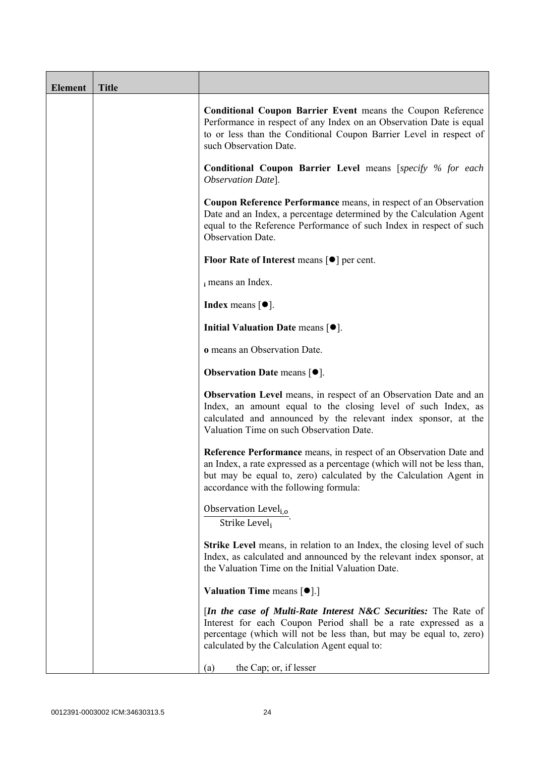| Element | Title | |
|---|---|---|
| | | **Conditional Coupon Barrier Event** means the Coupon Reference Performance in respect of any Index on an Observation Date is equal to or less than the Conditional Coupon Barrier Level in respect of such Observation Date.<br><br>**Conditional Coupon Barrier Level** means [*specify % for each Observation Date*].<br><br>**Coupon Reference Performance** means, in respect of an Observation Date and an Index, a percentage determined by the Calculation Agent equal to the Reference Performance of such Index in respect of such Observation Date.<br><br>**Floor Rate of Interest** means [●] per cent.<br><br>$_i$ means an Index.<br><br>**Index** means [●].<br><br>**Initial Valuation Date** means [●].<br><br>**o** means an Observation Date.<br><br>**Observation Date** means [●].<br><br>**Observation Level** means, in respect of an Observation Date and an Index, an amount equal to the closing level of such Index, as calculated and announced by the relevant index sponsor, at the Valuation Time on such Observation Date.<br><br>**Reference Performance** means, in respect of an Observation Date and an Index, a rate expressed as a percentage (which will not be less than, but may be equal to, zero) calculated by the Calculation Agent in accordance with the following formula:<br><br>$\frac{\text{Observation Level}_{i,o}}{\text{Strike Level}_i}$.<br><br>**Strike Level** means, in relation to an Index, the closing level of such Index, as calculated and announced by the relevant index sponsor, at the Valuation Time on the Initial Valuation Date.<br><br>**Valuation Time** means [●].]<br><br>[***In the case of Multi-Rate Interest N&C Securities:*** The Rate of Interest for each Coupon Period shall be a rate expressed as a percentage (which will not be less than, but may be equal to, zero) calculated by the Calculation Agent equal to:<br><br>(a) the Cap; or, if lesser |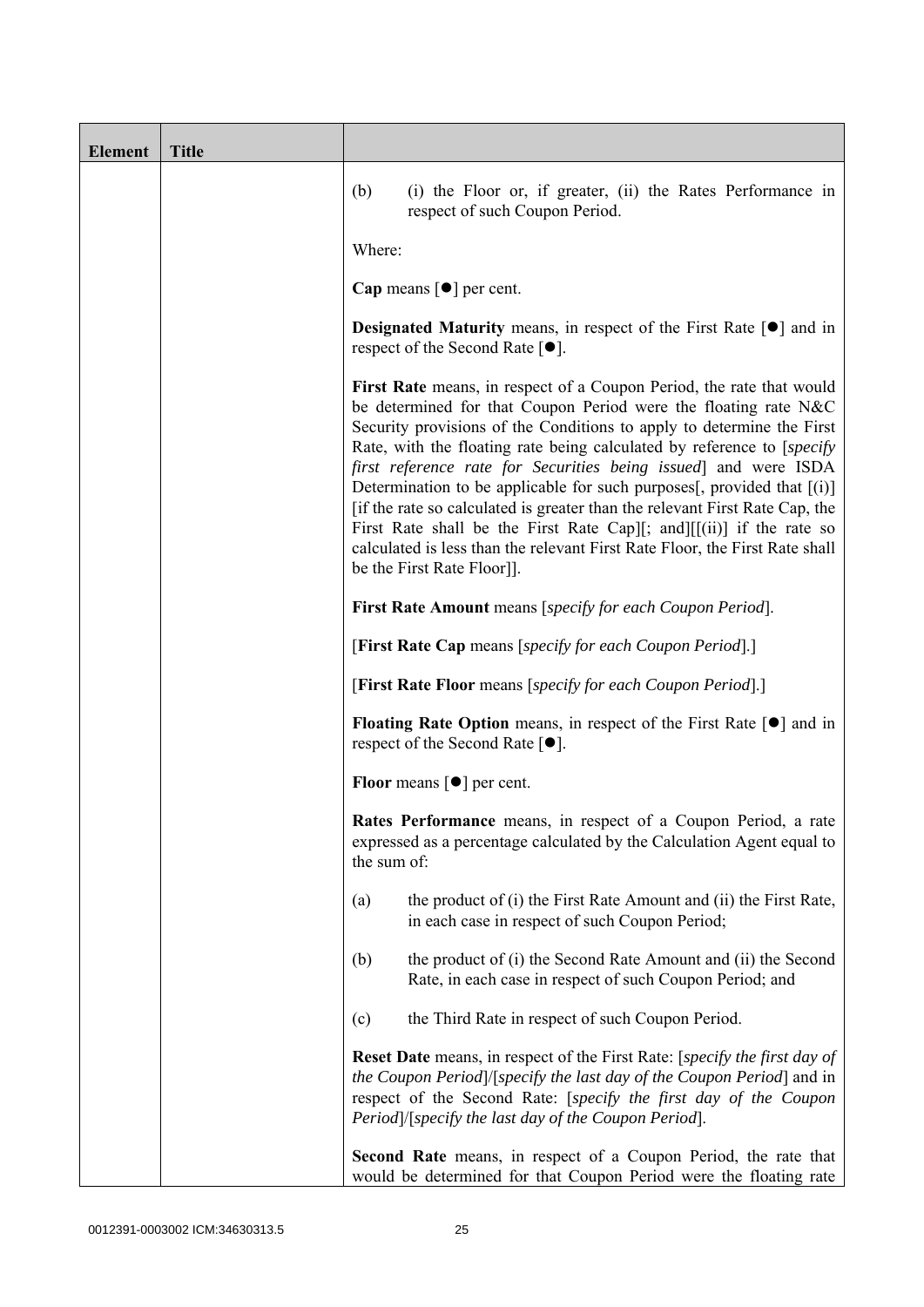| Element | Title | |
|---|---|---|
| | | (b) (i) the Floor or, if greater, (ii) the Rates Performance in respect of such Coupon Period.<br><br>Where:<br><br>**Cap** means [●] per cent.<br><br>**Designated Maturity** means, in respect of the First Rate [●] and in respect of the Second Rate [●].<br><br>**First Rate** means, in respect of a Coupon Period, the rate that would be determined for that Coupon Period were the floating rate N&C Security provisions of the Conditions to apply to determine the First Rate, with the floating rate being calculated by reference to [*specify first reference rate for Securities being issued*] and were ISDA Determination to be applicable for such purposes[, provided that [(i)] [if the rate so calculated is greater than the relevant First Rate Cap, the First Rate shall be the First Rate Cap][; and][[(ii)] if the rate so calculated is less than the relevant First Rate Floor, the First Rate shall be the First Rate Floor]].<br><br>**First Rate Amount** means [*specify for each Coupon Period*].<br><br>[**First Rate Cap** means [*specify for each Coupon Period*].]<br><br>[**First Rate Floor** means [*specify for each Coupon Period*].]<br><br>**Floating Rate Option** means, in respect of the First Rate [●] and in respect of the Second Rate [●].<br><br>**Floor** means [●] per cent.<br><br>**Rates Performance** means, in respect of a Coupon Period, a rate expressed as a percentage calculated by the Calculation Agent equal to the sum of:<br><br>(a) the product of (i) the First Rate Amount and (ii) the First Rate, in each case in respect of such Coupon Period;<br><br>(b) the product of (i) the Second Rate Amount and (ii) the Second Rate, in each case in respect of such Coupon Period; and<br><br>(c) the Third Rate in respect of such Coupon Period.<br><br>**Reset Date** means, in respect of the First Rate: [*specify the first day of the Coupon Period*]/[*specify the last day of the Coupon Period*] and in respect of the Second Rate: [*specify the first day of the Coupon Period*]/[*specify the last day of the Coupon Period*].<br><br>**Second Rate** means, in respect of a Coupon Period, the rate that would be determined for that Coupon Period were the floating rate |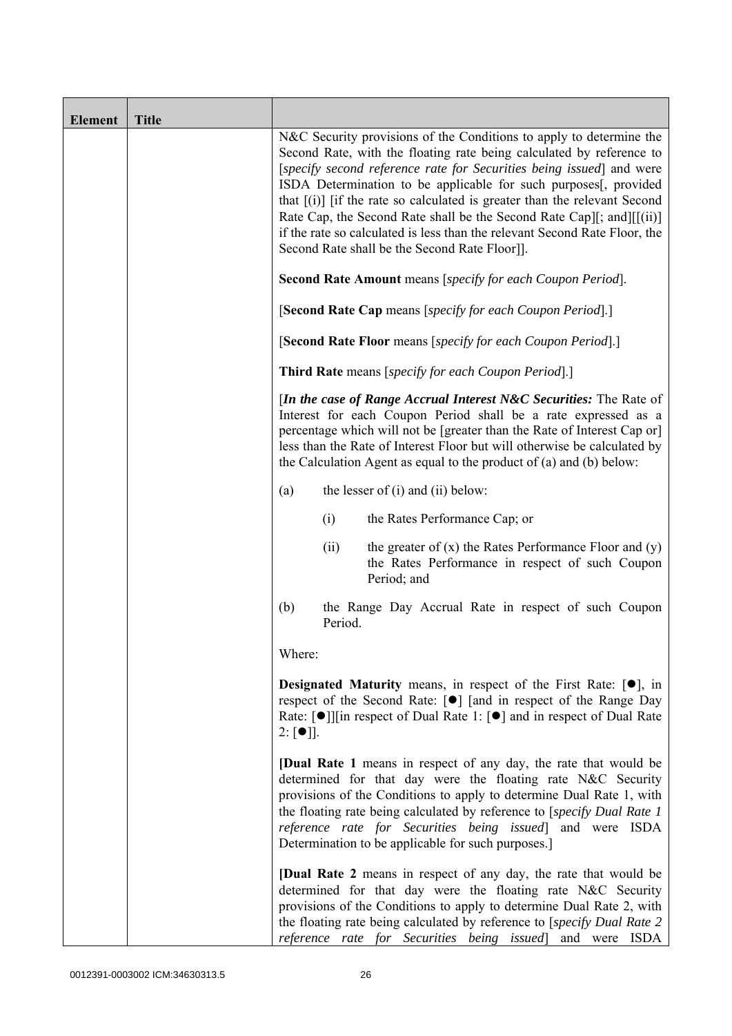| Element | Title | |
|---|---|---|
| | | N&C Security provisions of the Conditions to apply to determine the Second Rate, with the floating rate being calculated by reference to [*specify second reference rate for Securities being issued*] and were ISDA Determination to be applicable for such purposes[, provided that [(i)] [if the rate so calculated is greater than the relevant Second Rate Cap, the Second Rate shall be the Second Rate Cap][; and][[(ii)] if the rate so calculated is less than the relevant Second Rate Floor, the Second Rate shall be the Second Rate Floor]].<br><br>**Second Rate Amount** means [*specify for each Coupon Period*].<br><br>[**Second Rate Cap** means [*specify for each Coupon Period*].]<br><br>[**Second Rate Floor** means [*specify for each Coupon Period*].]<br><br>**Third Rate** means [*specify for each Coupon Period*].]<br><br>[***In the case of Range Accrual Interest N&C Securities:*** The Rate of Interest for each Coupon Period shall be a rate expressed as a percentage which will not be [greater than the Rate of Interest Cap or] less than the Rate of Interest Floor but will otherwise be calculated by the Calculation Agent as equal to the product of (a) and (b) below:<br><br>(a) the lesser of (i) and (ii) below:<br><br>(i) the Rates Performance Cap; or<br><br>(ii) the greater of (x) the Rates Performance Floor and (y) the Rates Performance in respect of such Coupon Period; and<br><br>(b) the Range Day Accrual Rate in respect of such Coupon Period.<br><br>Where:<br><br>**Designated Maturity** means, in respect of the First Rate: [●], in respect of the Second Rate: [●] [and in respect of the Range Day Rate: [●]][in respect of Dual Rate 1: [●] and in respect of Dual Rate 2: [●]].<br><br>[**Dual Rate 1** means in respect of any day, the rate that would be determined for that day were the floating rate N&C Security provisions of the Conditions to apply to determine Dual Rate 1, with the floating rate being calculated by reference to [*specify Dual Rate 1 reference rate for Securities being issued*] and were ISDA Determination to be applicable for such purposes.]<br><br>[**Dual Rate 2** means in respect of any day, the rate that would be determined for that day were the floating rate N&C Security provisions of the Conditions to apply to determine Dual Rate 2, with the floating rate being calculated by reference to [*specify Dual Rate 2 reference rate for Securities being issued*] and were ISDA |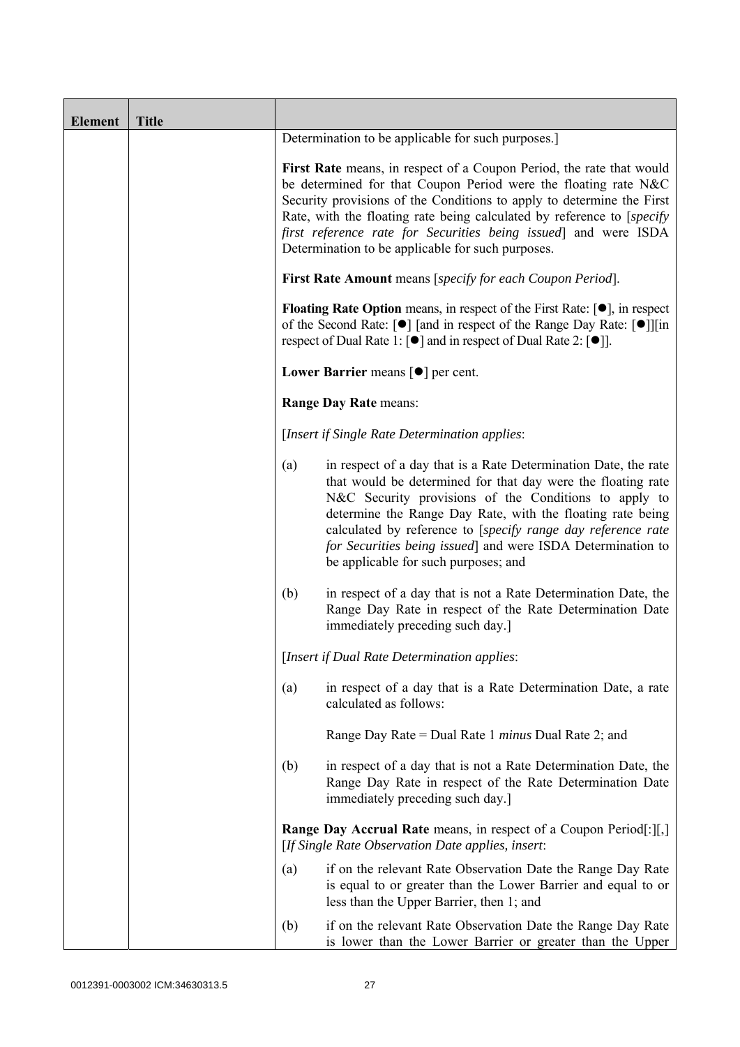| Element | Title | |
|---|---|---|
| | | Determination to be applicable for such purposes.]<br><br>**First Rate** means, in respect of a Coupon Period, the rate that would be determined for that Coupon Period were the floating rate N&C Security provisions of the Conditions to apply to determine the First Rate, with the floating rate being calculated by reference to [*specify first reference rate for Securities being issued*] and were ISDA Determination to be applicable for such purposes.<br><br>**First Rate Amount** means [*specify for each Coupon Period*].<br><br>**Floating Rate Option** means, in respect of the First Rate: [●], in respect of the Second Rate: [●] [and in respect of the Range Day Rate: [●]][in respect of Dual Rate 1: [●] and in respect of Dual Rate 2: [●]].<br><br>**Lower Barrier** means [●] per cent.<br><br>**Range Day Rate** means:<br><br>[*Insert if Single Rate Determination applies*:<br><br>(a) in respect of a day that is a Rate Determination Date, the rate that would be determined for that day were the floating rate N&C Security provisions of the Conditions to apply to determine the Range Day Rate, with the floating rate being calculated by reference to [*specify range day reference rate for Securities being issued*] and were ISDA Determination to be applicable for such purposes; and<br><br>(b) in respect of a day that is not a Rate Determination Date, the Range Day Rate in respect of the Rate Determination Date immediately preceding such day.]<br><br>[*Insert if Dual Rate Determination applies*:<br><br>(a) in respect of a day that is a Rate Determination Date, a rate calculated as follows:<br><br>Range Day Rate = Dual Rate 1 *minus* Dual Rate 2; and<br><br>(b) in respect of a day that is not a Rate Determination Date, the Range Day Rate in respect of the Rate Determination Date immediately preceding such day.]<br><br>**Range Day Accrual Rate** means, in respect of a Coupon Period[:][,] [*If Single Rate Observation Date applies, insert*:<br><br>(a) if on the relevant Rate Observation Date the Range Day Rate is equal to or greater than the Lower Barrier and equal to or less than the Upper Barrier, then 1; and<br><br>(b) if on the relevant Rate Observation Date the Range Day Rate is lower than the Lower Barrier or greater than the Upper |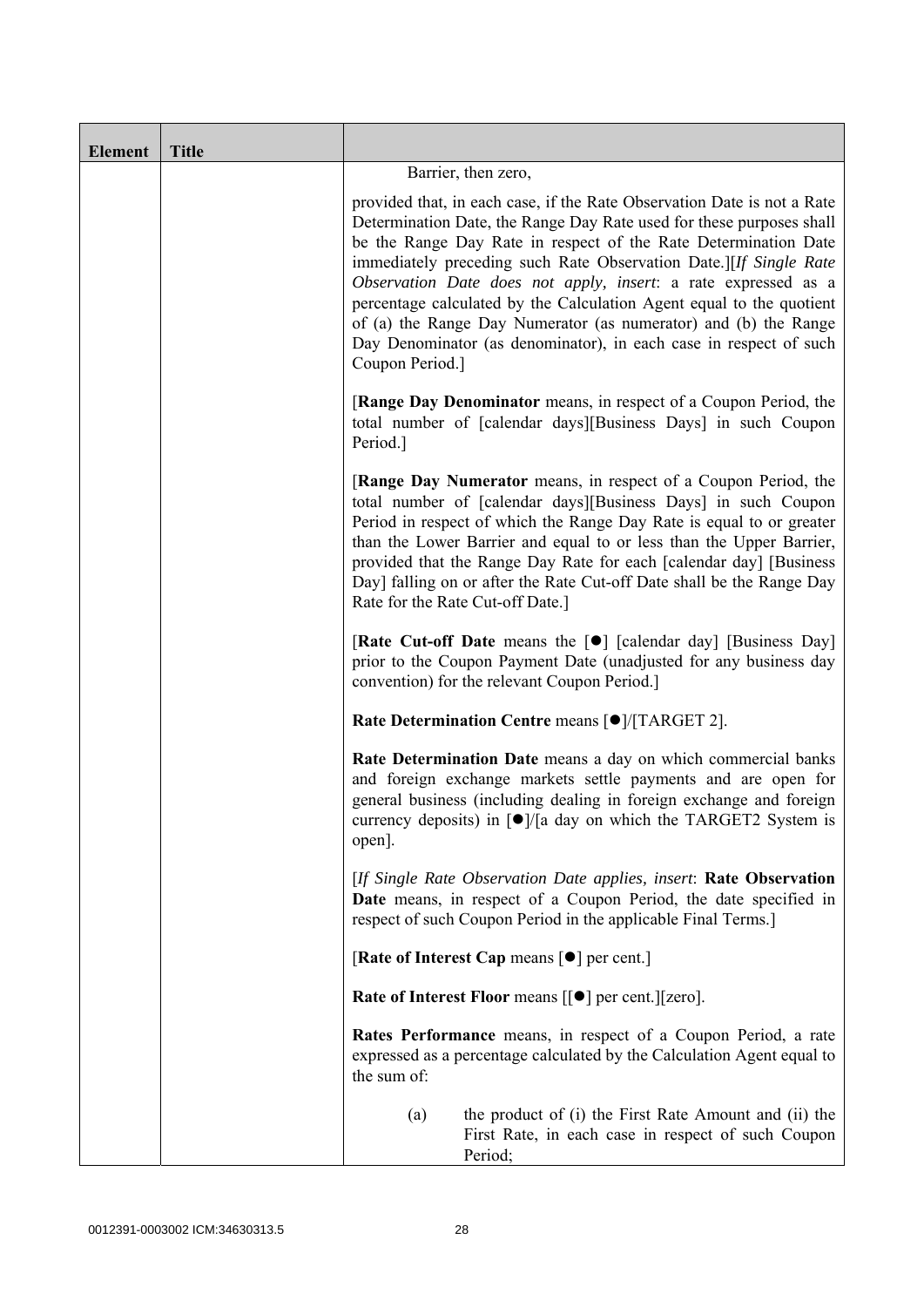| Element | Title | |
|---|---|---|
| | | Barrier, then zero,<br><br>provided that, in each case, if the Rate Observation Date is not a Rate Determination Date, the Range Day Rate used for these purposes shall be the Range Day Rate in respect of the Rate Determination Date immediately preceding such Rate Observation Date.][*If Single Rate Observation Date does not apply, insert*: a rate expressed as a percentage calculated by the Calculation Agent equal to the quotient of (a) the Range Day Numerator (as numerator) and (b) the Range Day Denominator (as denominator), in each case in respect of such Coupon Period.]<br><br>[**Range Day Denominator** means, in respect of a Coupon Period, the total number of [calendar days][Business Days] in such Coupon Period.]<br><br>[**Range Day Numerator** means, in respect of a Coupon Period, the total number of [calendar days][Business Days] in such Coupon Period in respect of which the Range Day Rate is equal to or greater than the Lower Barrier and equal to or less than the Upper Barrier, provided that the Range Day Rate for each [calendar day] [Business Day] falling on or after the Rate Cut-off Date shall be the Range Day Rate for the Rate Cut-off Date.]<br><br>[**Rate Cut-off Date** means the [●] [calendar day] [Business Day] prior to the Coupon Payment Date (unadjusted for any business day convention) for the relevant Coupon Period.]<br><br>**Rate Determination Centre** means [●]/[TARGET 2].<br><br>**Rate Determination Date** means a day on which commercial banks and foreign exchange markets settle payments and are open for general business (including dealing in foreign exchange and foreign currency deposits) in [●]/[a day on which the TARGET2 System is open].<br><br>[*If Single Rate Observation Date applies, insert*: **Rate Observation Date** means, in respect of a Coupon Period, the date specified in respect of such Coupon Period in the applicable Final Terms.]<br><br>[**Rate of Interest Cap** means [●] per cent.]<br><br>**Rate of Interest Floor** means [[●] per cent.][zero].<br><br>**Rates Performance** means, in respect of a Coupon Period, a rate expressed as a percentage calculated by the Calculation Agent equal to the sum of:<br><br>(a) the product of (i) the First Rate Amount and (ii) the First Rate, in each case in respect of such Coupon Period; |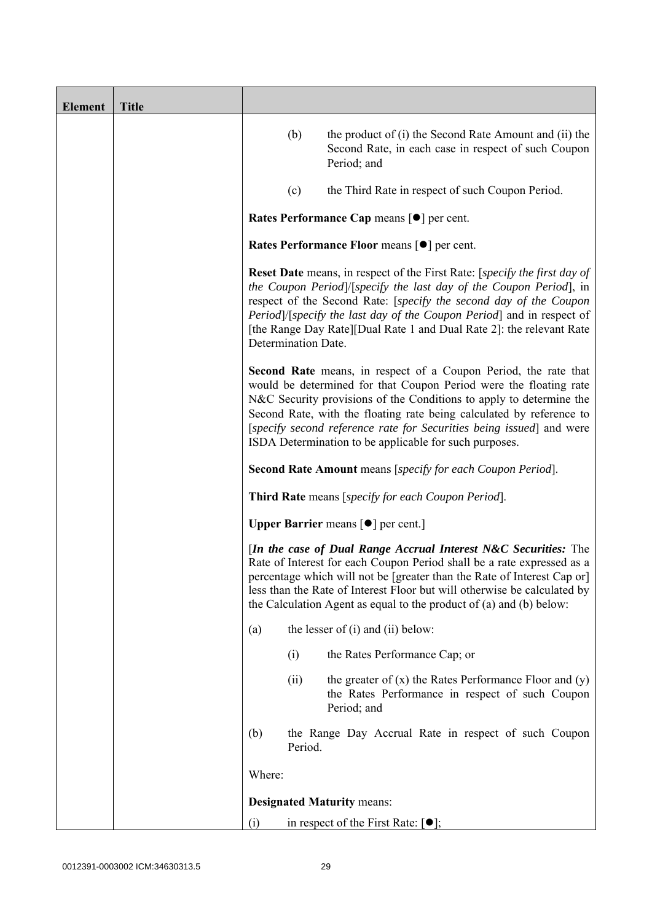| Element | Title | |
|---|---|---|
| | | (b) the product of (i) the Second Rate Amount and (ii) the Second Rate, in each case in respect of such Coupon Period; and<br><br>(c) the Third Rate in respect of such Coupon Period.<br><br>**Rates Performance Cap** means [●] per cent.<br><br>**Rates Performance Floor** means [●] per cent.<br><br>**Reset Date** means, in respect of the First Rate: [*specify the first day of the Coupon Period*]/[*specify the last day of the Coupon Period*], in respect of the Second Rate: [*specify the second day of the Coupon Period*]/[*specify the last day of the Coupon Period*] and in respect of [the Range Day Rate][Dual Rate 1 and Dual Rate 2]: the relevant Rate Determination Date.<br><br>**Second Rate** means, in respect of a Coupon Period, the rate that would be determined for that Coupon Period were the floating rate N&C Security provisions of the Conditions to apply to determine the Second Rate, with the floating rate being calculated by reference to [*specify second reference rate for Securities being issued*] and were ISDA Determination to be applicable for such purposes.<br><br>**Second Rate Amount** means [*specify for each Coupon Period*].<br><br>**Third Rate** means [*specify for each Coupon Period*].<br><br>**Upper Barrier** means [●] per cent.]<br><br>[***In the case of Dual Range Accrual Interest N&C Securities:*** The Rate of Interest for each Coupon Period shall be a rate expressed as a percentage which will not be [greater than the Rate of Interest Cap or] less than the Rate of Interest Floor but will otherwise be calculated by the Calculation Agent as equal to the product of (a) and (b) below:<br><br>(a) the lesser of (i) and (ii) below:<br><br>(i) the Rates Performance Cap; or<br><br>(ii) the greater of (x) the Rates Performance Floor and (y) the Rates Performance in respect of such Coupon Period; and<br><br>(b) the Range Day Accrual Rate in respect of such Coupon Period.<br><br>Where:<br><br>**Designated Maturity** means:<br><br>(i) in respect of the First Rate: [●]; |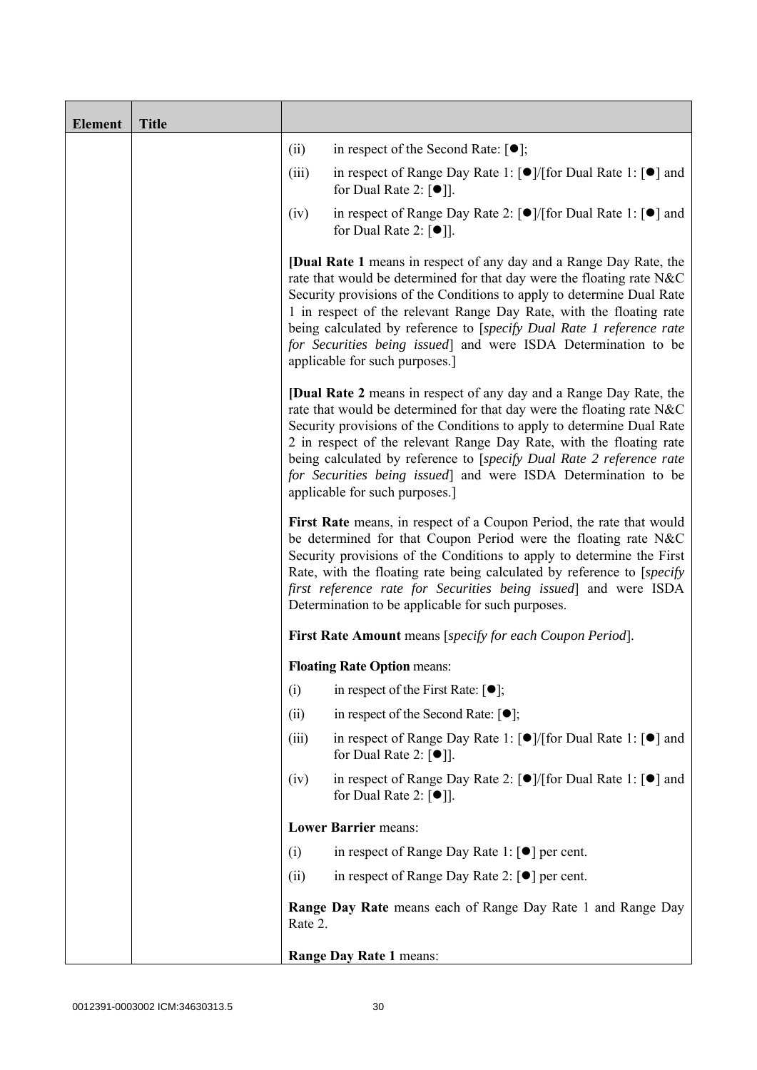| Element | Title | |
|---|---|---|
| | | (ii) in respect of the Second Rate: [●];<br><br>(iii) in respect of Range Day Rate 1: [●]/[for Dual Rate 1: [●] and for Dual Rate 2: [●]].<br><br>(iv) in respect of Range Day Rate 2: [●]/[for Dual Rate 1: [●] and for Dual Rate 2: [●]].<br><br>[**Dual Rate 1** means in respect of any day and a Range Day Rate, the rate that would be determined for that day were the floating rate N&C Security provisions of the Conditions to apply to determine Dual Rate 1 in respect of the relevant Range Day Rate, with the floating rate being calculated by reference to [*specify Dual Rate 1 reference rate for Securities being issued*] and were ISDA Determination to be applicable for such purposes.]<br><br>[**Dual Rate 2** means in respect of any day and a Range Day Rate, the rate that would be determined for that day were the floating rate N&C Security provisions of the Conditions to apply to determine Dual Rate 2 in respect of the relevant Range Day Rate, with the floating rate being calculated by reference to [*specify Dual Rate 2 reference rate for Securities being issued*] and were ISDA Determination to be applicable for such purposes.]<br><br>**First Rate** means, in respect of a Coupon Period, the rate that would be determined for that Coupon Period were the floating rate N&C Security provisions of the Conditions to apply to determine the First Rate, with the floating rate being calculated by reference to [*specify first reference rate for Securities being issued*] and were ISDA Determination to be applicable for such purposes.<br><br>**First Rate Amount** means [*specify for each Coupon Period*].<br><br>**Floating Rate Option** means:<br><br>(i) in respect of the First Rate: [●];<br><br>(ii) in respect of the Second Rate: [●];<br><br>(iii) in respect of Range Day Rate 1: [●]/[for Dual Rate 1: [●] and for Dual Rate 2: [●]].<br><br>(iv) in respect of Range Day Rate 2: [●]/[for Dual Rate 1: [●] and for Dual Rate 2: [●]].<br><br>**Lower Barrier** means:<br><br>(i) in respect of Range Day Rate 1: [●] per cent.<br><br>(ii) in respect of Range Day Rate 2: [●] per cent.<br><br>**Range Day Rate** means each of Range Day Rate 1 and Range Day Rate 2.<br><br>**Range Day Rate 1** means: |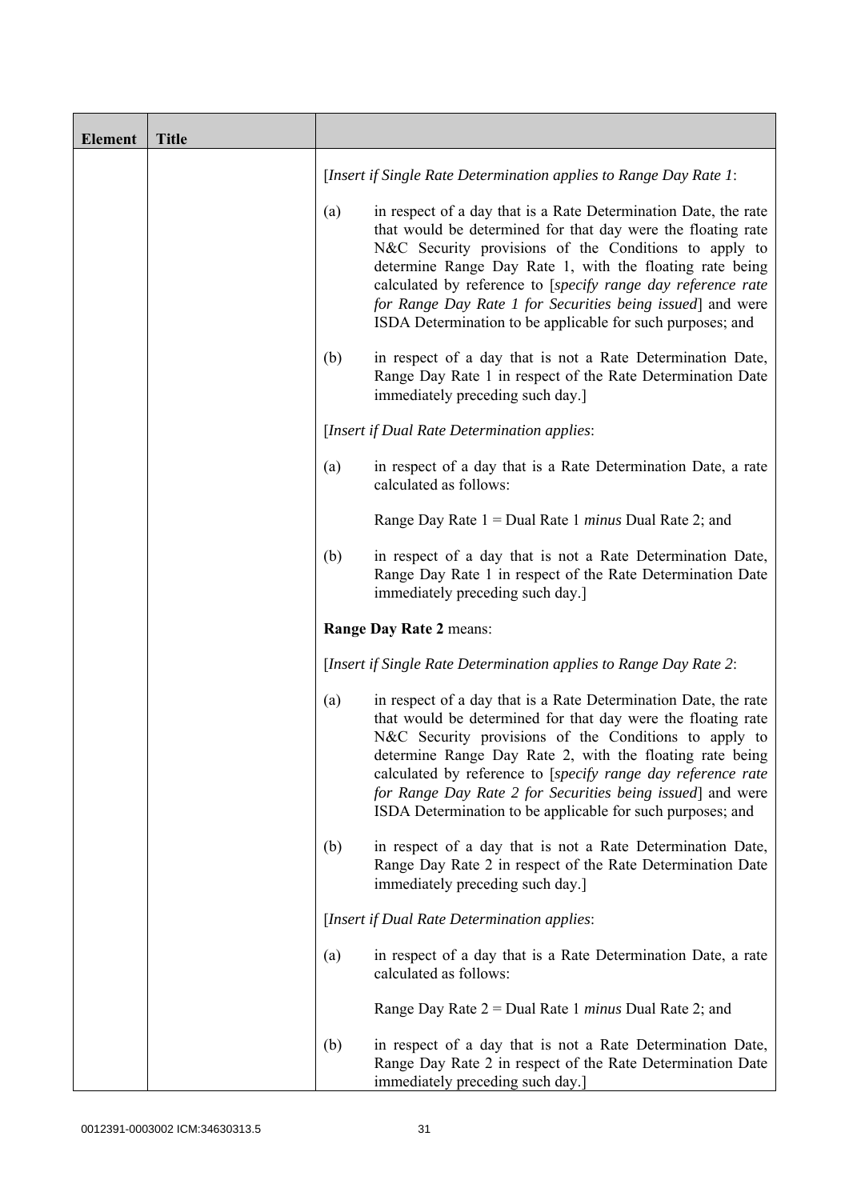| Element | Title | |
|---|---|---|
| | | [*Insert if Single Rate Determination applies to Range Day Rate 1*:<br><br>(a) in respect of a day that is a Rate Determination Date, the rate that would be determined for that day were the floating rate N&C Security provisions of the Conditions to apply to determine Range Day Rate 1, with the floating rate being calculated by reference to [*specify range day reference rate for Range Day Rate 1 for Securities being issued*] and were ISDA Determination to be applicable for such purposes; and<br><br>(b) in respect of a day that is not a Rate Determination Date, Range Day Rate 1 in respect of the Rate Determination Date immediately preceding such day.]<br><br>[*Insert if Dual Rate Determination applies*:<br><br>(a) in respect of a day that is a Rate Determination Date, a rate calculated as follows:<br><br>Range Day Rate 1 = Dual Rate 1 *minus* Dual Rate 2; and<br><br>(b) in respect of a day that is not a Rate Determination Date, Range Day Rate 1 in respect of the Rate Determination Date immediately preceding such day.]<br><br>**Range Day Rate 2** means:<br><br>[*Insert if Single Rate Determination applies to Range Day Rate 2*:<br><br>(a) in respect of a day that is a Rate Determination Date, the rate that would be determined for that day were the floating rate N&C Security provisions of the Conditions to apply to determine Range Day Rate 2, with the floating rate being calculated by reference to [*specify range day reference rate for Range Day Rate 2 for Securities being issued*] and were ISDA Determination to be applicable for such purposes; and<br><br>(b) in respect of a day that is not a Rate Determination Date, Range Day Rate 2 in respect of the Rate Determination Date immediately preceding such day.]<br><br>[*Insert if Dual Rate Determination applies*:<br><br>(a) in respect of a day that is a Rate Determination Date, a rate calculated as follows:<br><br>Range Day Rate 2 = Dual Rate 1 *minus* Dual Rate 2; and<br><br>(b) in respect of a day that is not a Rate Determination Date, Range Day Rate 2 in respect of the Rate Determination Date immediately preceding such day.] |

0012391-0003002 ICM:34630313.5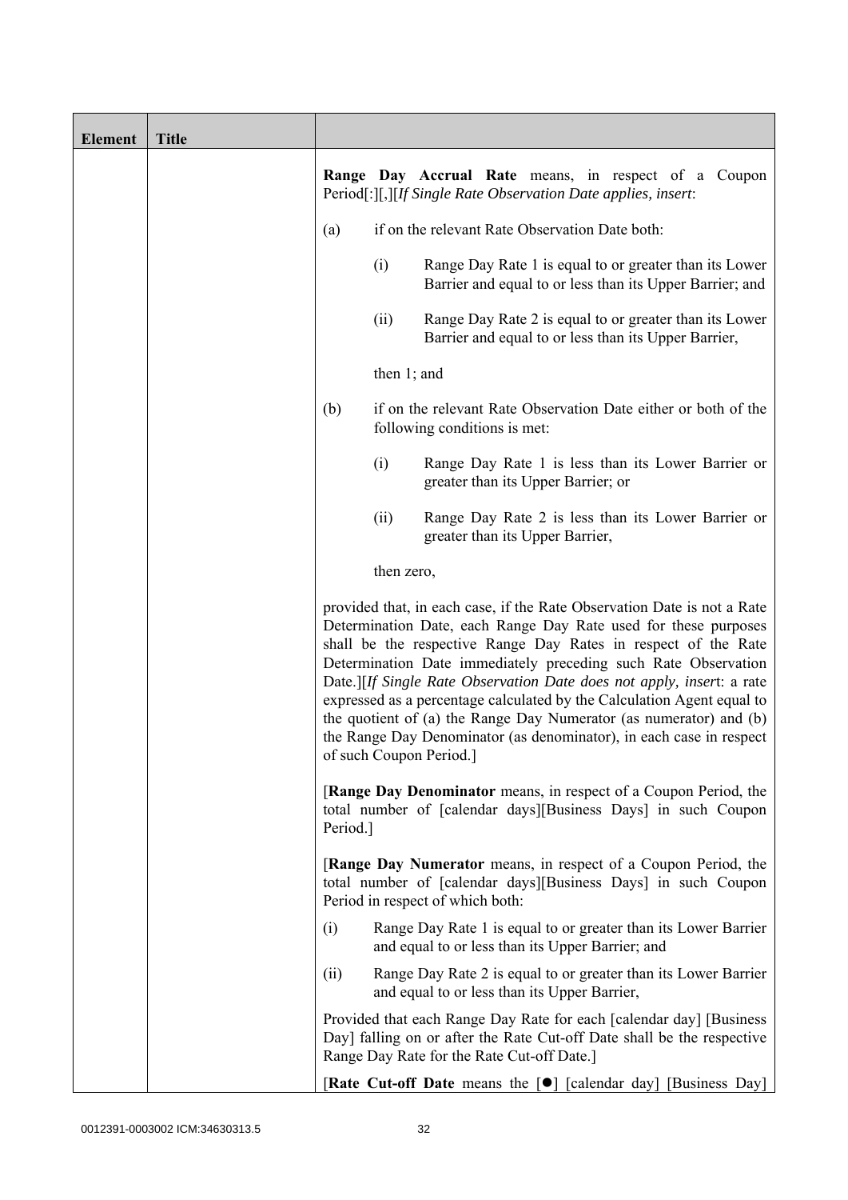| Element | Title | |
|---|---|---|
| | | **Range Day Accrual Rate** means, in respect of a Coupon Period[:][,][*If Single Rate Observation Date applies, insert*:<br><br>(a) if on the relevant Rate Observation Date both:<br><br>(i) Range Day Rate 1 is equal to or greater than its Lower Barrier and equal to or less than its Upper Barrier; and<br><br>(ii) Range Day Rate 2 is equal to or greater than its Lower Barrier and equal to or less than its Upper Barrier,<br><br>then 1; and<br><br>(b) if on the relevant Rate Observation Date either or both of the following conditions is met:<br><br>(i) Range Day Rate 1 is less than its Lower Barrier or greater than its Upper Barrier; or<br><br>(ii) Range Day Rate 2 is less than its Lower Barrier or greater than its Upper Barrier,<br><br>then zero,<br><br>provided that, in each case, if the Rate Observation Date is not a Rate Determination Date, each Range Day Rate used for these purposes shall be the respective Range Day Rates in respect of the Rate Determination Date immediately preceding such Rate Observation Date.][*If Single Rate Observation Date does not apply, insert*: a rate expressed as a percentage calculated by the Calculation Agent equal to the quotient of (a) the Range Day Numerator (as numerator) and (b) the Range Day Denominator (as denominator), in each case in respect of such Coupon Period.]<br><br>[**Range Day Denominator** means, in respect of a Coupon Period, the total number of [calendar days][Business Days] in such Coupon Period.]<br><br>[**Range Day Numerator** means, in respect of a Coupon Period, the total number of [calendar days][Business Days] in such Coupon Period in respect of which both:<br><br>(i) Range Day Rate 1 is equal to or greater than its Lower Barrier and equal to or less than its Upper Barrier; and<br><br>(ii) Range Day Rate 2 is equal to or greater than its Lower Barrier and equal to or less than its Upper Barrier,<br><br>Provided that each Range Day Rate for each [calendar day] [Business Day] falling on or after the Rate Cut-off Date shall be the respective Range Day Rate for the Rate Cut-off Date.]<br><br>[**Rate Cut-off Date** means the [●] [calendar day] [Business Day] |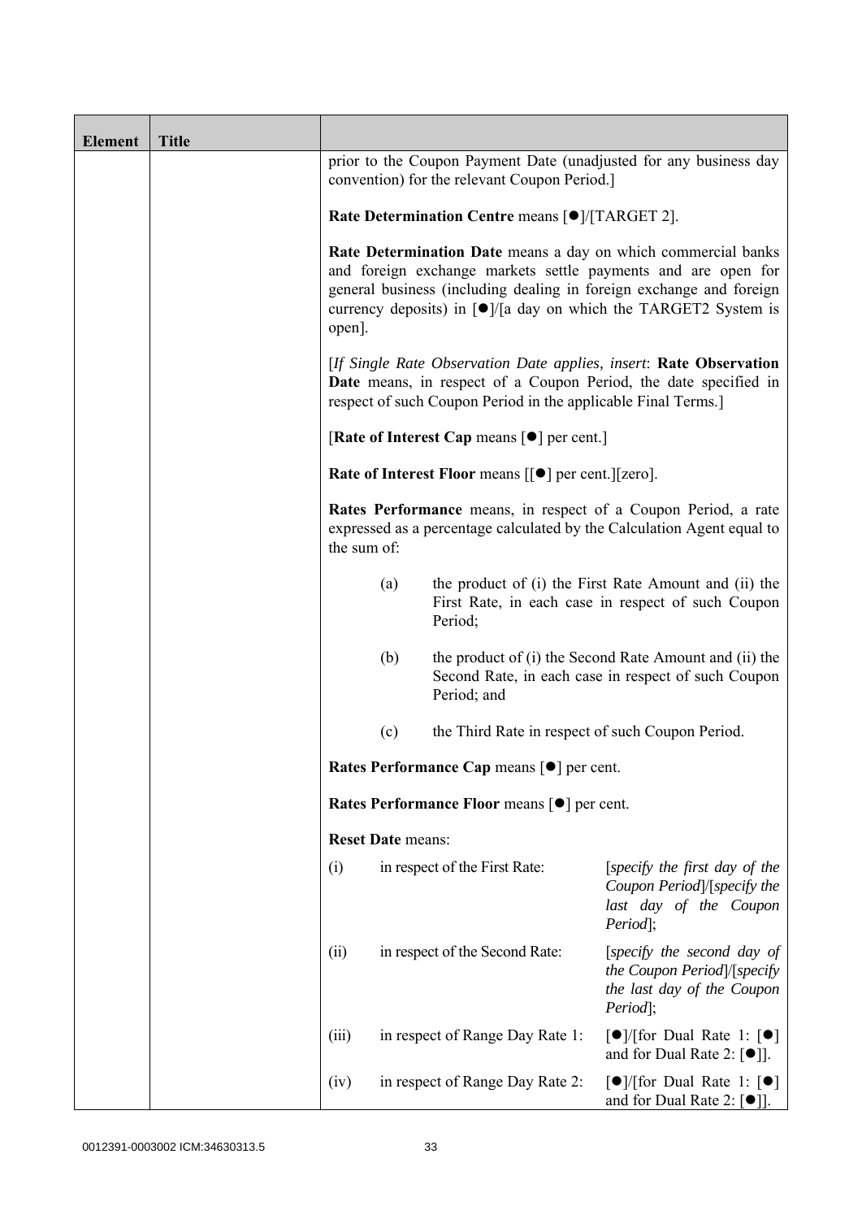| Element | Title | |
|---|---|---|
| | | prior to the Coupon Payment Date (unadjusted for any business day convention) for the relevant Coupon Period.]<br><br>**Rate Determination Centre** means [●]/[TARGET 2].<br><br>**Rate Determination Date** means a day on which commercial banks and foreign exchange markets settle payments and are open for general business (including dealing in foreign exchange and foreign currency deposits) in [●]/[a day on which the TARGET2 System is open].<br><br>[*If Single Rate Observation Date applies, insert*: **Rate Observation Date** means, in respect of a Coupon Period, the date specified in respect of such Coupon Period in the applicable Final Terms.]<br><br>[**Rate of Interest Cap** means [●] per cent.]<br><br>**Rate of Interest Floor** means [[●] per cent.][zero].<br><br>**Rates Performance** means, in respect of a Coupon Period, a rate expressed as a percentage calculated by the Calculation Agent equal to the sum of:<br><br>(a) the product of (i) the First Rate Amount and (ii) the First Rate, in each case in respect of such Coupon Period;<br><br>(b) the product of (i) the Second Rate Amount and (ii) the Second Rate, in each case in respect of such Coupon Period; and<br><br>(c) the Third Rate in respect of such Coupon Period.<br><br>**Rates Performance Cap** means [●] per cent.<br><br>**Rates Performance Floor** means [●] per cent.<br><br>**Reset Date** means:<br><br>(i) in respect of the First Rate: [*specify the first day of the Coupon Period*]/[*specify the last day of the Coupon Period*];<br><br>(ii) in respect of the Second Rate: [*specify the second day of the Coupon Period*]/[*specify the last day of the Coupon Period*];<br><br>(iii) in respect of Range Day Rate 1: [●]/[for Dual Rate 1: [●] and for Dual Rate 2: [●]].<br><br>(iv) in respect of Range Day Rate 2: [●]/[for Dual Rate 1: [●] and for Dual Rate 2: [●]]. |

0012391-0003002 ICM:34630313.5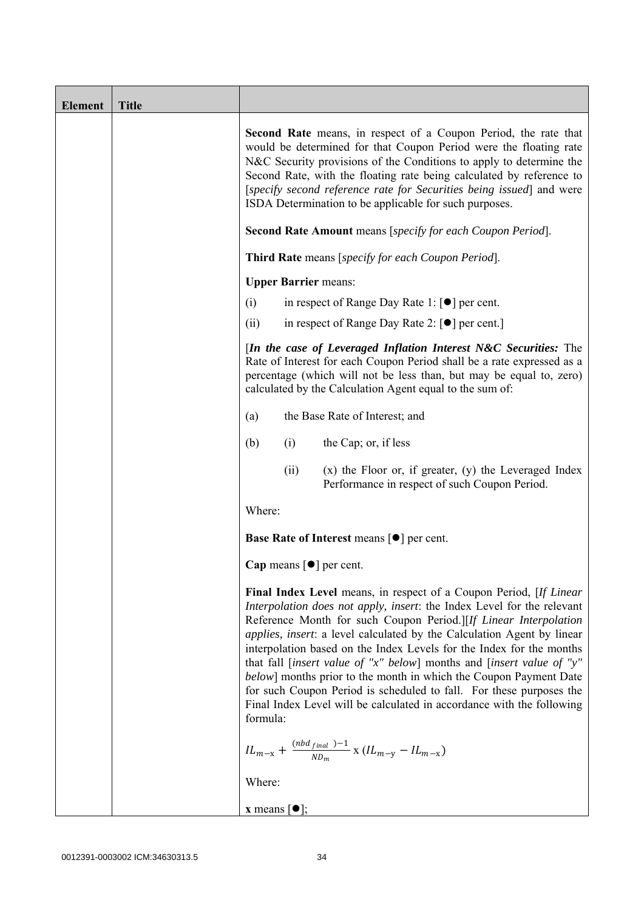| Element | Title | |
|---|---|---|
| | | **Second Rate** means, in respect of a Coupon Period, the rate that would be determined for that Coupon Period were the floating rate N&C Security provisions of the Conditions to apply to determine the Second Rate, with the floating rate being calculated by reference to [*specify second reference rate for Securities being issued*] and were ISDA Determination to be applicable for such purposes.<br><br>**Second Rate Amount** means [*specify for each Coupon Period*].<br><br>**Third Rate** means [*specify for each Coupon Period*].<br><br>**Upper Barrier** means:<br><br>(i) in respect of Range Day Rate 1: [●] per cent.<br><br>(ii) in respect of Range Day Rate 2: [●] per cent.]<br><br>[***In the case of Leveraged Inflation Interest N&C Securities:*** The Rate of Interest for each Coupon Period shall be a rate expressed as a percentage (which will not be less than, but may be equal to, zero) calculated by the Calculation Agent equal to the sum of:<br><br>(a) the Base Rate of Interest; and<br><br>(b) (i) the Cap; or, if less<br><br>(ii) (x) the Floor or, if greater, (y) the Leveraged Index Performance in respect of such Coupon Period.<br><br>Where:<br><br>**Base Rate of Interest** means [●] per cent.<br><br>**Cap** means [●] per cent.<br><br>**Final Index Level** means, in respect of a Coupon Period, [*If Linear Interpolation does not apply, insert*: the Index Level for the relevant Reference Month for such Coupon Period.][*If Linear Interpolation applies, insert*: a level calculated by the Calculation Agent by linear interpolation based on the Index Levels for the Index for the months that fall [*insert value of "x" below*] months and [*insert value of "y" below*] months prior to the month in which the Coupon Payment Date for such Coupon Period is scheduled to fall. For these purposes the Final Index Level will be calculated in accordance with the following formula:<br><br>$IL_{m-x} + \frac{(nbd_{final}) - 1}{ND_m} \times (IL_{m-y} - IL_{m-x})$<br><br>Where:<br><br>**x** means [●]; |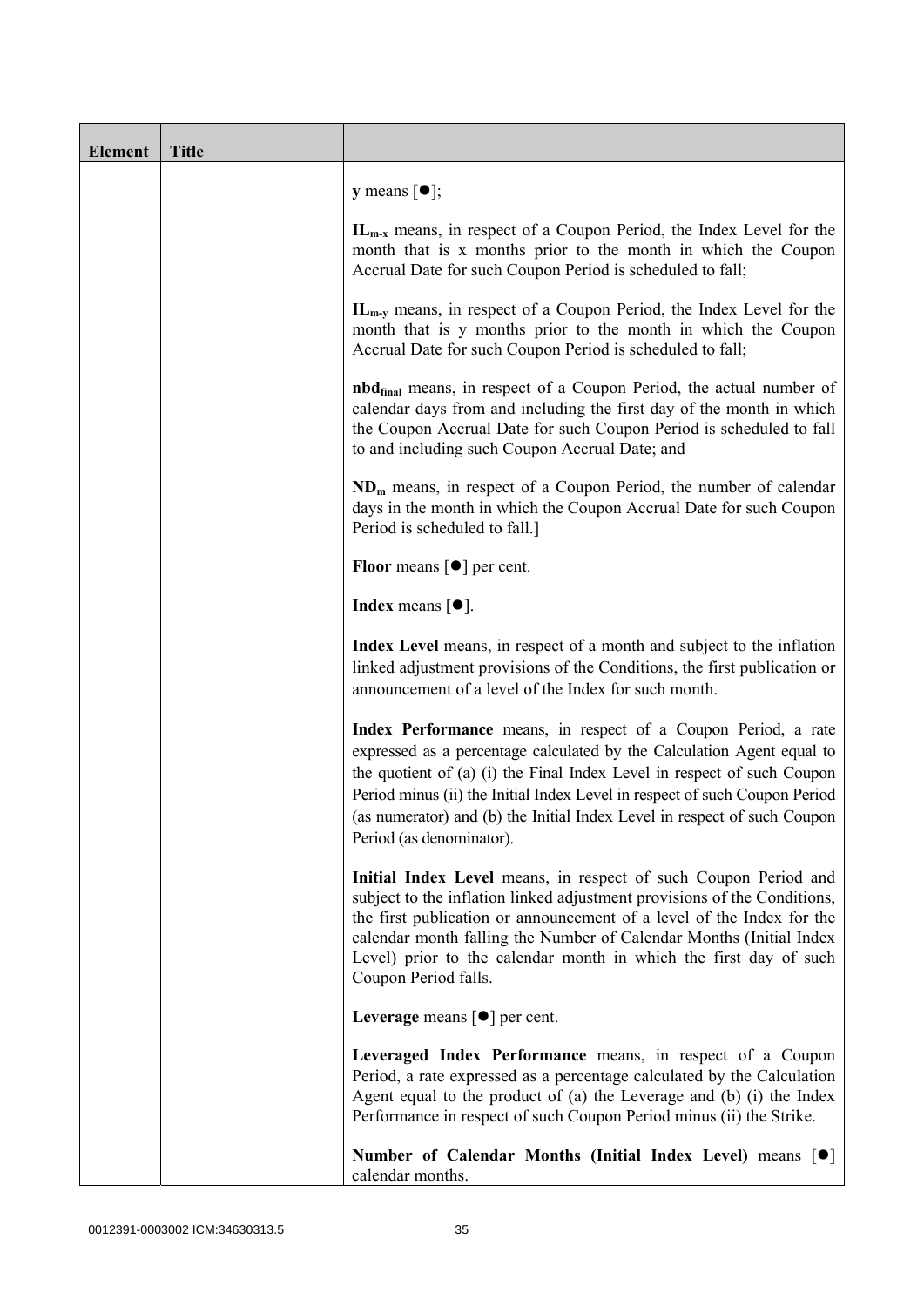| Element | Title | |
|---|---|---|
| | | **y** means [●]; |
| | | **$IL_{m-x}$** means, in respect of a Coupon Period, the Index Level for the month that is x months prior to the month in which the Coupon Accrual Date for such Coupon Period is scheduled to fall; |
| | | **$IL_{m-y}$** means, in respect of a Coupon Period, the Index Level for the month that is y months prior to the month in which the Coupon Accrual Date for such Coupon Period is scheduled to fall; |
| | | **$nbd_{final}$** means, in respect of a Coupon Period, the actual number of calendar days from and including the first day of the month in which the Coupon Accrual Date for such Coupon Period is scheduled to fall to and including such Coupon Accrual Date; and |
| | | **$ND_m$** means, in respect of a Coupon Period, the number of calendar days in the month in which the Coupon Accrual Date for such Coupon Period is scheduled to fall.] |
| | | **Floor** means [●] per cent. |
| | | **Index** means [●]. |
| | | **Index Level** means, in respect of a month and subject to the inflation linked adjustment provisions of the Conditions, the first publication or announcement of a level of the Index for such month. |
| | | **Index Performance** means, in respect of a Coupon Period, a rate expressed as a percentage calculated by the Calculation Agent equal to the quotient of (a) (i) the Final Index Level in respect of such Coupon Period minus (ii) the Initial Index Level in respect of such Coupon Period (as numerator) and (b) the Initial Index Level in respect of such Coupon Period (as denominator). |
| | | **Initial Index Level** means, in respect of such Coupon Period and subject to the inflation linked adjustment provisions of the Conditions, the first publication or announcement of a level of the Index for the calendar month falling the Number of Calendar Months (Initial Index Level) prior to the calendar month in which the first day of such Coupon Period falls. |
| | | **Leverage** means [●] per cent. |
| | | **Leveraged Index Performance** means, in respect of a Coupon Period, a rate expressed as a percentage calculated by the Calculation Agent equal to the product of (a) the Leverage and (b) (i) the Index Performance in respect of such Coupon Period minus (ii) the Strike. |
| | | **Number of Calendar Months (Initial Index Level)** means [●] calendar months. |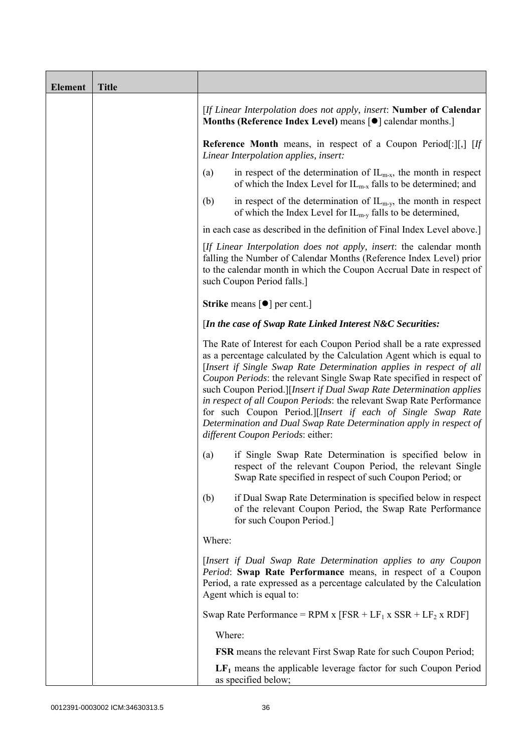| Element | Title | |
|---|---|---|
| | | [*If Linear Interpolation does not apply, insert*: **Number of Calendar Months (Reference Index Level)** means [●] calendar months.]<br><br>**Reference Month** means, in respect of a Coupon Period[:][,] [*If Linear Interpolation applies, insert:*<br><br>(a) in respect of the determination of $IL_{m-x}$, the month in respect of which the Index Level for $IL_{m-x}$ falls to be determined; and<br><br>(b) in respect of the determination of $IL_{m-y}$, the month in respect of which the Index Level for $IL_{m-y}$ falls to be determined,<br><br>in each case as described in the definition of Final Index Level above.]<br><br>[*If Linear Interpolation does not apply, insert*: the calendar month falling the Number of Calendar Months (Reference Index Level) prior to the calendar month in which the Coupon Accrual Date in respect of such Coupon Period falls.]<br><br>**Strike** means [●] per cent.]<br><br>[***In the case of Swap Rate Linked Interest N&C Securities:***<br><br>The Rate of Interest for each Coupon Period shall be a rate expressed as a percentage calculated by the Calculation Agent which is equal to [*Insert if Single Swap Rate Determination applies in respect of all Coupon Periods*: the relevant Single Swap Rate specified in respect of such Coupon Period.][*Insert if Dual Swap Rate Determination applies in respect of all Coupon Periods*: the relevant Swap Rate Performance for such Coupon Period.][*Insert if each of Single Swap Rate Determination and Dual Swap Rate Determination apply in respect of different Coupon Periods*: either:<br><br>(a) if Single Swap Rate Determination is specified below in respect of the relevant Coupon Period, the relevant Single Swap Rate specified in respect of such Coupon Period; or<br><br>(b) if Dual Swap Rate Determination is specified below in respect of the relevant Coupon Period, the Swap Rate Performance for such Coupon Period.]<br><br>Where:<br><br>[*Insert if Dual Swap Rate Determination applies to any Coupon Period*: **Swap Rate Performance** means, in respect of a Coupon Period, a rate expressed as a percentage calculated by the Calculation Agent which is equal to:<br><br>Swap Rate Performance = RPM x [FSR + $LF_1$ x SSR + $LF_2$ x RDF]<br><br>Where:<br><br>**FSR** means the relevant First Swap Rate for such Coupon Period;<br><br>**$LF_1$** means the applicable leverage factor for such Coupon Period as specified below; |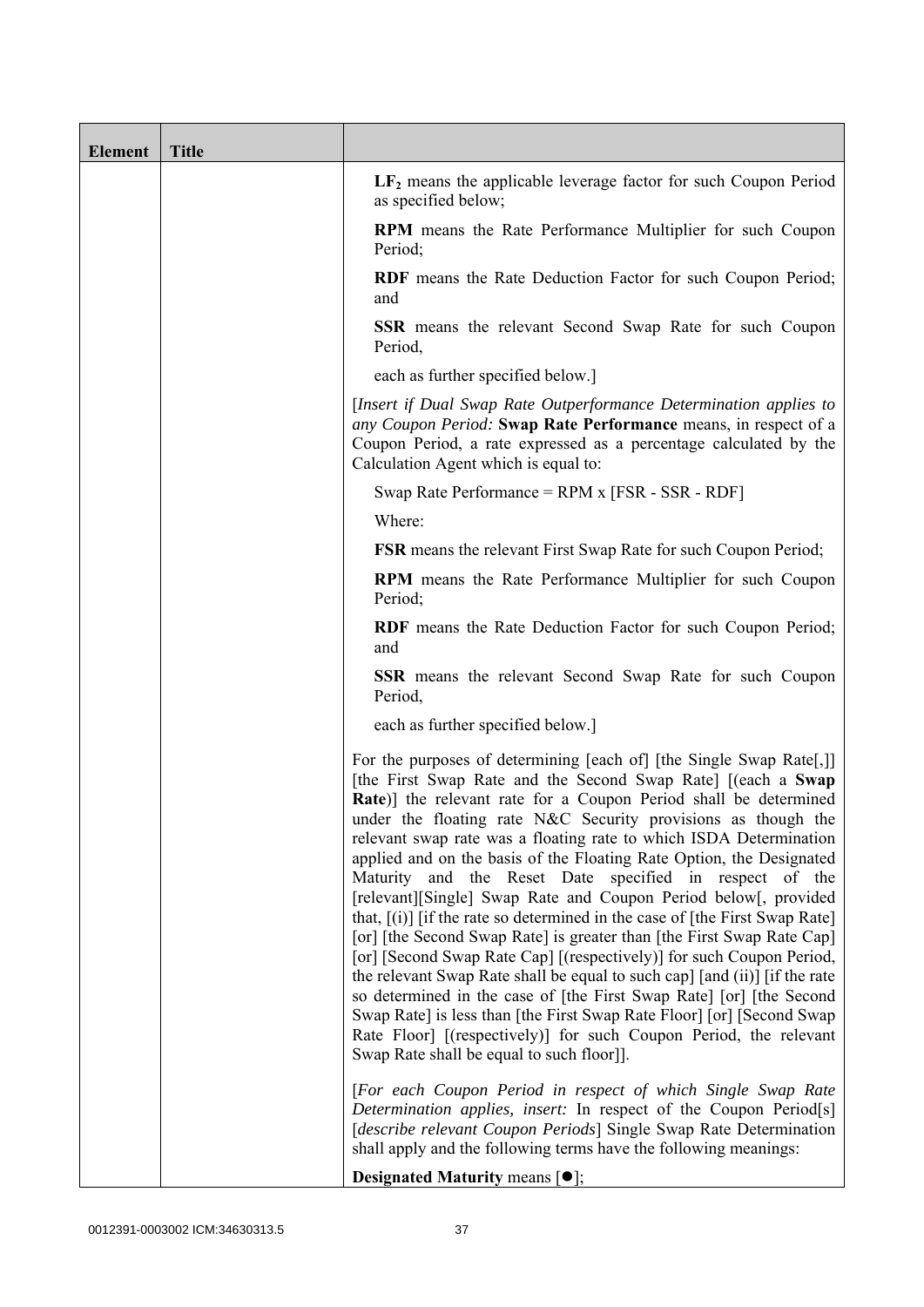| Element | Title | |
|---|---|---|
| | | $LF_2$ means the applicable leverage factor for such Coupon Period as specified below;<br><br>**RPM** means the Rate Performance Multiplier for such Coupon Period;<br><br>**RDF** means the Rate Deduction Factor for such Coupon Period; and<br><br>**SSR** means the relevant Second Swap Rate for such Coupon Period,<br><br>each as further specified below.]<br><br>[*Insert if Dual Swap Rate Outperformance Determination applies to any Coupon Period:* **Swap Rate Performance** means, in respect of a Coupon Period, a rate expressed as a percentage calculated by the Calculation Agent which is equal to:<br><br>Swap Rate Performance = RPM x [FSR - SSR - RDF]<br><br>Where:<br><br>**FSR** means the relevant First Swap Rate for such Coupon Period;<br><br>**RPM** means the Rate Performance Multiplier for such Coupon Period;<br><br>**RDF** means the Rate Deduction Factor for such Coupon Period; and<br><br>**SSR** means the relevant Second Swap Rate for such Coupon Period,<br><br>each as further specified below.]<br><br>For the purposes of determining [each of] [the Single Swap Rate[,]] [the First Swap Rate and the Second Swap Rate] [(each a **Swap Rate**)] the relevant rate for a Coupon Period shall be determined under the floating rate N&C Security provisions as though the relevant swap rate was a floating rate to which ISDA Determination applied and on the basis of the Floating Rate Option, the Designated Maturity and the Reset Date specified in respect of the [relevant][Single] Swap Rate and Coupon Period below[, provided that, [(i)] [if the rate so determined in the case of [the First Swap Rate] [or] [the Second Swap Rate] is greater than [the First Swap Rate Cap] [or] [Second Swap Rate Cap] [(respectively)] for such Coupon Period, the relevant Swap Rate shall be equal to such cap] [and (ii)] [if the rate so determined in the case of [the First Swap Rate] [or] [the Second Swap Rate] is less than [the First Swap Rate Floor] [or] [Second Swap Rate Floor] [(respectively)] for such Coupon Period, the relevant Swap Rate shall be equal to such floor]].<br><br>[*For each Coupon Period in respect of which Single Swap Rate Determination applies, insert:* In respect of the Coupon Period[s] [*describe relevant Coupon Periods*] Single Swap Rate Determination shall apply and the following terms have the following meanings:<br><br>**Designated Maturity** means [●]; |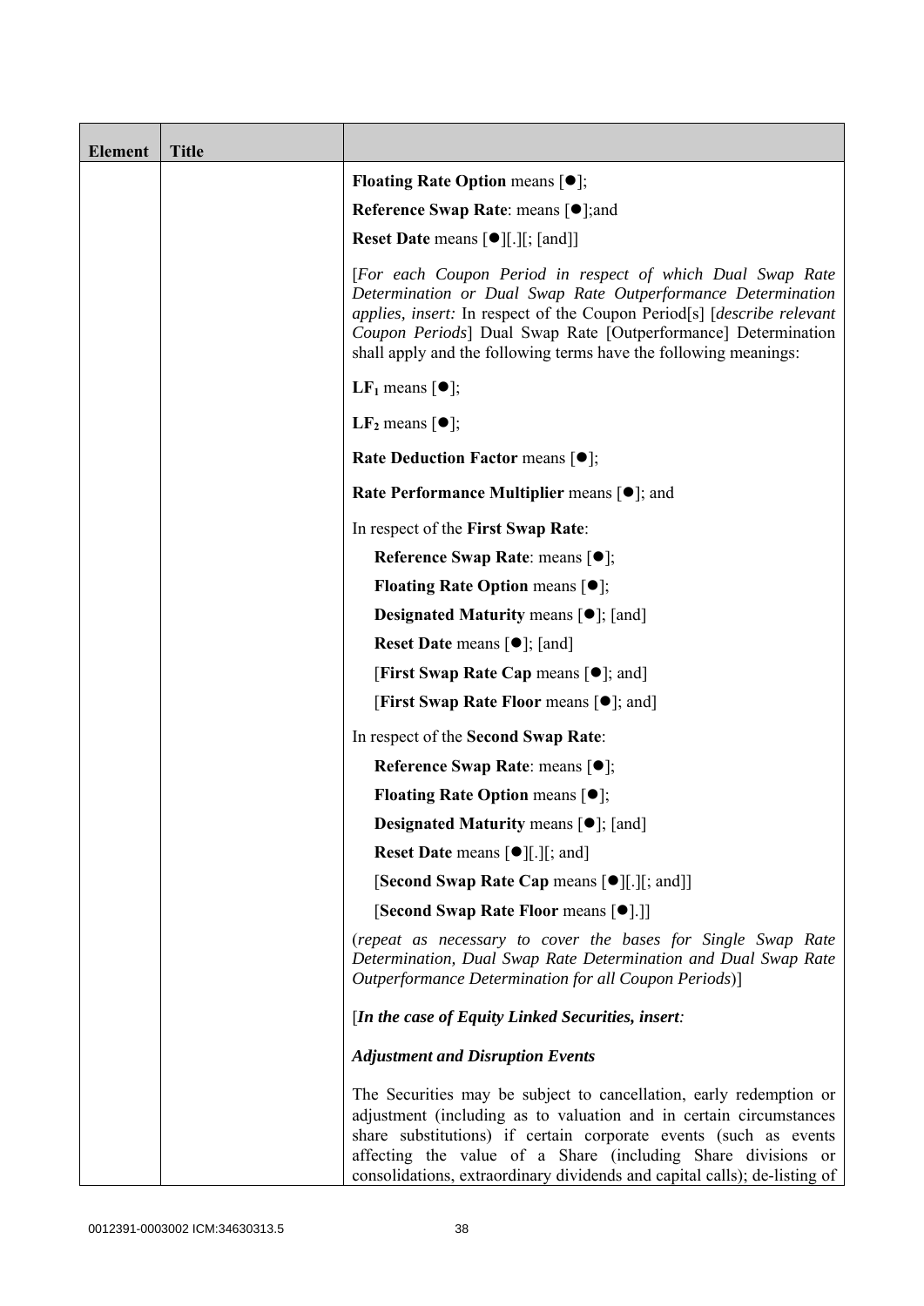| Element | Title | |
|---|---|---|
| | | **Floating Rate Option** means [●];<br><br>**Reference Swap Rate**: means [●];and<br><br>**Reset Date** means [●][.][; [and]]<br><br>[*For each Coupon Period in respect of which Dual Swap Rate Determination or Dual Swap Rate Outperformance Determination applies, insert:* In respect of the Coupon Period[s] [*describe relevant Coupon Periods*] Dual Swap Rate [Outperformance] Determination shall apply and the following terms have the following meanings:<br><br>**$LF_1$** means [●];<br><br>**$LF_2$** means [●];<br><br>**Rate Deduction Factor** means [●];<br><br>**Rate Performance Multiplier** means [●]; and<br><br>In respect of the **First Swap Rate**:<br><br>**Reference Swap Rate**: means [●];<br><br>**Floating Rate Option** means [●];<br><br>**Designated Maturity** means [●]; [and]<br><br>**Reset Date** means [●]; [and]<br><br>[**First Swap Rate Cap** means [●]; and]<br><br>[**First Swap Rate Floor** means [●]; and]<br><br>In respect of the **Second Swap Rate**:<br><br>**Reference Swap Rate**: means [●];<br><br>**Floating Rate Option** means [●];<br><br>**Designated Maturity** means [●]; [and]<br><br>**Reset Date** means [●][.][; and]<br><br>[**Second Swap Rate Cap** means [●][.][; and]]<br><br>[**Second Swap Rate Floor** means [●].]]<br><br>(*repeat as necessary to cover the bases for Single Swap Rate Determination, Dual Swap Rate Determination and Dual Swap Rate Outperformance Determination for all Coupon Periods*)]<br><br>[***In the case of Equity Linked Securities, insert:***<br><br>***Adjustment and Disruption Events***<br><br>The Securities may be subject to cancellation, early redemption or adjustment (including as to valuation and in certain circumstances share substitutions) if certain corporate events (such as events affecting the value of a Share (including Share divisions or consolidations, extraordinary dividends and capital calls); de-listing of |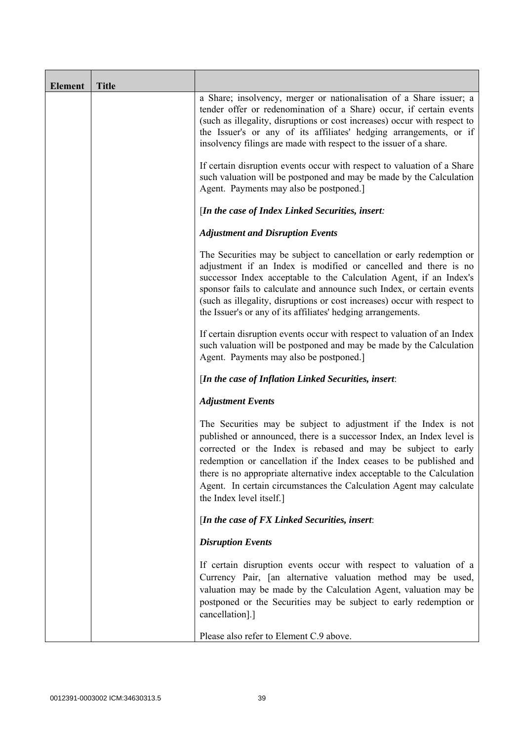| Element | Title | |
|---|---|---|
| | | a Share; insolvency, merger or nationalisation of a Share issuer; a tender offer or redenomination of a Share) occur, if certain events (such as illegality, disruptions or cost increases) occur with respect to the Issuer's or any of its affiliates' hedging arrangements, or if insolvency filings are made with respect to the issuer of a share.<br><br>If certain disruption events occur with respect to valuation of a Share such valuation will be postponed and may be made by the Calculation Agent. Payments may also be postponed.]<br><br>[***In the case of Index Linked Securities, insert:***<br><br>***Adjustment and Disruption Events***<br><br>The Securities may be subject to cancellation or early redemption or adjustment if an Index is modified or cancelled and there is no successor Index acceptable to the Calculation Agent, if an Index's sponsor fails to calculate and announce such Index, or certain events (such as illegality, disruptions or cost increases) occur with respect to the Issuer's or any of its affiliates' hedging arrangements.<br><br>If certain disruption events occur with respect to valuation of an Index such valuation will be postponed and may be made by the Calculation Agent. Payments may also be postponed.]<br><br>[***In the case of Inflation Linked Securities, insert:***<br><br>***Adjustment Events***<br><br>The Securities may be subject to adjustment if the Index is not published or announced, there is a successor Index, an Index level is corrected or the Index is rebased and may be subject to early redemption or cancellation if the Index ceases to be published and there is no appropriate alternative index acceptable to the Calculation Agent. In certain circumstances the Calculation Agent may calculate the Index level itself.]<br><br>[***In the case of FX Linked Securities, insert:***<br><br>***Disruption Events***<br><br>If certain disruption events occur with respect to valuation of a Currency Pair, [an alternative valuation method may be used, valuation may be made by the Calculation Agent, valuation may be postponed or the Securities may be subject to early redemption or cancellation].]<br><br>Please also refer to Element C.9 above. |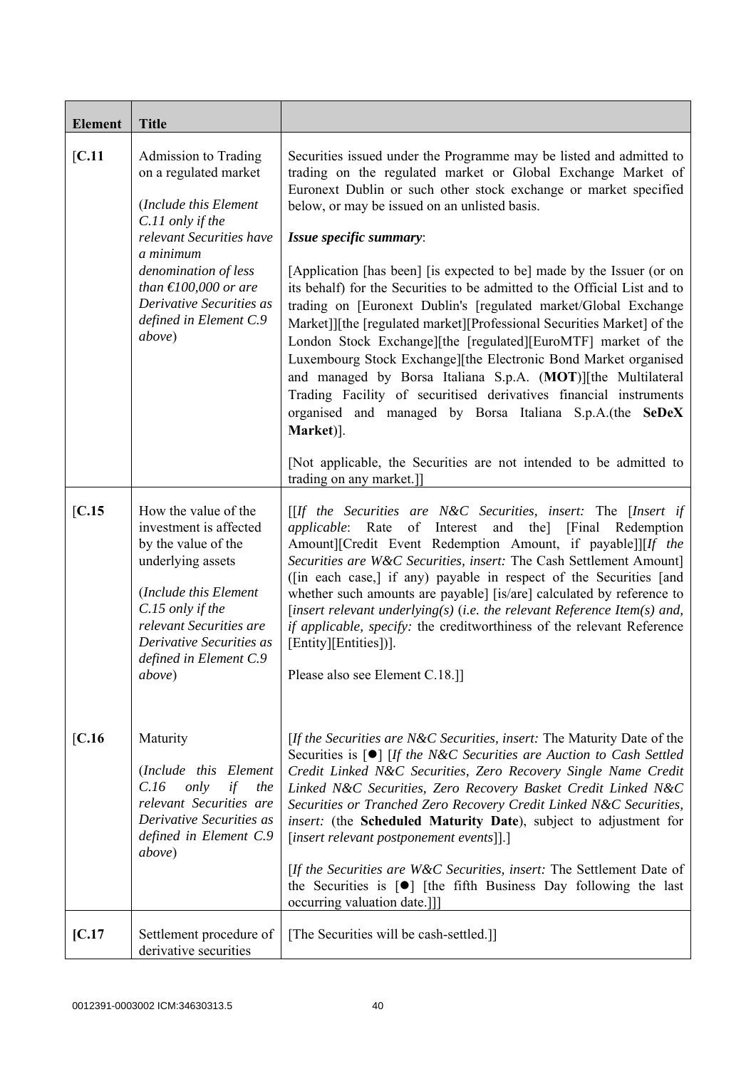| Element | Title | |
|---|---|---|
| [C.11 | Admission to Trading on a regulated market<br><br>(*Include this Element C.11 only if the relevant Securities have a minimum denomination of less than €100,000 or are Derivative Securities as defined in Element C.9 above*) | Securities issued under the Programme may be listed and admitted to trading on the regulated market or Global Exchange Market of Euronext Dublin or such other stock exchange or market specified below, or may be issued on an unlisted basis.<br><br>***Issue specific summary***:<br><br>[Application [has been] [is expected to be] made by the Issuer (or on its behalf) for the Securities to be admitted to the Official List and to trading on [Euronext Dublin's [regulated market/Global Exchange Market]][the [regulated market][Professional Securities Market] of the London Stock Exchange][the [regulated][EuroMTF] market of the Luxembourg Stock Exchange][the Electronic Bond Market organised and managed by Borsa Italiana S.p.A. (**MOT**)][the Multilateral Trading Facility of securitised derivatives financial instruments organised and managed by Borsa Italiana S.p.A.(the **SeDeX Market**)].<br><br>[Not applicable, the Securities are not intended to be admitted to trading on any market.]] |
| [C.15 | How the value of the investment is affected by the value of the underlying assets<br><br>(*Include this Element C.15 only if the relevant Securities are Derivative Securities as defined in Element C.9 above*) | [[*If the Securities are N&C Securities, insert:* The [*Insert if applicable*: Rate of Interest and the] [Final Redemption Amount][Credit Event Redemption Amount, if payable]][*If the Securities are W&C Securities, insert:* The Cash Settlement Amount] ([in each case,] if any) payable in respect of the Securities [and whether such amounts are payable] [is/are] calculated by reference to [*insert relevant underlying(s)* (*i.e. the relevant Reference Item(s) and, if applicable, specify:* the creditworthiness of the relevant Reference [Entity][Entities])].<br><br>Please also see Element C.18.]] |
| [C.16 | Maturity<br><br>(*Include this Element C.16 only if the relevant Securities are Derivative Securities as defined in Element C.9 above*) | [*If the Securities are N&C Securities, insert:* The Maturity Date of the Securities is [●] [*If the N&C Securities are Auction to Cash Settled Credit Linked N&C Securities, Zero Recovery Single Name Credit Linked N&C Securities, Zero Recovery Basket Credit Linked N&C Securities or Tranched Zero Recovery Credit Linked N&C Securities, insert:* (the **Scheduled Maturity Date**), subject to adjustment for [*insert relevant postponement events*]].]<br><br>[*If the Securities are W&C Securities, insert:* The Settlement Date of the Securities is [●] [the fifth Business Day following the last occurring valuation date.]]] |
| **[C.17** | Settlement procedure of derivative securities | [The Securities will be cash-settled.]] |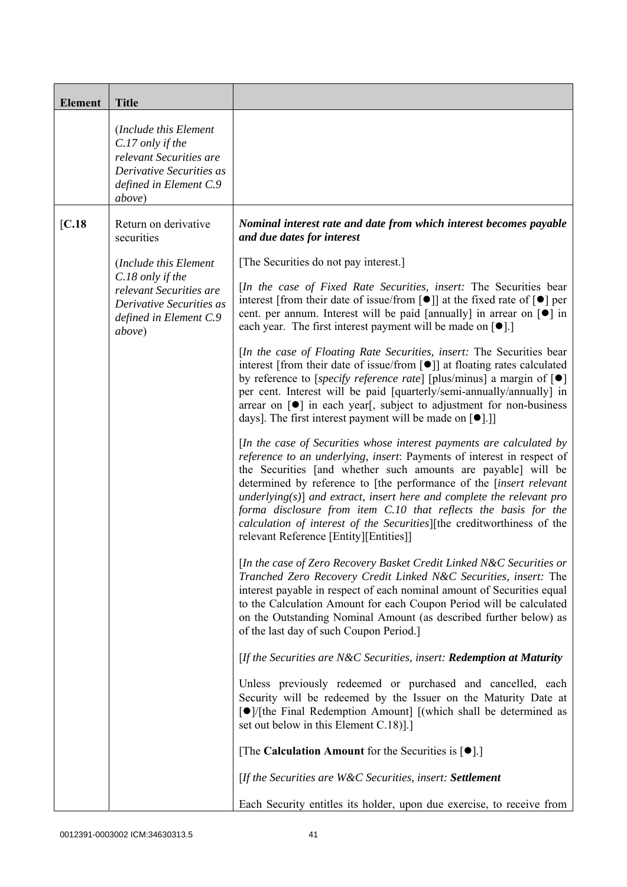| Element | Title | |
|---|---|---|
| | (*Include this Element C.17 only if the relevant Securities are Derivative Securities as defined in Element C.9 above*) | |
| [C.18 | Return on derivative securities<br><br>(*Include this Element C.18 only if the relevant Securities are Derivative Securities as defined in Element C.9 above*) | ***Nominal interest rate and date from which interest becomes payable and due dates for interest***<br><br>[The Securities do not pay interest.]<br><br>[*In the case of Fixed Rate Securities, insert:* The Securities bear interest [from their date of issue/from [●]] at the fixed rate of [●] per cent. per annum. Interest will be paid [annually] in arrear on [●] in each year. The first interest payment will be made on [●].]<br><br>[*In the case of Floating Rate Securities, insert:* The Securities bear interest [from their date of issue/from [●]] at floating rates calculated by reference to [*specify reference rate*] [plus/minus] a margin of [●] per cent. Interest will be paid [quarterly/semi-annually/annually] in arrear on [●] in each year[, subject to adjustment for non-business days]. The first interest payment will be made on [●].]]<br><br>[*In the case of Securities whose interest payments are calculated by reference to an underlying, insert*: Payments of interest in respect of the Securities [and whether such amounts are payable] will be determined by reference to [the performance of the [*insert relevant underlying(s)*] *and extract, insert here and complete the relevant pro forma disclosure from item C.10 that reflects the basis for the calculation of interest of the Securities*][the creditworthiness of the relevant Reference [Entity][Entities]]<br><br>[*In the case of Zero Recovery Basket Credit Linked N&C Securities or Tranched Zero Recovery Credit Linked N&C Securities, insert:* The interest payable in respect of each nominal amount of Securities equal to the Calculation Amount for each Coupon Period will be calculated on the Outstanding Nominal Amount (as described further below) as of the last day of such Coupon Period.]<br><br>[*If the Securities are N&C Securities, insert:* ***Redemption at Maturity***<br><br>Unless previously redeemed or purchased and cancelled, each Security will be redeemed by the Issuer on the Maturity Date at [●]/[the Final Redemption Amount] [(which shall be determined as set out below in this Element C.18)].]<br><br>[The **Calculation Amount** for the Securities is [●].]<br><br>[*If the Securities are W&C Securities, insert:* ***Settlement***<br><br>Each Security entitles its holder, upon due exercise, to receive from |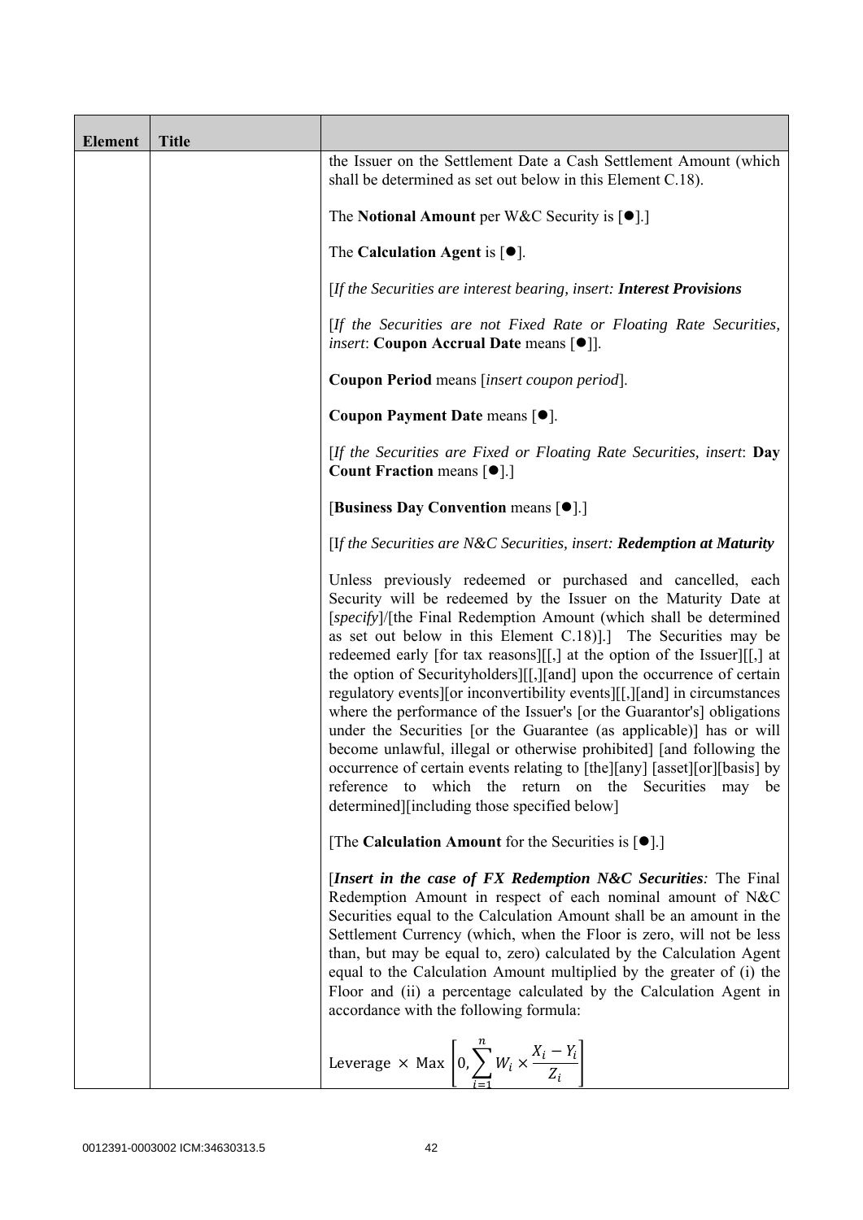| Element | Title | |
|---|---|---|
| | | the Issuer on the Settlement Date a Cash Settlement Amount (which shall be determined as set out below in this Element C.18).<br><br>The **Notional Amount** per W&C Security is [●].]<br><br>The **Calculation Agent** is [●].<br><br>[*If the Securities are interest bearing, insert:* ***Interest Provisions***<br><br>[*If the Securities are not Fixed Rate or Floating Rate Securities, insert*: **Coupon Accrual Date** means [●]].<br><br>**Coupon Period** means [*insert coupon period*].<br><br>**Coupon Payment Date** means [●].<br><br>[*If the Securities are Fixed or Floating Rate Securities, insert*: **Day Count Fraction** means [●].]<br><br>[**Business Day Convention** means [●].]<br><br>[I*f the Securities are N&C Securities, insert:* ***Redemption at Maturity***<br><br>Unless previously redeemed or purchased and cancelled, each Security will be redeemed by the Issuer on the Maturity Date at [*specify*]/[the Final Redemption Amount (which shall be determined as set out below in this Element C.18)].] The Securities may be redeemed early [for tax reasons][[,] at the option of the Issuer][[,] at the option of Securityholders][[,][and] upon the occurrence of certain regulatory events][or inconvertibility events][[,][and] in circumstances where the performance of the Issuer's [or the Guarantor's] obligations under the Securities [or the Guarantee (as applicable)] has or will become unlawful, illegal or otherwise prohibited] [and following the occurrence of certain events relating to [the][any] [asset][or][basis] by reference to which the return on the Securities may be determined][including those specified below]<br><br>[The **Calculation Amount** for the Securities is [●].]<br><br>[***Insert in the case of FX Redemption N&C Securities****:* The Final Redemption Amount in respect of each nominal amount of N&C Securities equal to the Calculation Amount shall be an amount in the Settlement Currency (which, when the Floor is zero, will not be less than, but may be equal to, zero) calculated by the Calculation Agent equal to the Calculation Amount multiplied by the greater of (i) the Floor and (ii) a percentage calculated by the Calculation Agent in accordance with the following formula:<br><br>$\text{Leverage} \times \text{Max}\left[0, \sum_{i=1}^{n} W_i \times \frac{X_i - Y_i}{Z_i}\right]$ |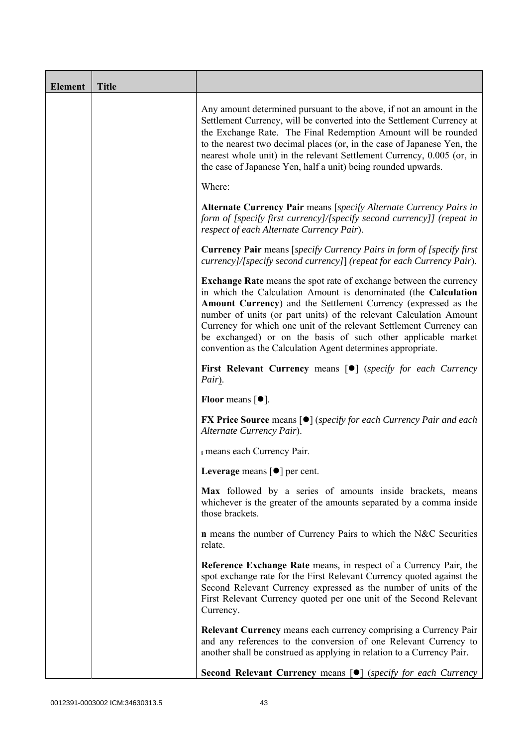| Element | Title | |
|---|---|---|
| | | Any amount determined pursuant to the above, if not an amount in the Settlement Currency, will be converted into the Settlement Currency at the Exchange Rate. The Final Redemption Amount will be rounded to the nearest two decimal places (or, in the case of Japanese Yen, the nearest whole unit) in the relevant Settlement Currency, 0.005 (or, in the case of Japanese Yen, half a unit) being rounded upwards.<br><br>Where:<br><br>**Alternate Currency Pair** means [*specify Alternate Currency Pairs in form of [specify first currency]/[specify second currency]] (repeat in respect of each Alternate Currency Pair*).<br><br>**Currency Pair** means [*specify Currency Pairs in form of [specify first currency]/[specify second currency]*] (*repeat for each Currency Pair*).<br><br>**Exchange Rate** means the spot rate of exchange between the currency in which the Calculation Amount is denominated (the **Calculation Amount Currency**) and the Settlement Currency (expressed as the number of units (or part units) of the relevant Calculation Amount Currency for which one unit of the relevant Settlement Currency can be exchanged) or on the basis of such other applicable market convention as the Calculation Agent determines appropriate.<br><br>**First Relevant Currency** means [●] (*specify for each Currency Pair*).<br><br>**Floor** means [●].<br><br>**FX Price Source** means [●] (*specify for each Currency Pair and each Alternate Currency Pair*).<br><br>$_i$ means each Currency Pair.<br><br>**Leverage** means [●] per cent.<br><br>**Max** followed by a series of amounts inside brackets, means whichever is the greater of the amounts separated by a comma inside those brackets.<br><br>**n** means the number of Currency Pairs to which the N&C Securities relate.<br><br>**Reference Exchange Rate** means, in respect of a Currency Pair, the spot exchange rate for the First Relevant Currency quoted against the Second Relevant Currency expressed as the number of units of the First Relevant Currency quoted per one unit of the Second Relevant Currency.<br><br>**Relevant Currency** means each currency comprising a Currency Pair and any references to the conversion of one Relevant Currency to another shall be construed as applying in relation to a Currency Pair.<br><br>**Second Relevant Currency** means [●] (*specify for each Currency* |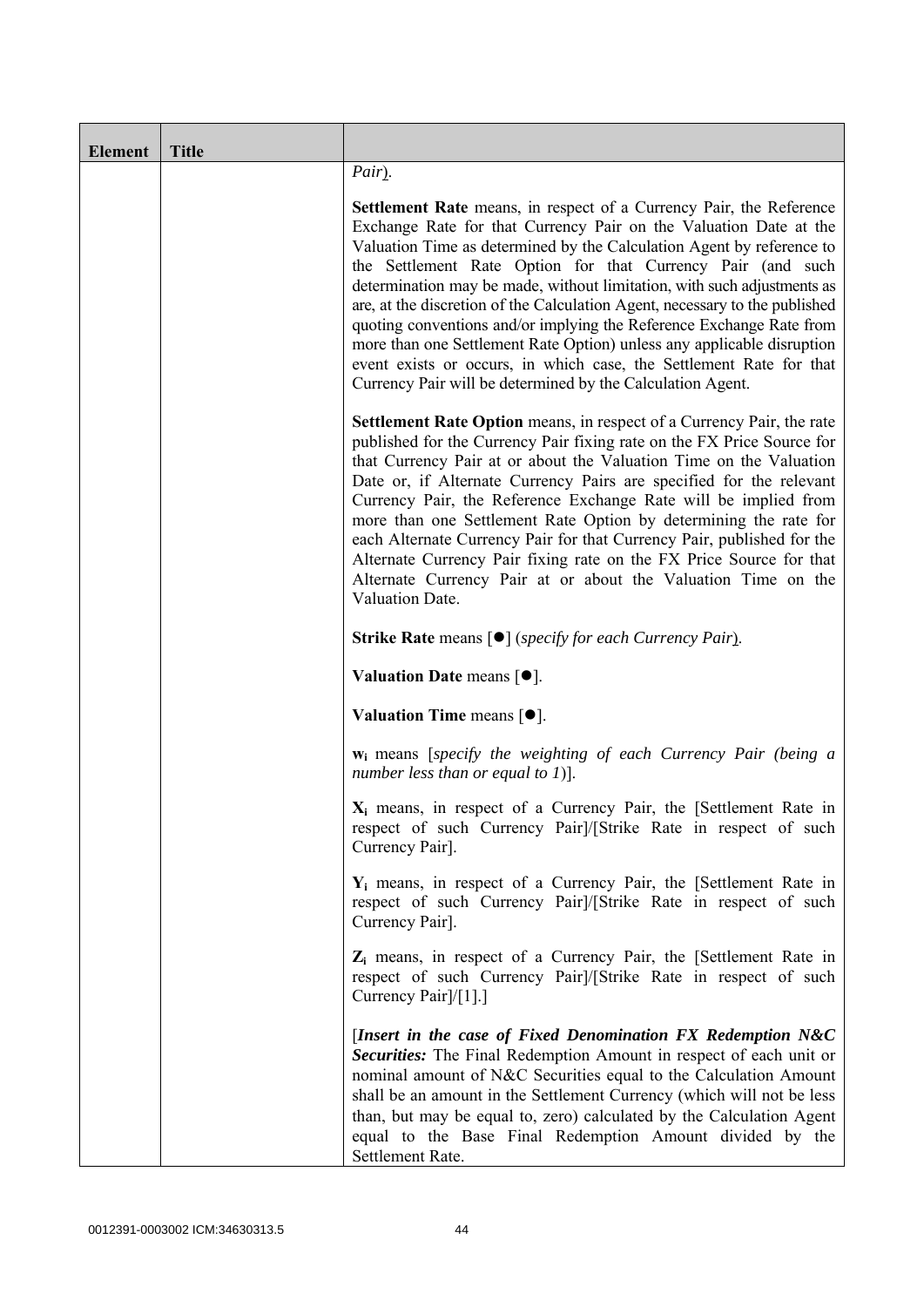| Element | Title | |
|---|---|---|
| | | *Pair*).<br><br>**Settlement Rate** means, in respect of a Currency Pair, the Reference Exchange Rate for that Currency Pair on the Valuation Date at the Valuation Time as determined by the Calculation Agent by reference to the Settlement Rate Option for that Currency Pair (and such determination may be made, without limitation, with such adjustments as are, at the discretion of the Calculation Agent, necessary to the published quoting conventions and/or implying the Reference Exchange Rate from more than one Settlement Rate Option) unless any applicable disruption event exists or occurs, in which case, the Settlement Rate for that Currency Pair will be determined by the Calculation Agent.<br><br>**Settlement Rate Option** means, in respect of a Currency Pair, the rate published for the Currency Pair fixing rate on the FX Price Source for that Currency Pair at or about the Valuation Time on the Valuation Date or, if Alternate Currency Pairs are specified for the relevant Currency Pair, the Reference Exchange Rate will be implied from more than one Settlement Rate Option by determining the rate for each Alternate Currency Pair for that Currency Pair, published for the Alternate Currency Pair fixing rate on the FX Price Source for that Alternate Currency Pair at or about the Valuation Time on the Valuation Date.<br><br>**Strike Rate** means [●] (*specify for each Currency Pair*).<br><br>**Valuation Date** means [●].<br><br>**Valuation Time** means [●].<br><br>**$w_i$** means [*specify the weighting of each Currency Pair (being a number less than or equal to 1)*].<br><br>**$X_i$** means, in respect of a Currency Pair, the [Settlement Rate in respect of such Currency Pair]/[Strike Rate in respect of such Currency Pair].<br><br>**$Y_i$** means, in respect of a Currency Pair, the [Settlement Rate in respect of such Currency Pair]/[Strike Rate in respect of such Currency Pair].<br><br>**$Z_i$** means, in respect of a Currency Pair, the [Settlement Rate in respect of such Currency Pair]/[Strike Rate in respect of such Currency Pair]/[1].]<br><br>[***Insert in the case of Fixed Denomination FX Redemption N&C Securities:*** The Final Redemption Amount in respect of each unit or nominal amount of N&C Securities equal to the Calculation Amount shall be an amount in the Settlement Currency (which will not be less than, but may be equal to, zero) calculated by the Calculation Agent equal to the Base Final Redemption Amount divided by the Settlement Rate. |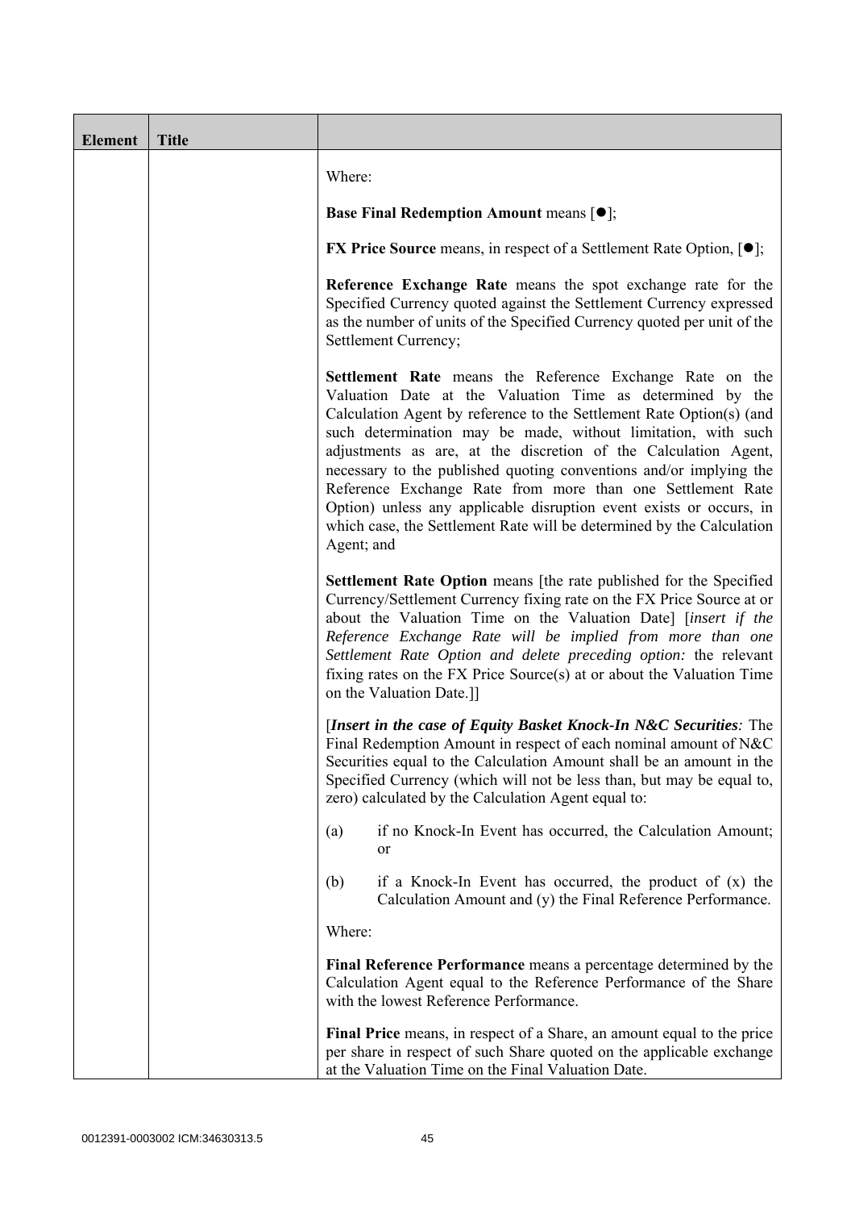| Element | Title | |
|---|---|---|
| | | Where:<br><br>**Base Final Redemption Amount** means [●];<br><br>**FX Price Source** means, in respect of a Settlement Rate Option, [●];<br><br>**Reference Exchange Rate** means the spot exchange rate for the Specified Currency quoted against the Settlement Currency expressed as the number of units of the Specified Currency quoted per unit of the Settlement Currency;<br><br>**Settlement Rate** means the Reference Exchange Rate on the Valuation Date at the Valuation Time as determined by the Calculation Agent by reference to the Settlement Rate Option(s) (and such determination may be made, without limitation, with such adjustments as are, at the discretion of the Calculation Agent, necessary to the published quoting conventions and/or implying the Reference Exchange Rate from more than one Settlement Rate Option) unless any applicable disruption event exists or occurs, in which case, the Settlement Rate will be determined by the Calculation Agent; and<br><br>**Settlement Rate Option** means [the rate published for the Specified Currency/Settlement Currency fixing rate on the FX Price Source at or about the Valuation Time on the Valuation Date] [*insert if the Reference Exchange Rate will be implied from more than one Settlement Rate Option and delete preceding option:* the relevant fixing rates on the FX Price Source(s) at or about the Valuation Time on the Valuation Date.]]<br><br>[***Insert in the case of Equity Basket Knock-In N&C Securities****:* The Final Redemption Amount in respect of each nominal amount of N&C Securities equal to the Calculation Amount shall be an amount in the Specified Currency (which will not be less than, but may be equal to, zero) calculated by the Calculation Agent equal to:<br><br>(a) if no Knock-In Event has occurred, the Calculation Amount; or<br><br>(b) if a Knock-In Event has occurred, the product of (x) the Calculation Amount and (y) the Final Reference Performance.<br><br>Where:<br><br>**Final Reference Performance** means a percentage determined by the Calculation Agent equal to the Reference Performance of the Share with the lowest Reference Performance.<br><br>**Final Price** means, in respect of a Share, an amount equal to the price per share in respect of such Share quoted on the applicable exchange at the Valuation Time on the Final Valuation Date. |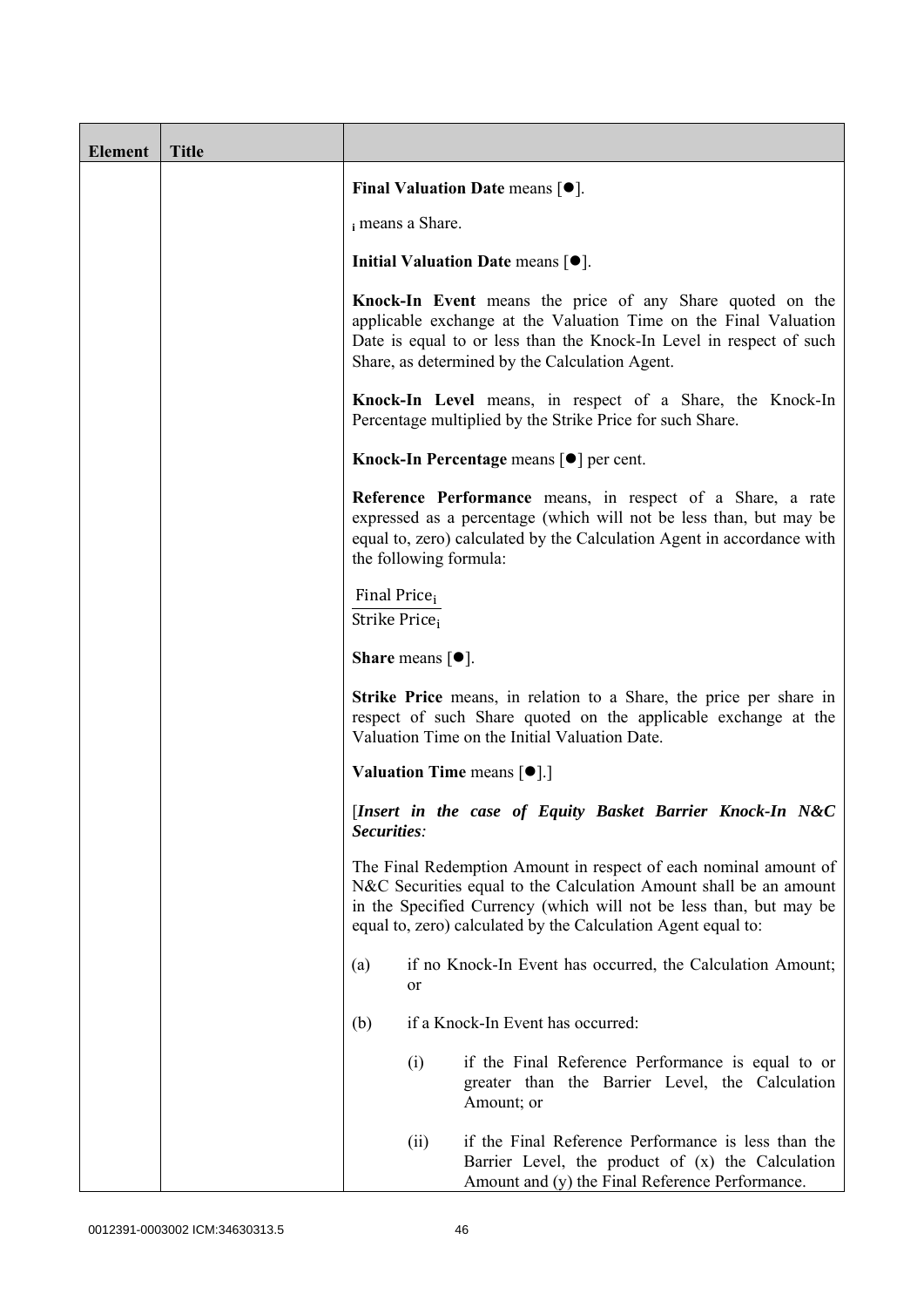| Element | Title | |
|---|---|---|
| | | **Final Valuation Date** means [●].<br><br>$_i$ means a Share.<br><br>**Initial Valuation Date** means [●].<br><br>**Knock-In Event** means the price of any Share quoted on the applicable exchange at the Valuation Time on the Final Valuation Date is equal to or less than the Knock-In Level in respect of such Share, as determined by the Calculation Agent.<br><br>**Knock-In Level** means, in respect of a Share, the Knock-In Percentage multiplied by the Strike Price for such Share.<br><br>**Knock-In Percentage** means [●] per cent.<br><br>**Reference Performance** means, in respect of a Share, a rate expressed as a percentage (which will not be less than, but may be equal to, zero) calculated by the Calculation Agent in accordance with the following formula:<br><br>$\frac{\text{Final Price}_i}{\text{Strike Price}_i}$<br><br>**Share** means [●].<br><br>**Strike Price** means, in relation to a Share, the price per share in respect of such Share quoted on the applicable exchange at the Valuation Time on the Initial Valuation Date.<br><br>**Valuation Time** means [●].]<br><br>[***Insert in the case of Equity Basket Barrier Knock-In N&C Securities****:*<br><br>The Final Redemption Amount in respect of each nominal amount of N&C Securities equal to the Calculation Amount shall be an amount in the Specified Currency (which will not be less than, but may be equal to, zero) calculated by the Calculation Agent equal to:<br><br>(a) if no Knock-In Event has occurred, the Calculation Amount; or<br><br>(b) if a Knock-In Event has occurred:<br><br>(i) if the Final Reference Performance is equal to or greater than the Barrier Level, the Calculation Amount; or<br><br>(ii) if the Final Reference Performance is less than the Barrier Level, the product of (x) the Calculation Amount and (y) the Final Reference Performance. |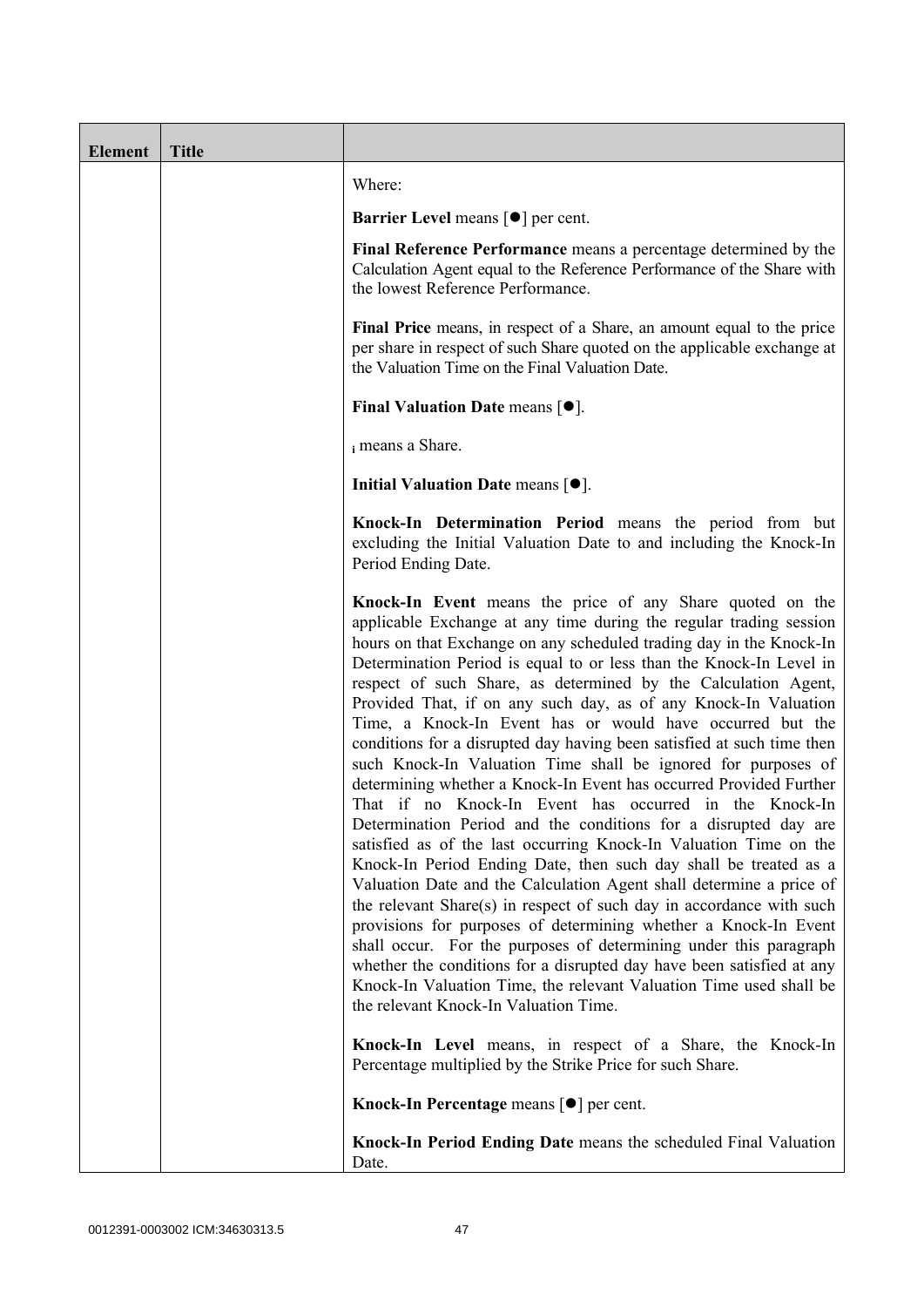| Element | Title | |
|---|---|---|
| | | Where:<br><br>**Barrier Level** means [●] per cent.<br><br>**Final Reference Performance** means a percentage determined by the Calculation Agent equal to the Reference Performance of the Share with the lowest Reference Performance.<br><br>**Final Price** means, in respect of a Share, an amount equal to the price per share in respect of such Share quoted on the applicable exchange at the Valuation Time on the Final Valuation Date.<br><br>**Final Valuation Date** means [●].<br><br>$_i$ means a Share.<br><br>**Initial Valuation Date** means [●].<br><br>**Knock-In Determination Period** means the period from but excluding the Initial Valuation Date to and including the Knock-In Period Ending Date.<br><br>**Knock-In Event** means the price of any Share quoted on the applicable Exchange at any time during the regular trading session hours on that Exchange on any scheduled trading day in the Knock-In Determination Period is equal to or less than the Knock-In Level in respect of such Share, as determined by the Calculation Agent, Provided That, if on any such day, as of any Knock-In Valuation Time, a Knock-In Event has or would have occurred but the conditions for a disrupted day having been satisfied at such time then such Knock-In Valuation Time shall be ignored for purposes of determining whether a Knock-In Event has occurred Provided Further That if no Knock-In Event has occurred in the Knock-In Determination Period and the conditions for a disrupted day are satisfied as of the last occurring Knock-In Valuation Time on the Knock-In Period Ending Date, then such day shall be treated as a Valuation Date and the Calculation Agent shall determine a price of the relevant Share(s) in respect of such day in accordance with such provisions for purposes of determining whether a Knock-In Event shall occur. For the purposes of determining under this paragraph whether the conditions for a disrupted day have been satisfied at any Knock-In Valuation Time, the relevant Valuation Time used shall be the relevant Knock-In Valuation Time.<br><br>**Knock-In Level** means, in respect of a Share, the Knock-In Percentage multiplied by the Strike Price for such Share.<br><br>**Knock-In Percentage** means [●] per cent.<br><br>**Knock-In Period Ending Date** means the scheduled Final Valuation Date. |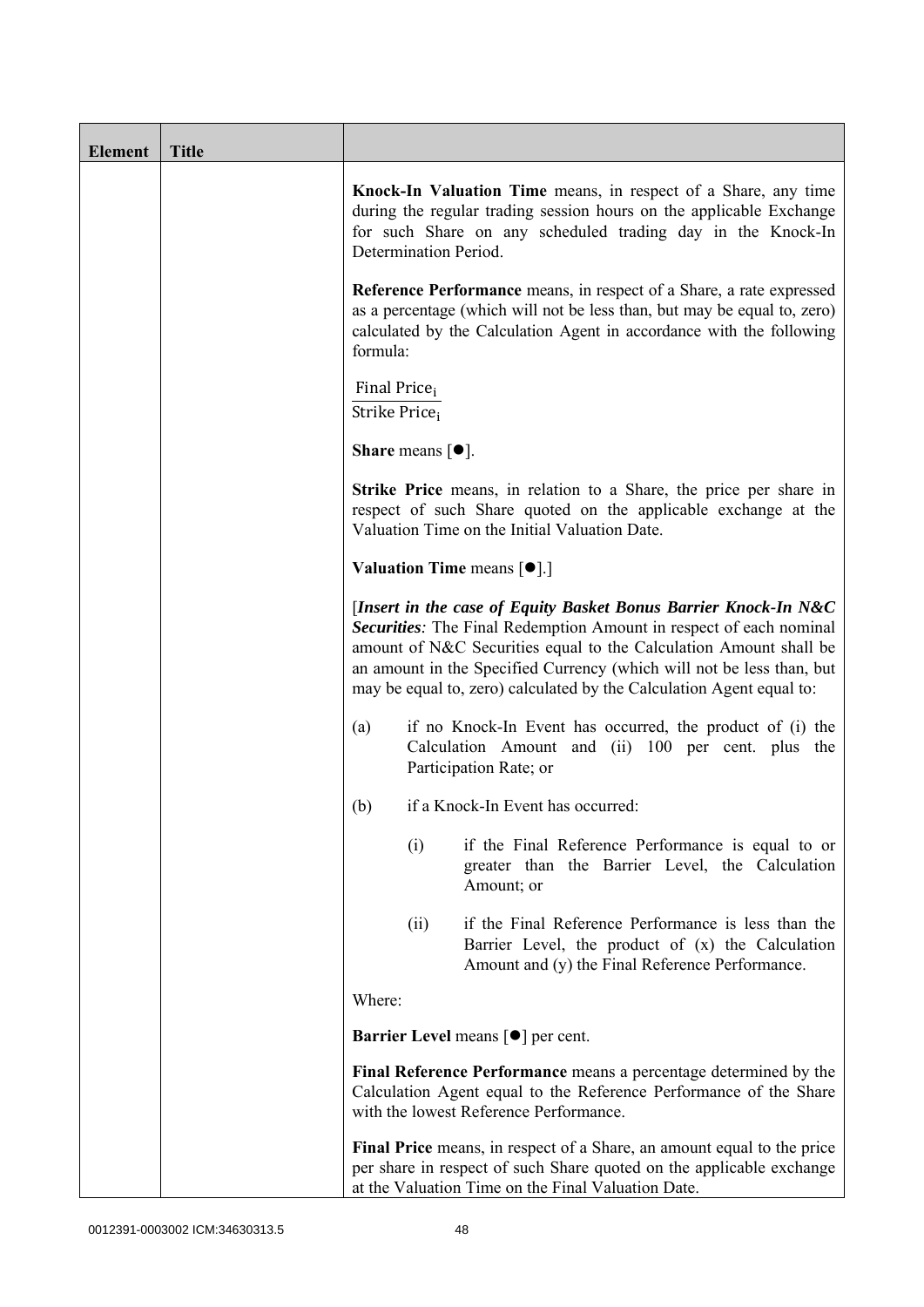| Element | Title | |
|---|---|---|
| | | **Knock-In Valuation Time** means, in respect of a Share, any time during the regular trading session hours on the applicable Exchange for such Share on any scheduled trading day in the Knock-In Determination Period.<br><br>**Reference Performance** means, in respect of a Share, a rate expressed as a percentage (which will not be less than, but may be equal to, zero) calculated by the Calculation Agent in accordance with the following formula:<br><br>$\frac{\text{Final Price}_i}{\text{Strike Price}_i}$<br><br>**Share** means [●].<br><br>**Strike Price** means, in relation to a Share, the price per share in respect of such Share quoted on the applicable exchange at the Valuation Time on the Initial Valuation Date.<br><br>**Valuation Time** means [●].]<br><br>[***Insert in the case of Equity Basket Bonus Barrier Knock-In N&C Securities****:* The Final Redemption Amount in respect of each nominal amount of N&C Securities equal to the Calculation Amount shall be an amount in the Specified Currency (which will not be less than, but may be equal to, zero) calculated by the Calculation Agent equal to:<br><br>(a) if no Knock-In Event has occurred, the product of (i) the Calculation Amount and (ii) 100 per cent. plus the Participation Rate; or<br><br>(b) if a Knock-In Event has occurred:<br><br>(i) if the Final Reference Performance is equal to or greater than the Barrier Level, the Calculation Amount; or<br><br>(ii) if the Final Reference Performance is less than the Barrier Level, the product of (x) the Calculation Amount and (y) the Final Reference Performance.<br><br>Where:<br><br>**Barrier Level** means [●] per cent.<br><br>**Final Reference Performance** means a percentage determined by the Calculation Agent equal to the Reference Performance of the Share with the lowest Reference Performance.<br><br>**Final Price** means, in respect of a Share, an amount equal to the price per share in respect of such Share quoted on the applicable exchange at the Valuation Time on the Final Valuation Date. |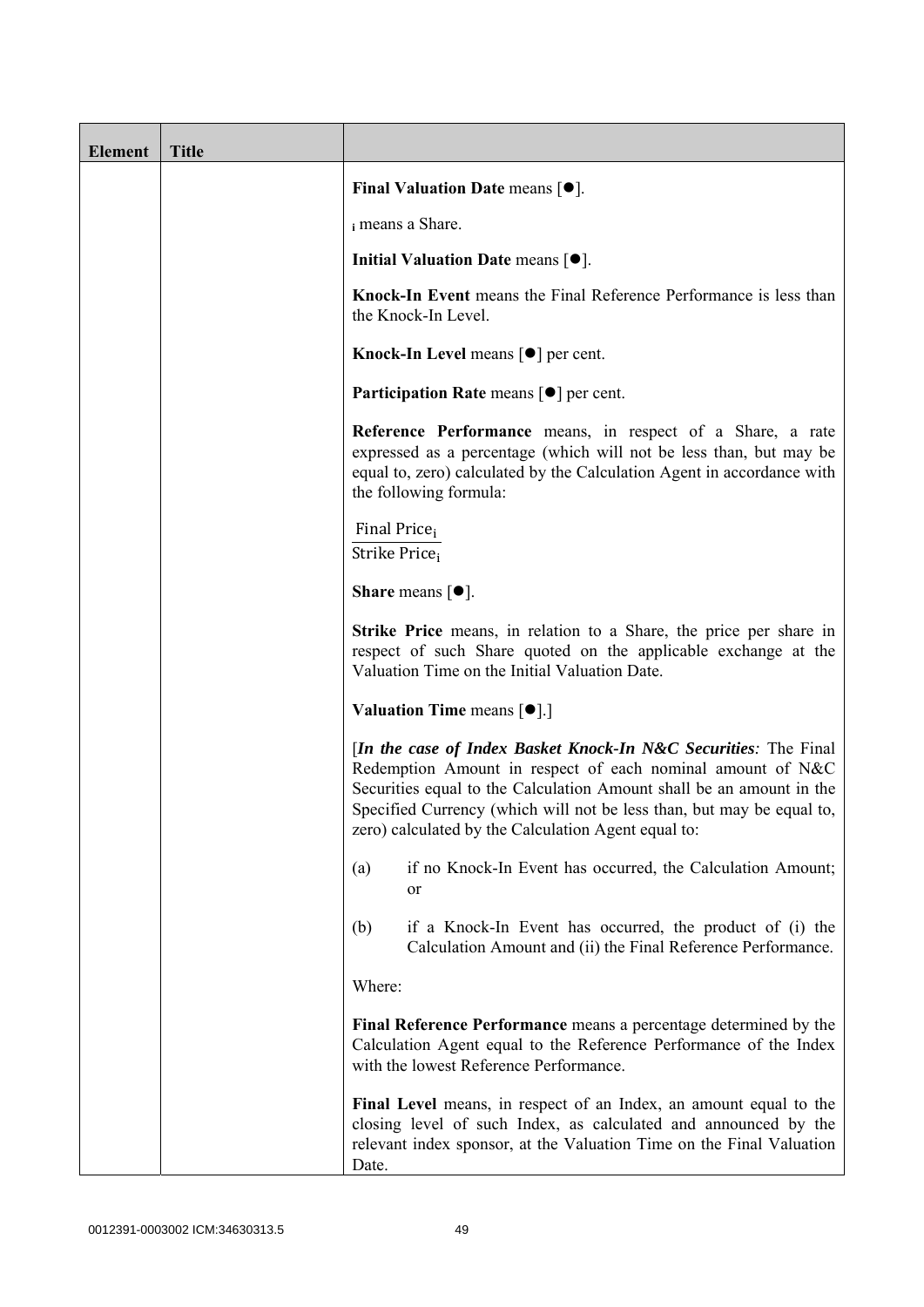| Element | Title | |
|---|---|---|
| | | **Final Valuation Date** means [●].<br><br>$_i$ means a Share.<br><br>**Initial Valuation Date** means [●].<br><br>**Knock-In Event** means the Final Reference Performance is less than the Knock-In Level.<br><br>**Knock-In Level** means [●] per cent.<br><br>**Participation Rate** means [●] per cent.<br><br>**Reference Performance** means, in respect of a Share, a rate expressed as a percentage (which will not be less than, but may be equal to, zero) calculated by the Calculation Agent in accordance with the following formula:<br><br>$\frac{\text{Final Price}_i}{\text{Strike Price}_i}$<br><br>**Share** means [●].<br><br>**Strike Price** means, in relation to a Share, the price per share in respect of such Share quoted on the applicable exchange at the Valuation Time on the Initial Valuation Date.<br><br>**Valuation Time** means [●].]<br><br>[***In the case of Index Basket Knock-In N&C Securities:*** The Final Redemption Amount in respect of each nominal amount of N&C Securities equal to the Calculation Amount shall be an amount in the Specified Currency (which will not be less than, but may be equal to, zero) calculated by the Calculation Agent equal to:<br><br>(a) if no Knock-In Event has occurred, the Calculation Amount; or<br><br>(b) if a Knock-In Event has occurred, the product of (i) the Calculation Amount and (ii) the Final Reference Performance.<br><br>Where:<br><br>**Final Reference Performance** means a percentage determined by the Calculation Agent equal to the Reference Performance of the Index with the lowest Reference Performance.<br><br>**Final Level** means, in respect of an Index, an amount equal to the closing level of such Index, as calculated and announced by the relevant index sponsor, at the Valuation Time on the Final Valuation Date. |

0012391-0003002 ICM:34630313.5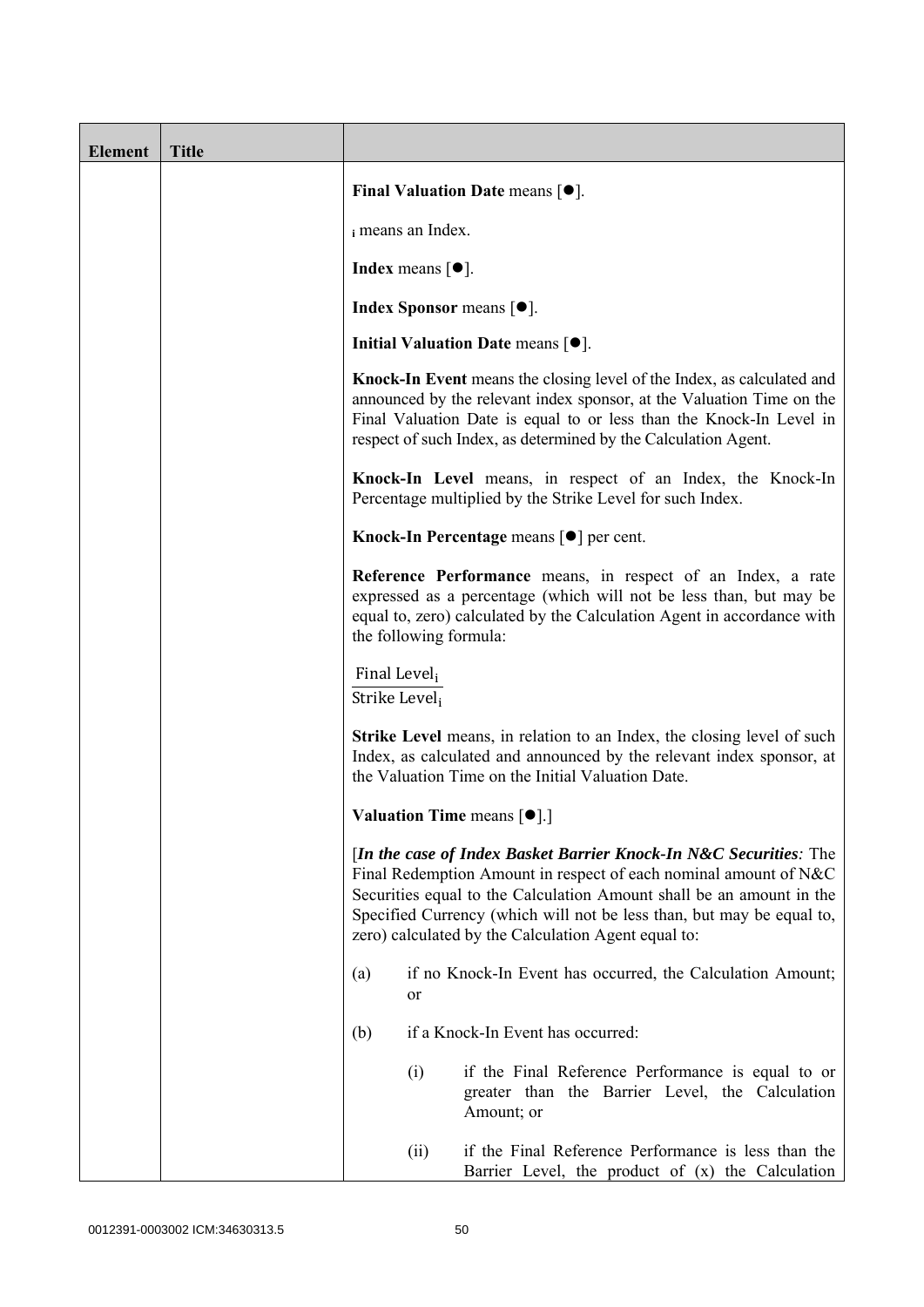| Element | Title | |
|---|---|---|
| | | **Final Valuation Date** means [●].<br><br>$_i$ means an Index.<br><br>**Index** means [●].<br><br>**Index Sponsor** means [●].<br><br>**Initial Valuation Date** means [●].<br><br>**Knock-In Event** means the closing level of the Index, as calculated and announced by the relevant index sponsor, at the Valuation Time on the Final Valuation Date is equal to or less than the Knock-In Level in respect of such Index, as determined by the Calculation Agent.<br><br>**Knock-In Level** means, in respect of an Index, the Knock-In Percentage multiplied by the Strike Level for such Index.<br><br>**Knock-In Percentage** means [●] per cent.<br><br>**Reference Performance** means, in respect of an Index, a rate expressed as a percentage (which will not be less than, but may be equal to, zero) calculated by the Calculation Agent in accordance with the following formula:<br><br>$\frac{\text{Final Level}_i}{\text{Strike Level}_i}$<br><br>**Strike Level** means, in relation to an Index, the closing level of such Index, as calculated and announced by the relevant index sponsor, at the Valuation Time on the Initial Valuation Date.<br><br>**Valuation Time** means [●].]<br><br>[***In the case of Index Basket Barrier Knock-In N&C Securities****:* The Final Redemption Amount in respect of each nominal amount of N&C Securities equal to the Calculation Amount shall be an amount in the Specified Currency (which will not be less than, but may be equal to, zero) calculated by the Calculation Agent equal to:<br><br>(a) if no Knock-In Event has occurred, the Calculation Amount; or<br><br>(b) if a Knock-In Event has occurred:<br><br>(i) if the Final Reference Performance is equal to or greater than the Barrier Level, the Calculation Amount; or<br><br>(ii) if the Final Reference Performance is less than the Barrier Level, the product of (x) the Calculation |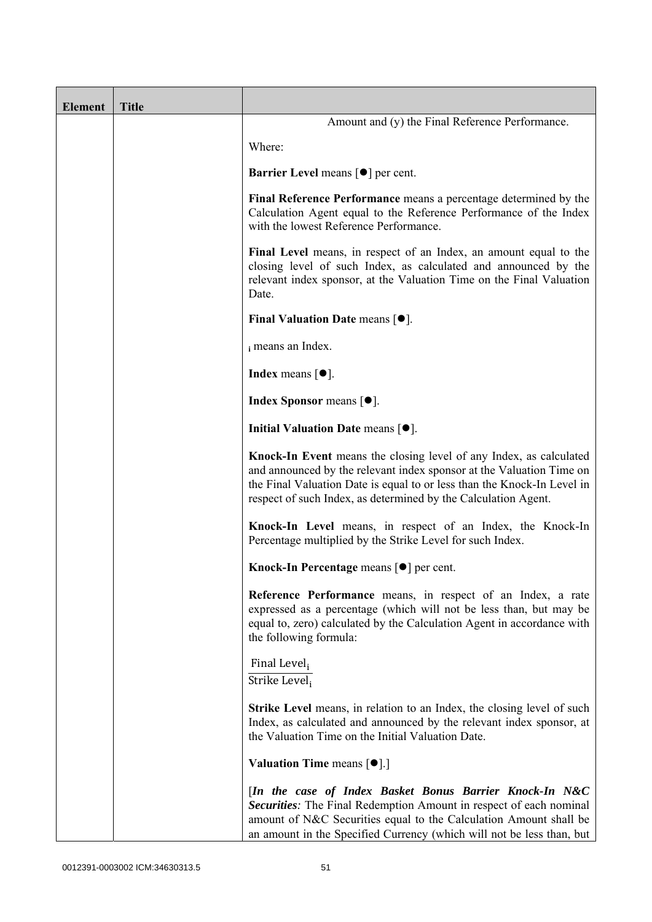| Element | Title | |
|---|---|---|
| | | Amount and (y) the Final Reference Performance.<br><br>Where:<br><br>**Barrier Level** means [●] per cent.<br><br>**Final Reference Performance** means a percentage determined by the Calculation Agent equal to the Reference Performance of the Index with the lowest Reference Performance.<br><br>**Final Level** means, in respect of an Index, an amount equal to the closing level of such Index, as calculated and announced by the relevant index sponsor, at the Valuation Time on the Final Valuation Date.<br><br>**Final Valuation Date** means [●].<br><br>$_i$ means an Index.<br><br>**Index** means [●].<br><br>**Index Sponsor** means [●].<br><br>**Initial Valuation Date** means [●].<br><br>**Knock-In Event** means the closing level of any Index, as calculated and announced by the relevant index sponsor at the Valuation Time on the Final Valuation Date is equal to or less than the Knock-In Level in respect of such Index, as determined by the Calculation Agent.<br><br>**Knock-In Level** means, in respect of an Index, the Knock-In Percentage multiplied by the Strike Level for such Index.<br><br>**Knock-In Percentage** means [●] per cent.<br><br>**Reference Performance** means, in respect of an Index, a rate expressed as a percentage (which will not be less than, but may be equal to, zero) calculated by the Calculation Agent in accordance with the following formula:<br><br>$\frac{\text{Final Level}_i}{\text{Strike Level}_i}$<br><br>**Strike Level** means, in relation to an Index, the closing level of such Index, as calculated and announced by the relevant index sponsor, at the Valuation Time on the Initial Valuation Date.<br><br>**Valuation Time** means [●].]<br><br>[***In the case of Index Basket Bonus Barrier Knock-In N&C Securities****:* The Final Redemption Amount in respect of each nominal amount of N&C Securities equal to the Calculation Amount shall be an amount in the Specified Currency (which will not be less than, but |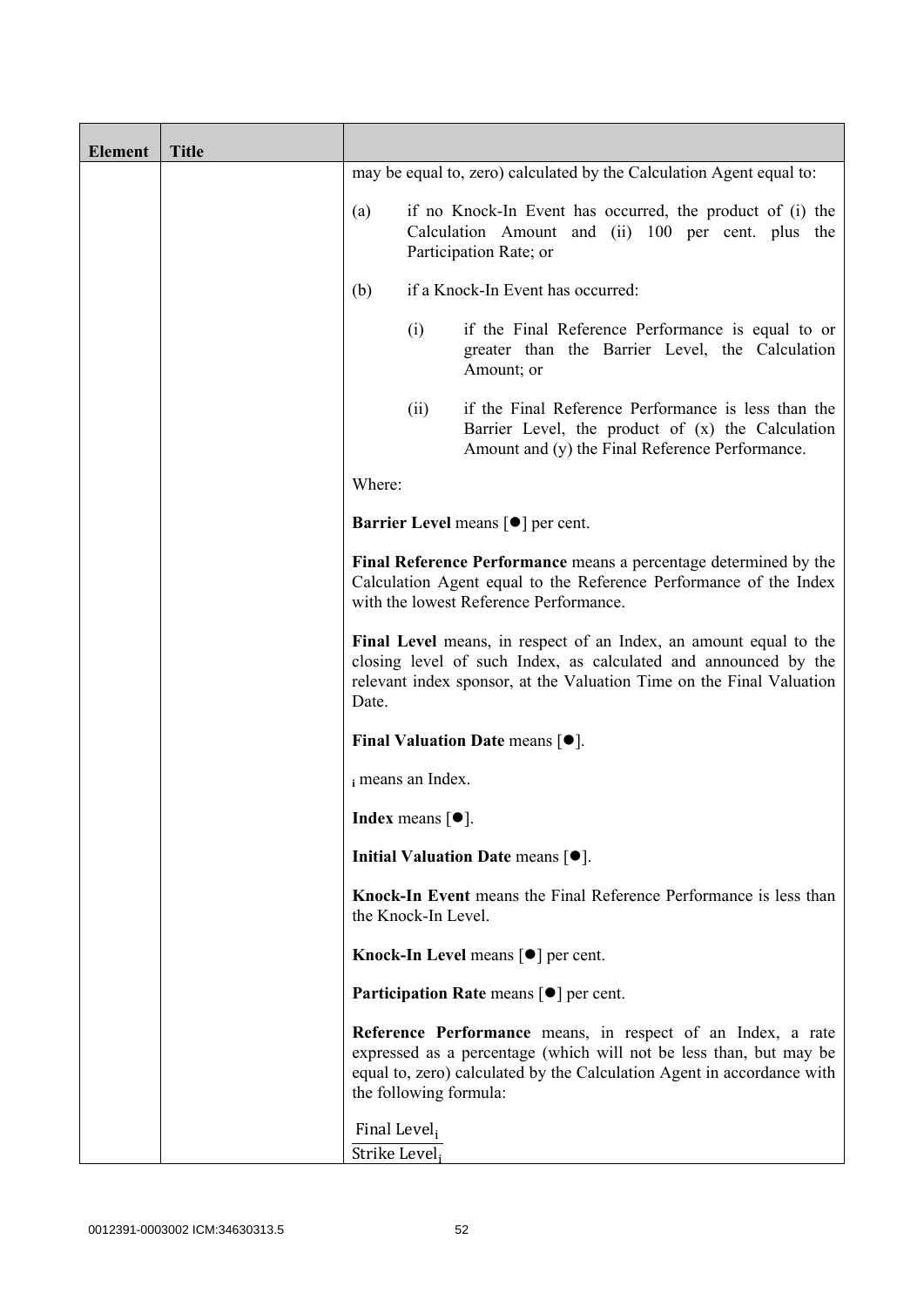| Element | Title | |
|---|---|---|
| | | may be equal to, zero) calculated by the Calculation Agent equal to:<br><br>(a) if no Knock-In Event has occurred, the product of (i) the Calculation Amount and (ii) 100 per cent. plus the Participation Rate; or<br><br>(b) if a Knock-In Event has occurred:<br><br>(i) if the Final Reference Performance is equal to or greater than the Barrier Level, the Calculation Amount; or<br><br>(ii) if the Final Reference Performance is less than the Barrier Level, the product of (x) the Calculation Amount and (y) the Final Reference Performance.<br><br>Where:<br><br>**Barrier Level** means [●] per cent.<br><br>**Final Reference Performance** means a percentage determined by the Calculation Agent equal to the Reference Performance of the Index with the lowest Reference Performance.<br><br>**Final Level** means, in respect of an Index, an amount equal to the closing level of such Index, as calculated and announced by the relevant index sponsor, at the Valuation Time on the Final Valuation Date.<br><br>**Final Valuation Date** means [●].<br><br>$_i$ means an Index.<br><br>**Index** means [●].<br><br>**Initial Valuation Date** means [●].<br><br>**Knock-In Event** means the Final Reference Performance is less than the Knock-In Level.<br><br>**Knock-In Level** means [●] per cent.<br><br>**Participation Rate** means [●] per cent.<br><br>**Reference Performance** means, in respect of an Index, a rate expressed as a percentage (which will not be less than, but may be equal to, zero) calculated by the Calculation Agent in accordance with the following formula:<br><br>$\frac{\text{Final Level}_i}{\text{Strike Level}_i}$ |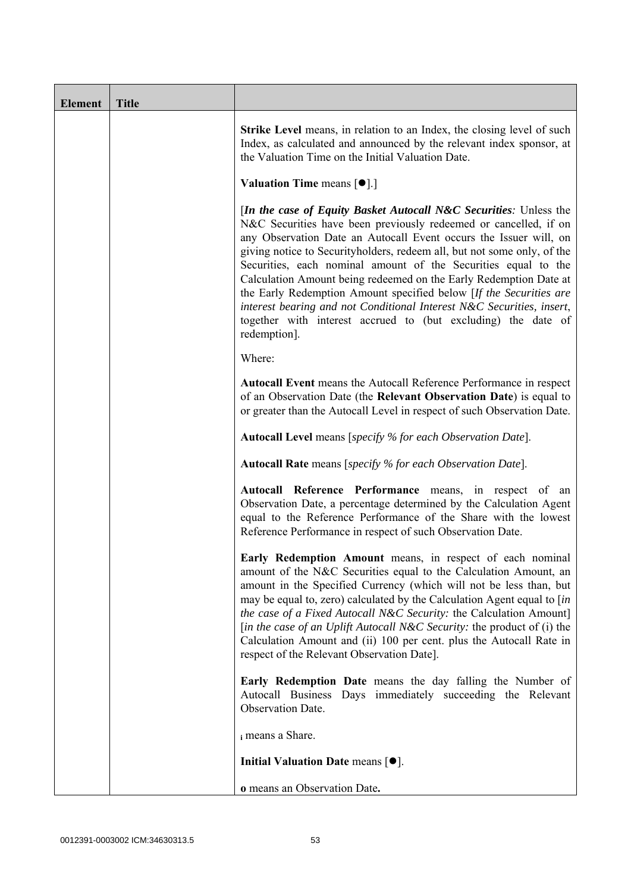| Element | Title | |
|---|---|---|
| | | **Strike Level** means, in relation to an Index, the closing level of such Index, as calculated and announced by the relevant index sponsor, at the Valuation Time on the Initial Valuation Date.<br><br>**Valuation Time** means [●].]<br><br>[***In the case of Equity Basket Autocall N&C Securities**:* Unless the N&C Securities have been previously redeemed or cancelled, if on any Observation Date an Autocall Event occurs the Issuer will, on giving notice to Securityholders, redeem all, but not some only, of the Securities, each nominal amount of the Securities equal to the Calculation Amount being redeemed on the Early Redemption Date at the Early Redemption Amount specified below [*If the Securities are interest bearing and not Conditional Interest N&C Securities, insert*, together with interest accrued to (but excluding) the date of redemption].<br><br>Where:<br><br>**Autocall Event** means the Autocall Reference Performance in respect of an Observation Date (the **Relevant Observation Date**) is equal to or greater than the Autocall Level in respect of such Observation Date.<br><br>**Autocall Level** means [*specify % for each Observation Date*].<br><br>**Autocall Rate** means [*specify % for each Observation Date*].<br><br>**Autocall Reference Performance** means, in respect of an Observation Date, a percentage determined by the Calculation Agent equal to the Reference Performance of the Share with the lowest Reference Performance in respect of such Observation Date.<br><br>**Early Redemption Amount** means, in respect of each nominal amount of the N&C Securities equal to the Calculation Amount, an amount in the Specified Currency (which will not be less than, but may be equal to, zero) calculated by the Calculation Agent equal to [*in the case of a Fixed Autocall N&C Security:* the Calculation Amount] [*in the case of an Uplift Autocall N&C Security:* the product of (i) the Calculation Amount and (ii) 100 per cent. plus the Autocall Rate in respect of the Relevant Observation Date].<br><br>**Early Redemption Date** means the day falling the Number of Autocall Business Days immediately succeeding the Relevant Observation Date.<br><br>$_{i}$ means a Share.<br><br>**Initial Valuation Date** means [●].<br><br>**o** means an Observation Date**.** |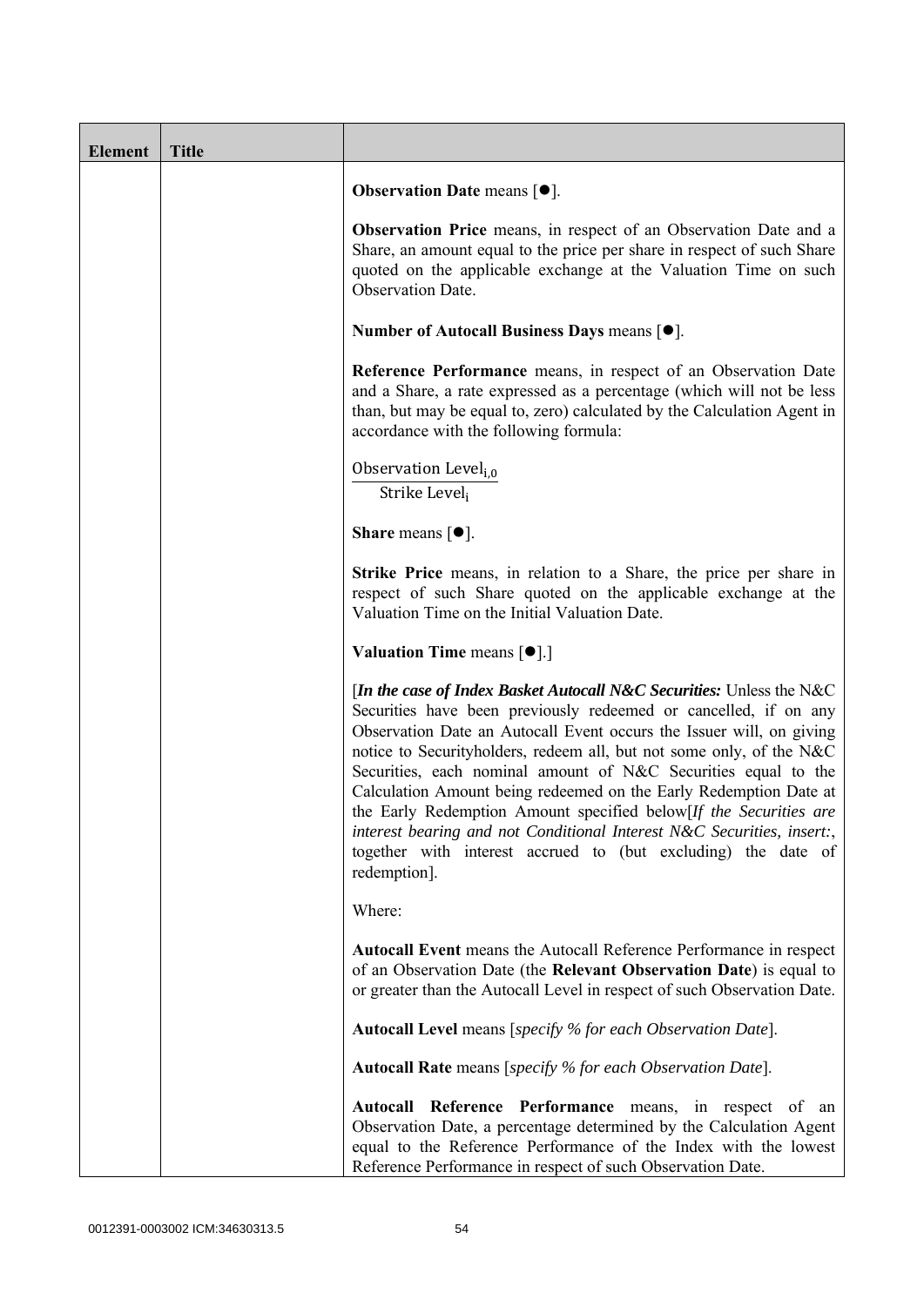| Element | Title | |
|---|---|---|
| | | **Observation Date** means [●].<br><br>**Observation Price** means, in respect of an Observation Date and a Share, an amount equal to the price per share in respect of such Share quoted on the applicable exchange at the Valuation Time on such Observation Date.<br><br>**Number of Autocall Business Days** means [●].<br><br>**Reference Performance** means, in respect of an Observation Date and a Share, a rate expressed as a percentage (which will not be less than, but may be equal to, zero) calculated by the Calculation Agent in accordance with the following formula:<br><br>$\frac{\text{Observation Level}_{i,0}}{\text{Strike Level}_{i}}$<br><br>**Share** means [●].<br><br>**Strike Price** means, in relation to a Share, the price per share in respect of such Share quoted on the applicable exchange at the Valuation Time on the Initial Valuation Date.<br><br>**Valuation Time** means [●].]<br><br>[***In the case of Index Basket Autocall N&C Securities:*** Unless the N&C Securities have been previously redeemed or cancelled, if on any Observation Date an Autocall Event occurs the Issuer will, on giving notice to Securityholders, redeem all, but not some only, of the N&C Securities, each nominal amount of N&C Securities equal to the Calculation Amount being redeemed on the Early Redemption Date at the Early Redemption Amount specified below[*If the Securities are interest bearing and not Conditional Interest N&C Securities, insert:*, together with interest accrued to (but excluding) the date of redemption].<br><br>Where:<br><br>**Autocall Event** means the Autocall Reference Performance in respect of an Observation Date (the **Relevant Observation Date**) is equal to or greater than the Autocall Level in respect of such Observation Date.<br><br>**Autocall Level** means [*specify % for each Observation Date*].<br><br>**Autocall Rate** means [*specify % for each Observation Date*].<br><br>**Autocall Reference Performance** means, in respect of an Observation Date, a percentage determined by the Calculation Agent equal to the Reference Performance of the Index with the lowest Reference Performance in respect of such Observation Date. |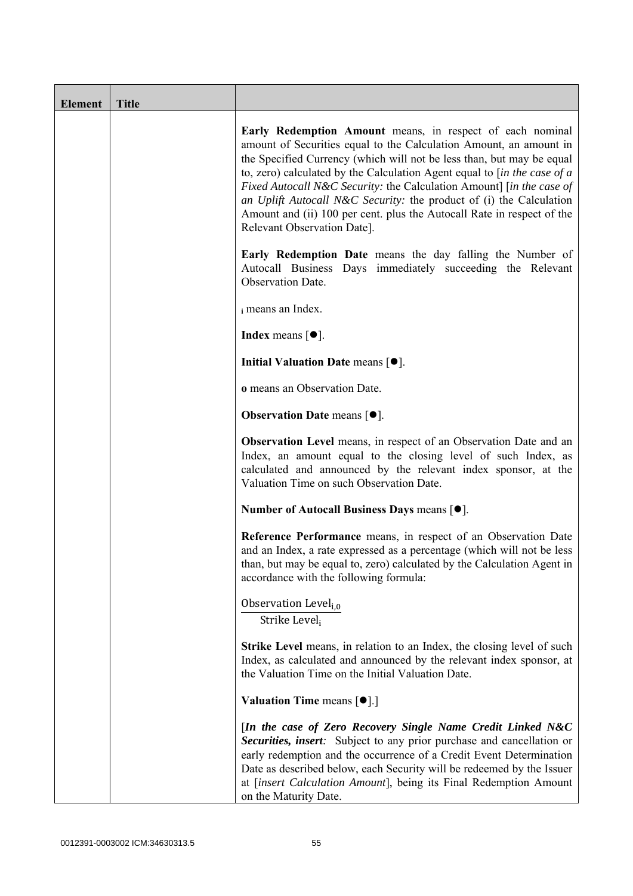| Element | Title | |
|---|---|---|
| | | **Early Redemption Amount** means, in respect of each nominal amount of Securities equal to the Calculation Amount, an amount in the Specified Currency (which will not be less than, but may be equal to, zero) calculated by the Calculation Agent equal to [*in the case of a Fixed Autocall N&C Security:* the Calculation Amount] [*in the case of an Uplift Autocall N&C Security:* the product of (i) the Calculation Amount and (ii) 100 per cent. plus the Autocall Rate in respect of the Relevant Observation Date].<br><br>**Early Redemption Date** means the day falling the Number of Autocall Business Days immediately succeeding the Relevant Observation Date.<br><br>$_i$ means an Index.<br><br>**Index** means [●].<br><br>**Initial Valuation Date** means [●].<br><br>**o** means an Observation Date.<br><br>**Observation Date** means [●].<br><br>**Observation Level** means, in respect of an Observation Date and an Index, an amount equal to the closing level of such Index, as calculated and announced by the relevant index sponsor, at the Valuation Time on such Observation Date.<br><br>**Number of Autocall Business Days** means [●].<br><br>**Reference Performance** means, in respect of an Observation Date and an Index, a rate expressed as a percentage (which will not be less than, but may be equal to, zero) calculated by the Calculation Agent in accordance with the following formula:<br><br>$\frac{\text{Observation Level}_{i,0}}{\text{Strike Level}_i}$<br><br>**Strike Level** means, in relation to an Index, the closing level of such Index, as calculated and announced by the relevant index sponsor, at the Valuation Time on the Initial Valuation Date.<br><br>**Valuation Time** means [●].]<br><br>[***In the case of Zero Recovery Single Name Credit Linked N&C Securities, insert:*** Subject to any prior purchase and cancellation or early redemption and the occurrence of a Credit Event Determination Date as described below, each Security will be redeemed by the Issuer at [*insert Calculation Amount*], being its Final Redemption Amount on the Maturity Date. |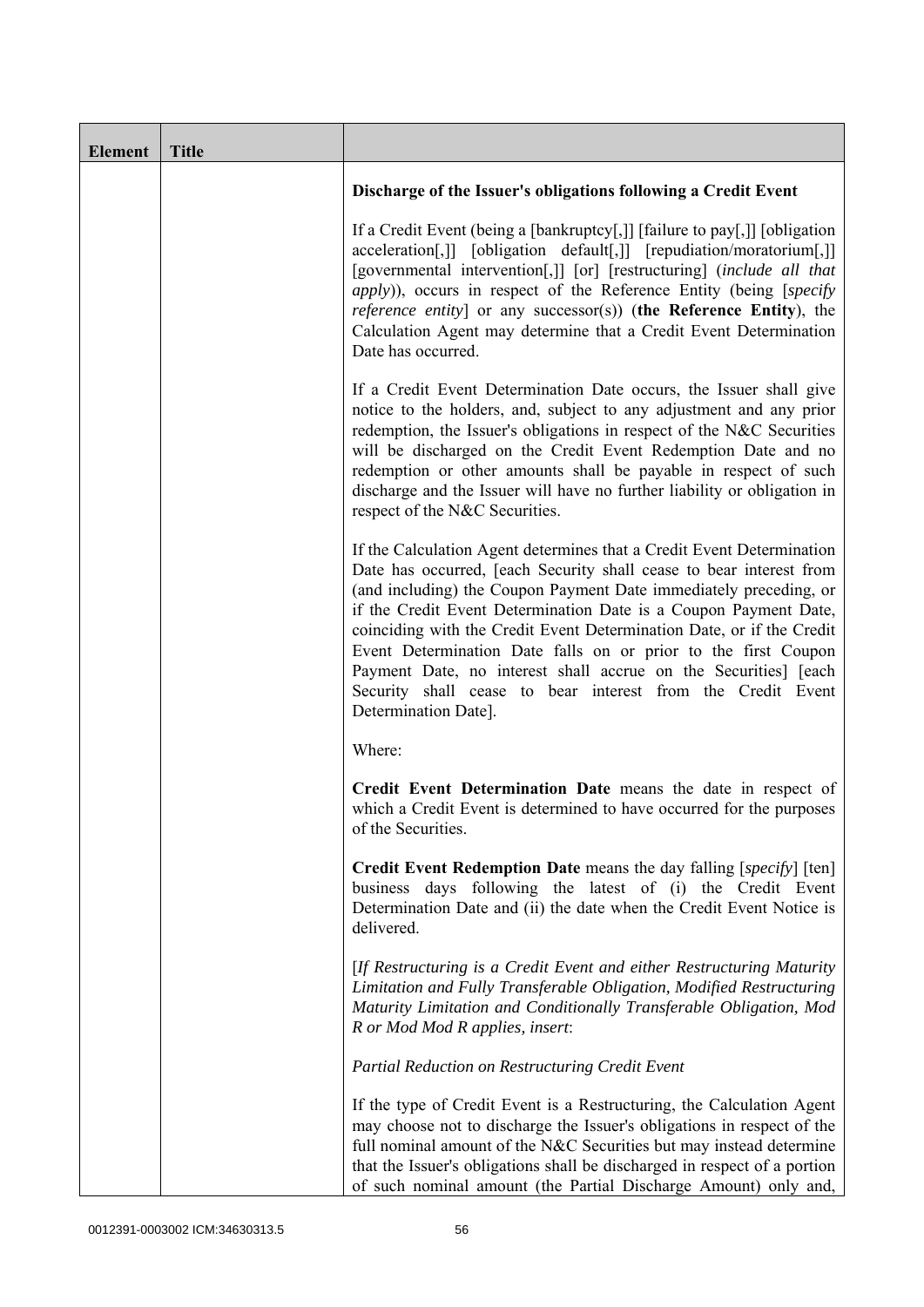| Element | Title | |
|---|---|---|
| | | **Discharge of the Issuer's obligations following a Credit Event**<br><br>If a Credit Event (being a [bankruptcy[,]] [failure to pay[,]] [obligation acceleration[,]] [obligation default[,]] [repudiation/moratorium[,]] [governmental intervention[,]] [or] [restructuring] (*include all that apply*)), occurs in respect of the Reference Entity (being [*specify reference entity*] or any successor(s)) (**the Reference Entity**), the Calculation Agent may determine that a Credit Event Determination Date has occurred.<br><br>If a Credit Event Determination Date occurs, the Issuer shall give notice to the holders, and, subject to any adjustment and any prior redemption, the Issuer's obligations in respect of the N&C Securities will be discharged on the Credit Event Redemption Date and no redemption or other amounts shall be payable in respect of such discharge and the Issuer will have no further liability or obligation in respect of the N&C Securities.<br><br>If the Calculation Agent determines that a Credit Event Determination Date has occurred, [each Security shall cease to bear interest from (and including) the Coupon Payment Date immediately preceding, or if the Credit Event Determination Date is a Coupon Payment Date, coinciding with the Credit Event Determination Date, or if the Credit Event Determination Date falls on or prior to the first Coupon Payment Date, no interest shall accrue on the Securities] [each Security shall cease to bear interest from the Credit Event Determination Date].<br><br>Where:<br><br>**Credit Event Determination Date** means the date in respect of which a Credit Event is determined to have occurred for the purposes of the Securities.<br><br>**Credit Event Redemption Date** means the day falling [*specify*] [ten] business days following the latest of (i) the Credit Event Determination Date and (ii) the date when the Credit Event Notice is delivered.<br><br>[*If Restructuring is a Credit Event and either Restructuring Maturity Limitation and Fully Transferable Obligation, Modified Restructuring Maturity Limitation and Conditionally Transferable Obligation, Mod R or Mod Mod R applies, insert*:<br><br>*Partial Reduction on Restructuring Credit Event*<br><br>If the type of Credit Event is a Restructuring, the Calculation Agent may choose not to discharge the Issuer's obligations in respect of the full nominal amount of the N&C Securities but may instead determine that the Issuer's obligations shall be discharged in respect of a portion of such nominal amount (the Partial Discharge Amount) only and, |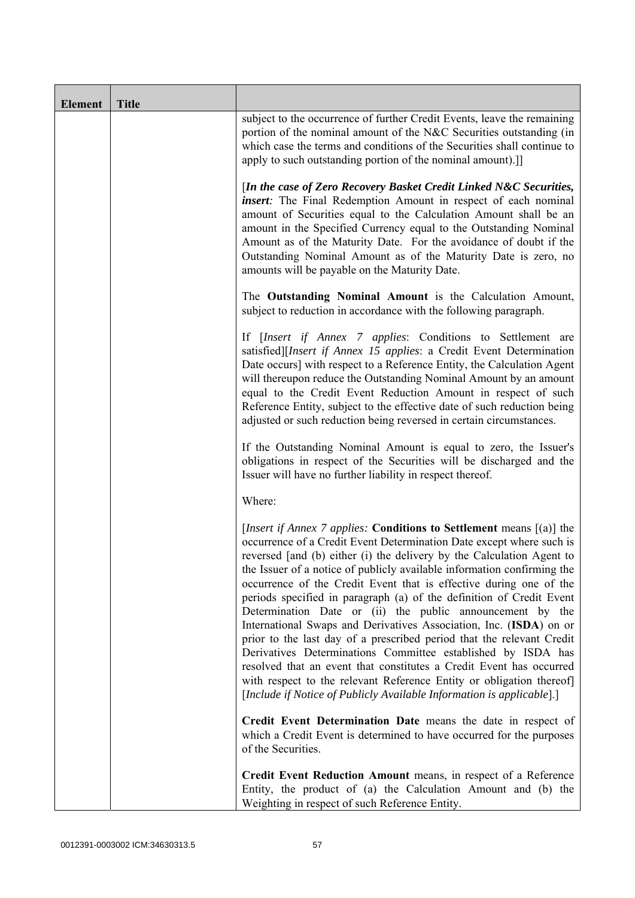| Element | Title | |
|---|---|---|
| | | subject to the occurrence of further Credit Events, leave the remaining portion of the nominal amount of the N&C Securities outstanding (in which case the terms and conditions of the Securities shall continue to apply to such outstanding portion of the nominal amount).]]<br><br>[***In the case of Zero Recovery Basket Credit Linked N&C Securities, insert****:* The Final Redemption Amount in respect of each nominal amount of Securities equal to the Calculation Amount shall be an amount in the Specified Currency equal to the Outstanding Nominal Amount as of the Maturity Date. For the avoidance of doubt if the Outstanding Nominal Amount as of the Maturity Date is zero, no amounts will be payable on the Maturity Date.<br><br>The **Outstanding Nominal Amount** is the Calculation Amount, subject to reduction in accordance with the following paragraph.<br><br>If [*Insert if Annex 7 applies*: Conditions to Settlement are satisfied][*Insert if Annex 15 applies*: a Credit Event Determination Date occurs] with respect to a Reference Entity, the Calculation Agent will thereupon reduce the Outstanding Nominal Amount by an amount equal to the Credit Event Reduction Amount in respect of such Reference Entity, subject to the effective date of such reduction being adjusted or such reduction being reversed in certain circumstances.<br><br>If the Outstanding Nominal Amount is equal to zero, the Issuer's obligations in respect of the Securities will be discharged and the Issuer will have no further liability in respect thereof.<br><br>Where:<br><br>[*Insert if Annex 7 applies:* **Conditions to Settlement** means [(a)] the occurrence of a Credit Event Determination Date except where such is reversed [and (b) either (i) the delivery by the Calculation Agent to the Issuer of a notice of publicly available information confirming the occurrence of the Credit Event that is effective during one of the periods specified in paragraph (a) of the definition of Credit Event Determination Date or (ii) the public announcement by the International Swaps and Derivatives Association, Inc. (**ISDA**) on or prior to the last day of a prescribed period that the relevant Credit Derivatives Determinations Committee established by ISDA has resolved that an event that constitutes a Credit Event has occurred with respect to the relevant Reference Entity or obligation thereof] [*Include if Notice of Publicly Available Information is applicable*].]<br><br>**Credit Event Determination Date** means the date in respect of which a Credit Event is determined to have occurred for the purposes of the Securities.<br><br>**Credit Event Reduction Amount** means, in respect of a Reference Entity, the product of (a) the Calculation Amount and (b) the Weighting in respect of such Reference Entity. |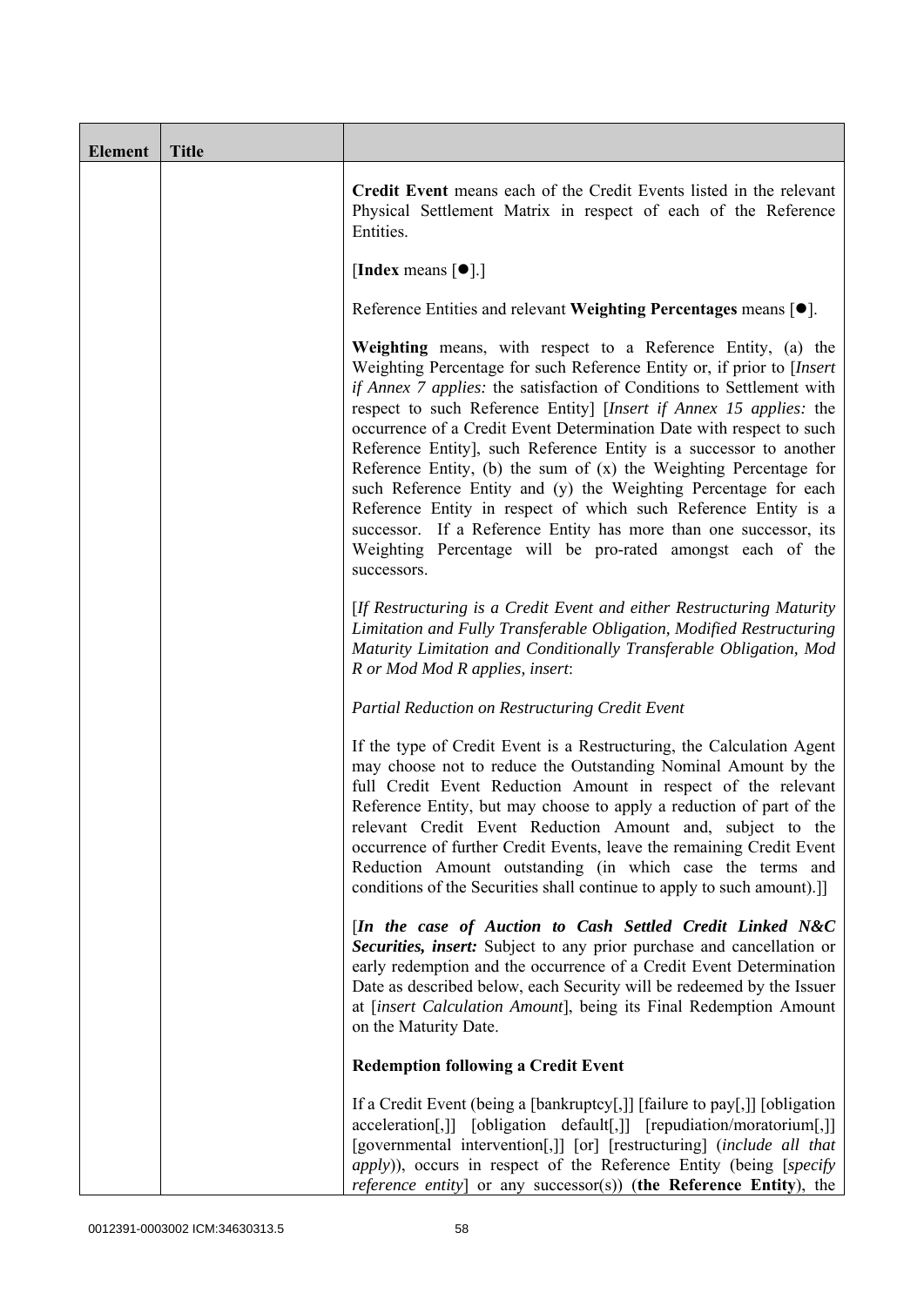| Element | Title | |
|---|---|---|
| | | **Credit Event** means each of the Credit Events listed in the relevant Physical Settlement Matrix in respect of each of the Reference Entities.<br><br>[**Index** means [●].]<br><br>Reference Entities and relevant **Weighting Percentages** means [●].<br><br>**Weighting** means, with respect to a Reference Entity, (a) the Weighting Percentage for such Reference Entity or, if prior to [*Insert if Annex 7 applies:* the satisfaction of Conditions to Settlement with respect to such Reference Entity] [*Insert if Annex 15 applies:* the occurrence of a Credit Event Determination Date with respect to such Reference Entity], such Reference Entity is a successor to another Reference Entity, (b) the sum of (x) the Weighting Percentage for such Reference Entity and (y) the Weighting Percentage for each Reference Entity in respect of which such Reference Entity is a successor. If a Reference Entity has more than one successor, its Weighting Percentage will be pro-rated amongst each of the successors.<br><br>[*If Restructuring is a Credit Event and either Restructuring Maturity Limitation and Fully Transferable Obligation, Modified Restructuring Maturity Limitation and Conditionally Transferable Obligation, Mod R or Mod Mod R applies, insert*:<br><br>*Partial Reduction on Restructuring Credit Event*<br><br>If the type of Credit Event is a Restructuring, the Calculation Agent may choose not to reduce the Outstanding Nominal Amount by the full Credit Event Reduction Amount in respect of the relevant Reference Entity, but may choose to apply a reduction of part of the relevant Credit Event Reduction Amount and, subject to the occurrence of further Credit Events, leave the remaining Credit Event Reduction Amount outstanding (in which case the terms and conditions of the Securities shall continue to apply to such amount).]]<br><br>[***In the case of Auction to Cash Settled Credit Linked N&C Securities, insert:*** Subject to any prior purchase and cancellation or early redemption and the occurrence of a Credit Event Determination Date as described below, each Security will be redeemed by the Issuer at [*insert Calculation Amount*], being its Final Redemption Amount on the Maturity Date.<br><br>**Redemption following a Credit Event**<br><br>If a Credit Event (being a [bankruptcy[,]] [failure to pay[,]] [obligation acceleration[,]] [obligation default[,]] [repudiation/moratorium[,]] [governmental intervention[,]] [or] [restructuring] (*include all that apply*)), occurs in respect of the Reference Entity (being [*specify reference entity*] or any successor(s)) (**the Reference Entity**), the |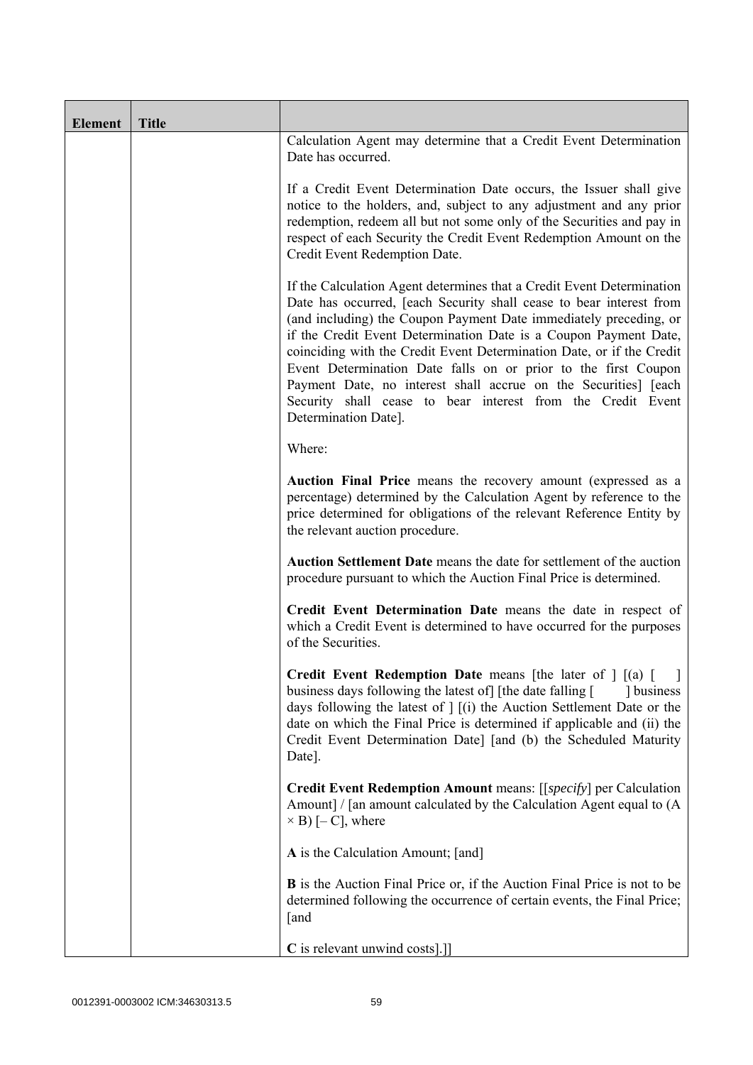| Element | Title | |
|---|---|---|
| | | Calculation Agent may determine that a Credit Event Determination Date has occurred.<br><br>If a Credit Event Determination Date occurs, the Issuer shall give notice to the holders, and, subject to any adjustment and any prior redemption, redeem all but not some only of the Securities and pay in respect of each Security the Credit Event Redemption Amount on the Credit Event Redemption Date.<br><br>If the Calculation Agent determines that a Credit Event Determination Date has occurred, [each Security shall cease to bear interest from (and including) the Coupon Payment Date immediately preceding, or if the Credit Event Determination Date is a Coupon Payment Date, coinciding with the Credit Event Determination Date, or if the Credit Event Determination Date falls on or prior to the first Coupon Payment Date, no interest shall accrue on the Securities] [each Security shall cease to bear interest from the Credit Event Determination Date].<br><br>Where:<br><br>**Auction Final Price** means the recovery amount (expressed as a percentage) determined by the Calculation Agent by reference to the price determined for obligations of the relevant Reference Entity by the relevant auction procedure.<br><br>**Auction Settlement Date** means the date for settlement of the auction procedure pursuant to which the Auction Final Price is determined.<br><br>**Credit Event Determination Date** means the date in respect of which a Credit Event is determined to have occurred for the purposes of the Securities.<br><br>**Credit Event Redemption Date** means [the later of ] [(a) [ ] business days following the latest of] [the date falling [ ] business days following the latest of ] [(i) the Auction Settlement Date or the date on which the Final Price is determined if applicable and (ii) the Credit Event Determination Date] [and (b) the Scheduled Maturity Date].<br><br>**Credit Event Redemption Amount** means: [[*specify*] per Calculation Amount] / [an amount calculated by the Calculation Agent equal to (A × B) [– C], where<br><br>**A** is the Calculation Amount; [and]<br><br>**B** is the Auction Final Price or, if the Auction Final Price is not to be determined following the occurrence of certain events, the Final Price; [and<br><br>**C** is relevant unwind costs].]] |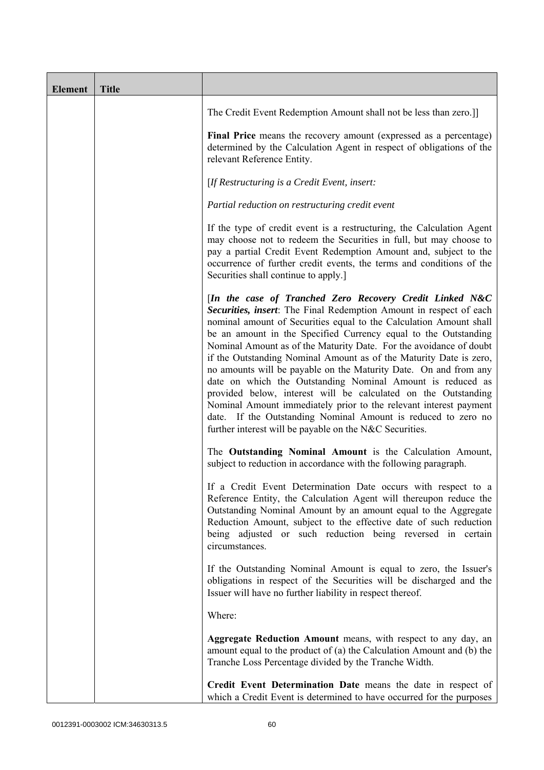| Element | Title | |
|---|---|---|
| | | The Credit Event Redemption Amount shall not be less than zero.]]<br><br>**Final Price** means the recovery amount (expressed as a percentage) determined by the Calculation Agent in respect of obligations of the relevant Reference Entity.<br><br>[*If Restructuring is a Credit Event, insert:*<br><br>*Partial reduction on restructuring credit event*<br><br>If the type of credit event is a restructuring, the Calculation Agent may choose not to redeem the Securities in full, but may choose to pay a partial Credit Event Redemption Amount and, subject to the occurrence of further credit events, the terms and conditions of the Securities shall continue to apply.]<br><br>[***In the case of Tranched Zero Recovery Credit Linked N&C Securities, insert***: The Final Redemption Amount in respect of each nominal amount of Securities equal to the Calculation Amount shall be an amount in the Specified Currency equal to the Outstanding Nominal Amount as of the Maturity Date. For the avoidance of doubt if the Outstanding Nominal Amount as of the Maturity Date is zero, no amounts will be payable on the Maturity Date. On and from any date on which the Outstanding Nominal Amount is reduced as provided below, interest will be calculated on the Outstanding Nominal Amount immediately prior to the relevant interest payment date. If the Outstanding Nominal Amount is reduced to zero no further interest will be payable on the N&C Securities.<br><br>The **Outstanding Nominal Amount** is the Calculation Amount, subject to reduction in accordance with the following paragraph.<br><br>If a Credit Event Determination Date occurs with respect to a Reference Entity, the Calculation Agent will thereupon reduce the Outstanding Nominal Amount by an amount equal to the Aggregate Reduction Amount, subject to the effective date of such reduction being adjusted or such reduction being reversed in certain circumstances.<br><br>If the Outstanding Nominal Amount is equal to zero, the Issuer's obligations in respect of the Securities will be discharged and the Issuer will have no further liability in respect thereof.<br><br>Where:<br><br>**Aggregate Reduction Amount** means, with respect to any day, an amount equal to the product of (a) the Calculation Amount and (b) the Tranche Loss Percentage divided by the Tranche Width.<br><br>**Credit Event Determination Date** means the date in respect of which a Credit Event is determined to have occurred for the purposes |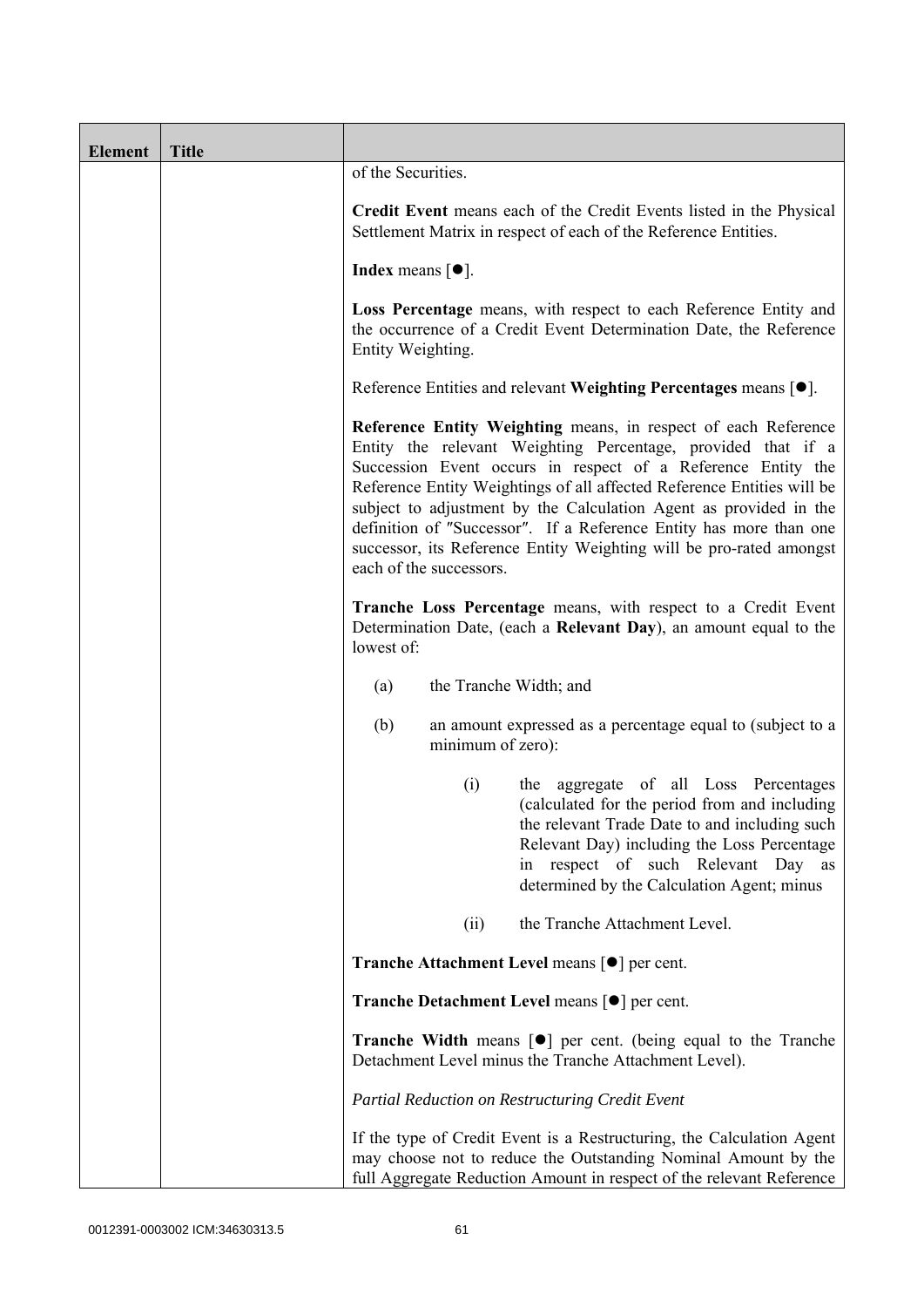| Element | Title | |
|---|---|---|
| | | of the Securities.<br><br>**Credit Event** means each of the Credit Events listed in the Physical Settlement Matrix in respect of each of the Reference Entities.<br><br>**Index** means [●].<br><br>**Loss Percentage** means, with respect to each Reference Entity and the occurrence of a Credit Event Determination Date, the Reference Entity Weighting.<br><br>Reference Entities and relevant **Weighting Percentages** means [●].<br><br>**Reference Entity Weighting** means, in respect of each Reference Entity the relevant Weighting Percentage, provided that if a Succession Event occurs in respect of a Reference Entity the Reference Entity Weightings of all affected Reference Entities will be subject to adjustment by the Calculation Agent as provided in the definition of "Successor". If a Reference Entity has more than one successor, its Reference Entity Weighting will be pro-rated amongst each of the successors.<br><br>**Tranche Loss Percentage** means, with respect to a Credit Event Determination Date, (each a **Relevant Day**), an amount equal to the lowest of:<br><br>(a) the Tranche Width; and<br><br>(b) an amount expressed as a percentage equal to (subject to a minimum of zero):<br><br>(i) the aggregate of all Loss Percentages (calculated for the period from and including the relevant Trade Date to and including such Relevant Day) including the Loss Percentage in respect of such Relevant Day as determined by the Calculation Agent; minus<br><br>(ii) the Tranche Attachment Level.<br><br>**Tranche Attachment Level** means [●] per cent.<br><br>**Tranche Detachment Level** means [●] per cent.<br><br>**Tranche Width** means [●] per cent. (being equal to the Tranche Detachment Level minus the Tranche Attachment Level).<br><br>*Partial Reduction on Restructuring Credit Event*<br><br>If the type of Credit Event is a Restructuring, the Calculation Agent may choose not to reduce the Outstanding Nominal Amount by the full Aggregate Reduction Amount in respect of the relevant Reference |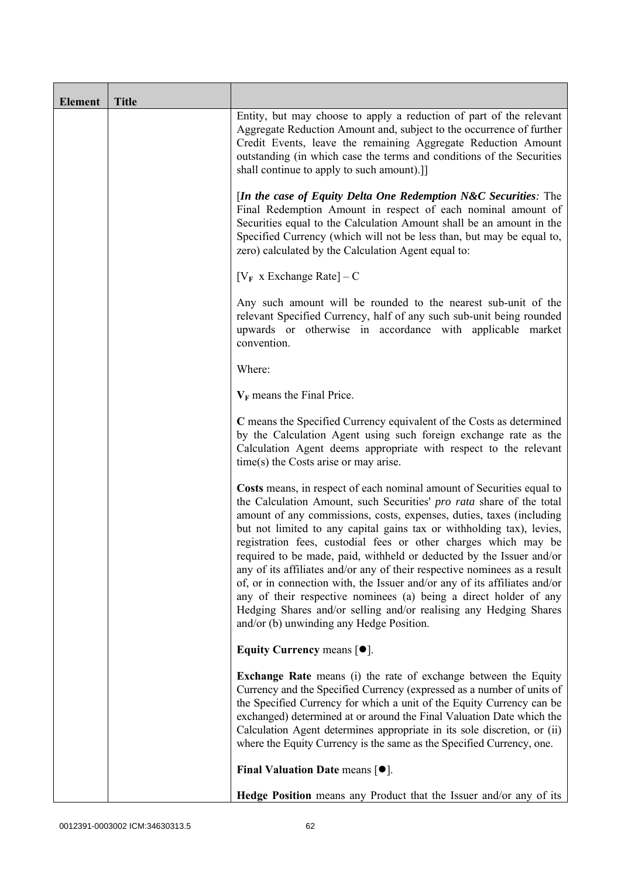| Element | Title | |
|---|---|---|
| | | Entity, but may choose to apply a reduction of part of the relevant Aggregate Reduction Amount and, subject to the occurrence of further Credit Events, leave the remaining Aggregate Reduction Amount outstanding (in which case the terms and conditions of the Securities shall continue to apply to such amount).]]<br><br>[***In the case of Equity Delta One Redemption N&C Securities****:* The Final Redemption Amount in respect of each nominal amount of Securities equal to the Calculation Amount shall be an amount in the Specified Currency (which will not be less than, but may be equal to, zero) calculated by the Calculation Agent equal to:<br><br>$[V_F \text{ x Exchange Rate}] - C$<br><br>Any such amount will be rounded to the nearest sub-unit of the relevant Specified Currency, half of any such sub-unit being rounded upwards or otherwise in accordance with applicable market convention.<br><br>Where:<br><br>$V_F$ means the Final Price.<br><br>**C** means the Specified Currency equivalent of the Costs as determined by the Calculation Agent using such foreign exchange rate as the Calculation Agent deems appropriate with respect to the relevant time(s) the Costs arise or may arise.<br><br>**Costs** means, in respect of each nominal amount of Securities equal to the Calculation Amount, such Securities' *pro rata* share of the total amount of any commissions, costs, expenses, duties, taxes (including but not limited to any capital gains tax or withholding tax), levies, registration fees, custodial fees or other charges which may be required to be made, paid, withheld or deducted by the Issuer and/or any of its affiliates and/or any of their respective nominees as a result of, or in connection with, the Issuer and/or any of its affiliates and/or any of their respective nominees (a) being a direct holder of any Hedging Shares and/or selling and/or realising any Hedging Shares and/or (b) unwinding any Hedge Position.<br><br>**Equity Currency** means [●].<br><br>**Exchange Rate** means (i) the rate of exchange between the Equity Currency and the Specified Currency (expressed as a number of units of the Specified Currency for which a unit of the Equity Currency can be exchanged) determined at or around the Final Valuation Date which the Calculation Agent determines appropriate in its sole discretion, or (ii) where the Equity Currency is the same as the Specified Currency, one.<br><br>**Final Valuation Date** means [●].<br><br>**Hedge Position** means any Product that the Issuer and/or any of its |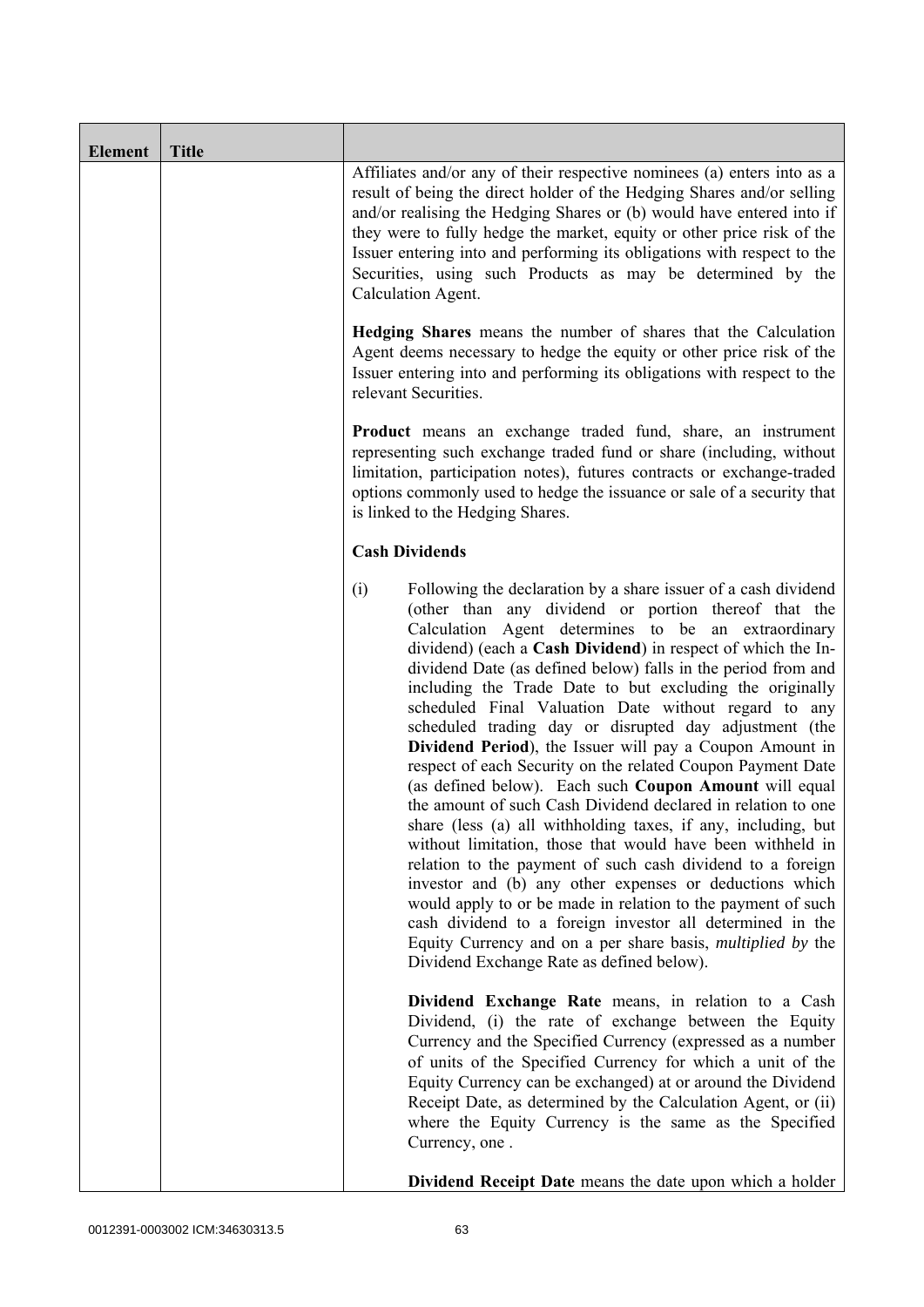| Element | Title | |
|---|---|---|
| | | Affiliates and/or any of their respective nominees (a) enters into as a result of being the direct holder of the Hedging Shares and/or selling and/or realising the Hedging Shares or (b) would have entered into if they were to fully hedge the market, equity or other price risk of the Issuer entering into and performing its obligations with respect to the Securities, using such Products as may be determined by the Calculation Agent.<br><br>**Hedging Shares** means the number of shares that the Calculation Agent deems necessary to hedge the equity or other price risk of the Issuer entering into and performing its obligations with respect to the relevant Securities.<br><br>**Product** means an exchange traded fund, share, an instrument representing such exchange traded fund or share (including, without limitation, participation notes), futures contracts or exchange-traded options commonly used to hedge the issuance or sale of a security that is linked to the Hedging Shares.<br><br>**Cash Dividends**<br><br>(i) Following the declaration by a share issuer of a cash dividend (other than any dividend or portion thereof that the Calculation Agent determines to be an extraordinary dividend) (each a **Cash Dividend**) in respect of which the In-dividend Date (as defined below) falls in the period from and including the Trade Date to but excluding the originally scheduled Final Valuation Date without regard to any scheduled trading day or disrupted day adjustment (the **Dividend Period**), the Issuer will pay a Coupon Amount in respect of each Security on the related Coupon Payment Date (as defined below). Each such **Coupon Amount** will equal the amount of such Cash Dividend declared in relation to one share (less (a) all withholding taxes, if any, including, but without limitation, those that would have been withheld in relation to the payment of such cash dividend to a foreign investor and (b) any other expenses or deductions which would apply to or be made in relation to the payment of such cash dividend to a foreign investor all determined in the Equity Currency and on a per share basis, *multiplied by* the Dividend Exchange Rate as defined below).<br><br>**Dividend Exchange Rate** means, in relation to a Cash Dividend, (i) the rate of exchange between the Equity Currency and the Specified Currency (expressed as a number of units of the Specified Currency for which a unit of the Equity Currency can be exchanged) at or around the Dividend Receipt Date, as determined by the Calculation Agent, or (ii) where the Equity Currency is the same as the Specified Currency, one .<br><br>**Dividend Receipt Date** means the date upon which a holder |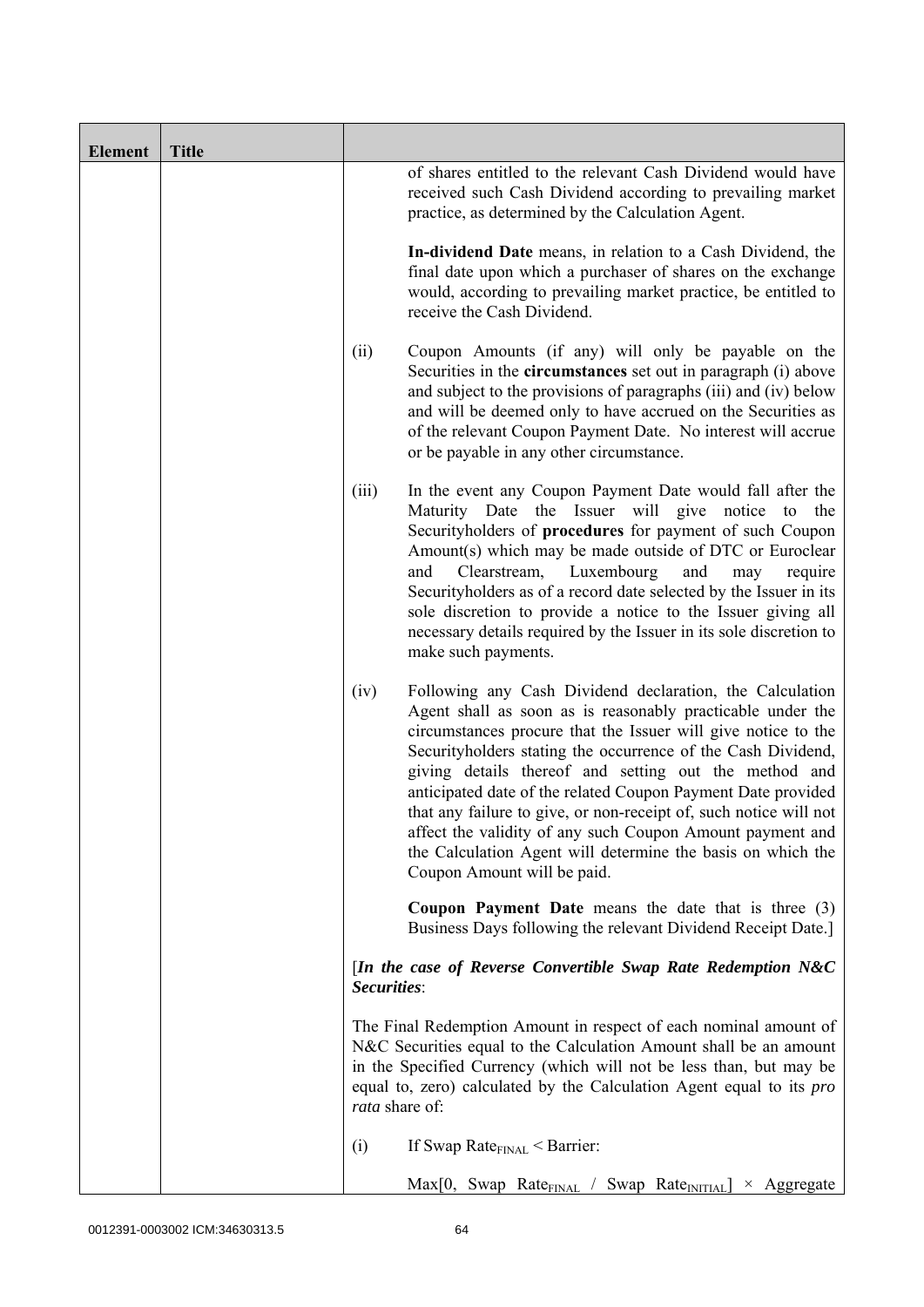| Element | Title | |
|---|---|---|
| | | of shares entitled to the relevant Cash Dividend would have received such Cash Dividend according to prevailing market practice, as determined by the Calculation Agent.<br><br>**In-dividend Date** means, in relation to a Cash Dividend, the final date upon which a purchaser of shares on the exchange would, according to prevailing market practice, be entitled to receive the Cash Dividend.<br><br>(ii) Coupon Amounts (if any) will only be payable on the Securities in the **circumstances** set out in paragraph (i) above and subject to the provisions of paragraphs (iii) and (iv) below and will be deemed only to have accrued on the Securities as of the relevant Coupon Payment Date. No interest will accrue or be payable in any other circumstance.<br><br>(iii) In the event any Coupon Payment Date would fall after the Maturity Date the Issuer will give notice to the Securityholders of **procedures** for payment of such Coupon Amount(s) which may be made outside of DTC or Euroclear and Clearstream, Luxembourg and may require Securityholders as of a record date selected by the Issuer in its sole discretion to provide a notice to the Issuer giving all necessary details required by the Issuer in its sole discretion to make such payments.<br><br>(iv) Following any Cash Dividend declaration, the Calculation Agent shall as soon as is reasonably practicable under the circumstances procure that the Issuer will give notice to the Securityholders stating the occurrence of the Cash Dividend, giving details thereof and setting out the method and anticipated date of the related Coupon Payment Date provided that any failure to give, or non-receipt of, such notice will not affect the validity of any such Coupon Amount payment and the Calculation Agent will determine the basis on which the Coupon Amount will be paid.<br><br>**Coupon Payment Date** means the date that is three (3) Business Days following the relevant Dividend Receipt Date.]<br><br>[***In the case of Reverse Convertible Swap Rate Redemption N&C Securities***:<br><br>The Final Redemption Amount in respect of each nominal amount of N&C Securities equal to the Calculation Amount shall be an amount in the Specified Currency (which will not be less than, but may be equal to, zero) calculated by the Calculation Agent equal to its *pro rata* share of:<br><br>(i) If Swap $Rate_{FINAL}$ < Barrier:<br><br>Max[0, Swap $Rate_{FINAL}$ / Swap $Rate_{INITIAL}$] × Aggregate |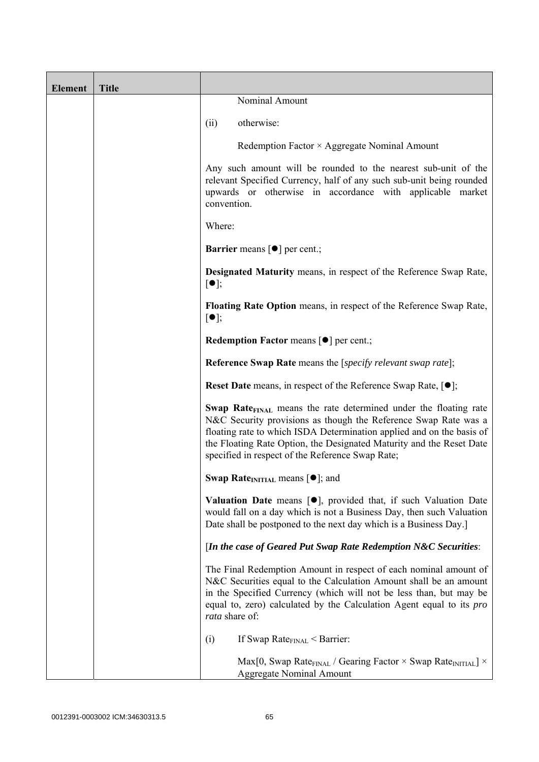| Element | Title | |
|---|---|---|
| | | Nominal Amount<br><br>(ii) otherwise:<br><br>Redemption Factor × Aggregate Nominal Amount<br><br>Any such amount will be rounded to the nearest sub-unit of the relevant Specified Currency, half of any such sub-unit being rounded upwards or otherwise in accordance with applicable market convention.<br><br>Where:<br><br>**Barrier** means [●] per cent.;<br><br>**Designated Maturity** means, in respect of the Reference Swap Rate, [●];<br><br>**Floating Rate Option** means, in respect of the Reference Swap Rate, [●];<br><br>**Redemption Factor** means [●] per cent.;<br><br>**Reference Swap Rate** means the [*specify relevant swap rate*];<br><br>**Reset Date** means, in respect of the Reference Swap Rate, [●];<br><br>**Swap Rate$_{FINAL}$** means the rate determined under the floating rate N&C Security provisions as though the Reference Swap Rate was a floating rate to which ISDA Determination applied and on the basis of the Floating Rate Option, the Designated Maturity and the Reset Date specified in respect of the Reference Swap Rate;<br><br>**Swap Rate$_{INITIAL}$** means [●]; and<br><br>**Valuation Date** means [●], provided that, if such Valuation Date would fall on a day which is not a Business Day, then such Valuation Date shall be postponed to the next day which is a Business Day.]<br><br>[***In the case of Geared Put Swap Rate Redemption N&C Securities***:<br><br>The Final Redemption Amount in respect of each nominal amount of N&C Securities equal to the Calculation Amount shall be an amount in the Specified Currency (which will not be less than, but may be equal to, zero) calculated by the Calculation Agent equal to its *pro rata* share of:<br><br>(i) If Swap Rate$_{FINAL}$ < Barrier:<br><br>Max[0, Swap Rate$_{FINAL}$ / Gearing Factor × Swap Rate$_{INITIAL}$] × Aggregate Nominal Amount |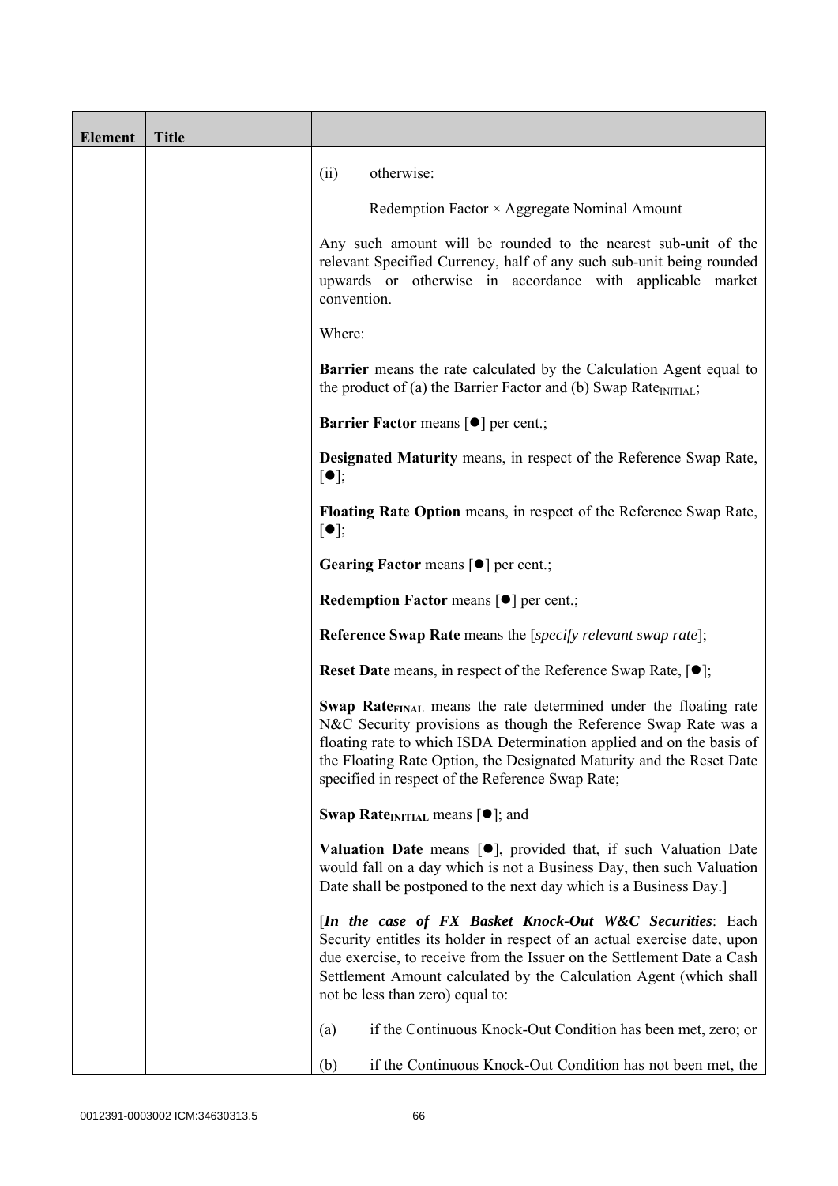| Element | Title | |
|---|---|---|
| | | (ii) otherwise:<br><br>Redemption Factor × Aggregate Nominal Amount<br><br>Any such amount will be rounded to the nearest sub-unit of the relevant Specified Currency, half of any such sub-unit being rounded upwards or otherwise in accordance with applicable market convention.<br><br>Where:<br><br>**Barrier** means the rate calculated by the Calculation Agent equal to the product of (a) the Barrier Factor and (b) Swap $Rate_{INITIAL}$;<br><br>**Barrier Factor** means [●] per cent.;<br><br>**Designated Maturity** means, in respect of the Reference Swap Rate, [●];<br><br>**Floating Rate Option** means, in respect of the Reference Swap Rate, [●];<br><br>**Gearing Factor** means [●] per cent.;<br><br>**Redemption Factor** means [●] per cent.;<br><br>**Reference Swap Rate** means the [*specify relevant swap rate*];<br><br>**Reset Date** means, in respect of the Reference Swap Rate, [●];<br><br>**Swap $Rate_{FINAL}$** means the rate determined under the floating rate N&C Security provisions as though the Reference Swap Rate was a floating rate to which ISDA Determination applied and on the basis of the Floating Rate Option, the Designated Maturity and the Reset Date specified in respect of the Reference Swap Rate;<br><br>**Swap $Rate_{INITIAL}$** means [●]; and<br><br>**Valuation Date** means [●], provided that, if such Valuation Date would fall on a day which is not a Business Day, then such Valuation Date shall be postponed to the next day which is a Business Day.]<br><br>[***In the case of FX Basket Knock-Out W&C Securities***: Each Security entitles its holder in respect of an actual exercise date, upon due exercise, to receive from the Issuer on the Settlement Date a Cash Settlement Amount calculated by the Calculation Agent (which shall not be less than zero) equal to:<br><br>(a) if the Continuous Knock-Out Condition has been met, zero; or<br><br>(b) if the Continuous Knock-Out Condition has not been met, the |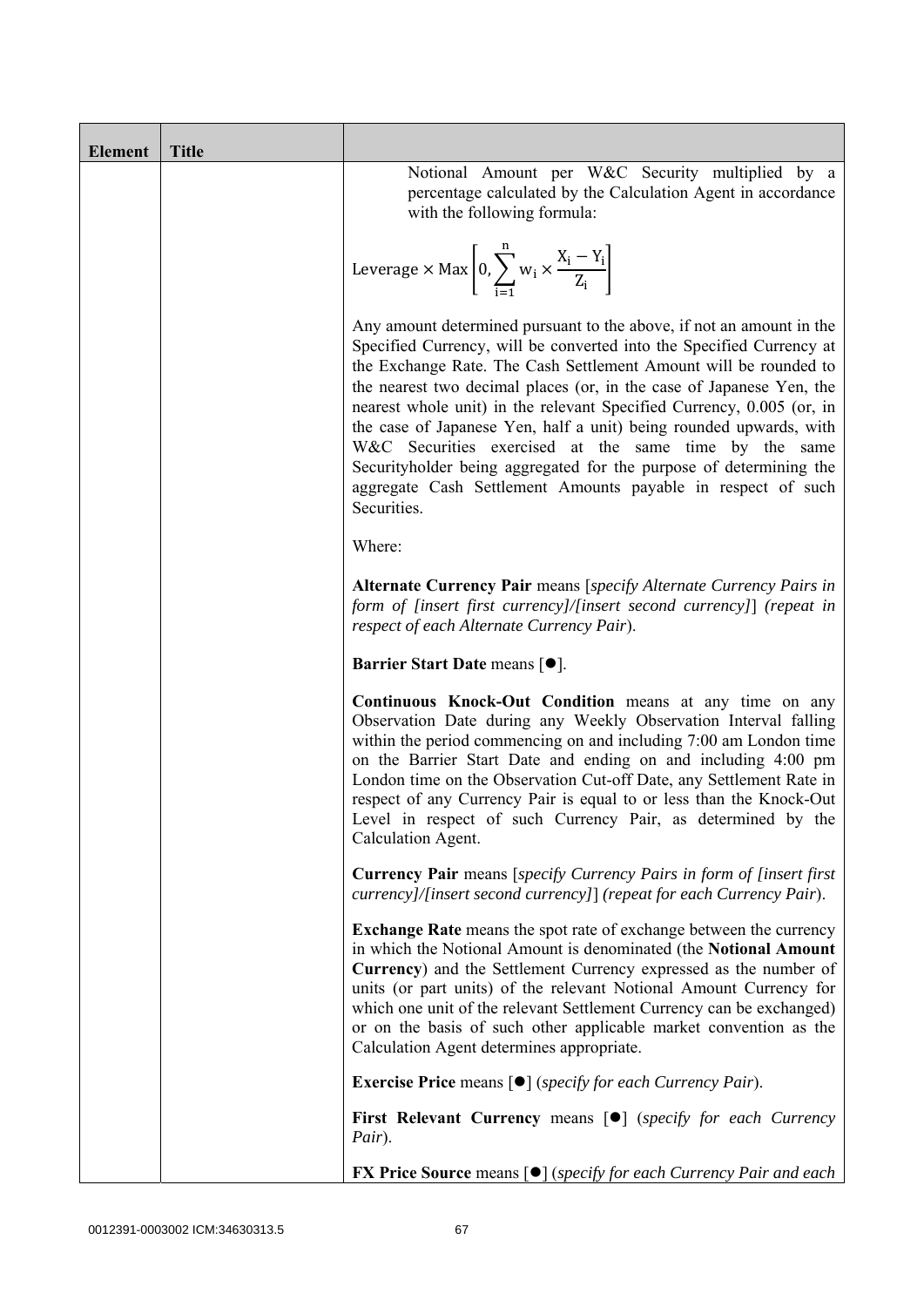| Element | Title | |
|---|---|---|
| | | Notional Amount per W&C Security multiplied by a percentage calculated by the Calculation Agent in accordance with the following formula:<br><br>$$\text{Leverage} \times \text{Max}\left[0, \sum_{i=1}^{n} w_i \times \frac{X_i - Y_i}{Z_i}\right]$$<br><br>Any amount determined pursuant to the above, if not an amount in the Specified Currency, will be converted into the Specified Currency at the Exchange Rate. The Cash Settlement Amount will be rounded to the nearest two decimal places (or, in the case of Japanese Yen, the nearest whole unit) in the relevant Specified Currency, 0.005 (or, in the case of Japanese Yen, half a unit) being rounded upwards, with W&C Securities exercised at the same time by the same Securityholder being aggregated for the purpose of determining the aggregate Cash Settlement Amounts payable in respect of such Securities.<br><br>Where:<br><br>**Alternate Currency Pair** means [*specify Alternate Currency Pairs in form of [insert first currency]/[insert second currency]*] *(repeat in respect of each Alternate Currency Pair*).<br><br>**Barrier Start Date** means [●].<br><br>**Continuous Knock-Out Condition** means at any time on any Observation Date during any Weekly Observation Interval falling within the period commencing on and including 7:00 am London time on the Barrier Start Date and ending on and including 4:00 pm London time on the Observation Cut-off Date, any Settlement Rate in respect of any Currency Pair is equal to or less than the Knock-Out Level in respect of such Currency Pair, as determined by the Calculation Agent.<br><br>**Currency Pair** means [*specify Currency Pairs in form of [insert first currency]/[insert second currency]*] *(repeat for each Currency Pair*).<br><br>**Exchange Rate** means the spot rate of exchange between the currency in which the Notional Amount is denominated (the **Notional Amount Currency**) and the Settlement Currency expressed as the number of units (or part units) of the relevant Notional Amount Currency for which one unit of the relevant Settlement Currency can be exchanged) or on the basis of such other applicable market convention as the Calculation Agent determines appropriate.<br><br>**Exercise Price** means [●] (*specify for each Currency Pair*).<br><br>**First Relevant Currency** means [●] (*specify for each Currency Pair*).<br><br>**FX Price Source** means [●] (*specify for each Currency Pair and each* |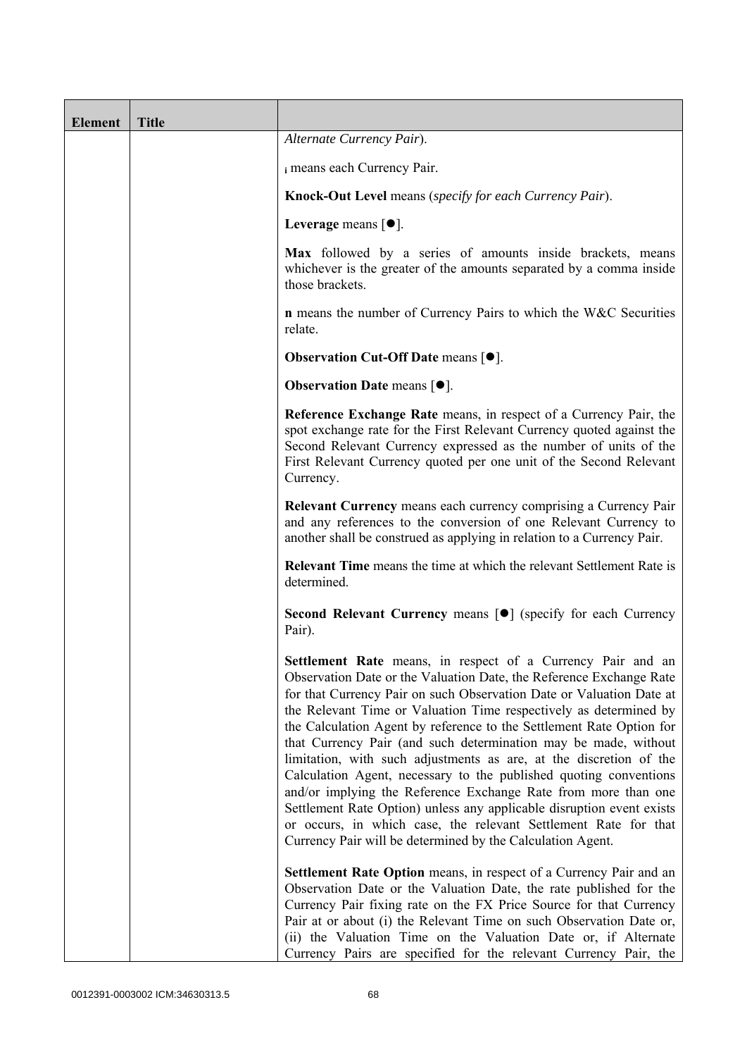| Element | Title | |
|---|---|---|
| | | *Alternate Currency Pair*).<br><br>$_i$ means each Currency Pair.<br><br>**Knock-Out Level** means (*specify for each Currency Pair*).<br><br>**Leverage** means [●].<br><br>**Max** followed by a series of amounts inside brackets, means whichever is the greater of the amounts separated by a comma inside those brackets.<br><br>**n** means the number of Currency Pairs to which the W&C Securities relate.<br><br>**Observation Cut-Off Date** means [●].<br><br>**Observation Date** means [●].<br><br>**Reference Exchange Rate** means, in respect of a Currency Pair, the spot exchange rate for the First Relevant Currency quoted against the Second Relevant Currency expressed as the number of units of the First Relevant Currency quoted per one unit of the Second Relevant Currency.<br><br>**Relevant Currency** means each currency comprising a Currency Pair and any references to the conversion of one Relevant Currency to another shall be construed as applying in relation to a Currency Pair.<br><br>**Relevant Time** means the time at which the relevant Settlement Rate is determined.<br><br>**Second Relevant Currency** means [●] (specify for each Currency Pair).<br><br>**Settlement Rate** means, in respect of a Currency Pair and an Observation Date or the Valuation Date, the Reference Exchange Rate for that Currency Pair on such Observation Date or Valuation Date at the Relevant Time or Valuation Time respectively as determined by the Calculation Agent by reference to the Settlement Rate Option for that Currency Pair (and such determination may be made, without limitation, with such adjustments as are, at the discretion of the Calculation Agent, necessary to the published quoting conventions and/or implying the Reference Exchange Rate from more than one Settlement Rate Option) unless any applicable disruption event exists or occurs, in which case, the relevant Settlement Rate for that Currency Pair will be determined by the Calculation Agent.<br><br>**Settlement Rate Option** means, in respect of a Currency Pair and an Observation Date or the Valuation Date, the rate published for the Currency Pair fixing rate on the FX Price Source for that Currency Pair at or about (i) the Relevant Time on such Observation Date or, (ii) the Valuation Time on the Valuation Date or, if Alternate Currency Pairs are specified for the relevant Currency Pair, the |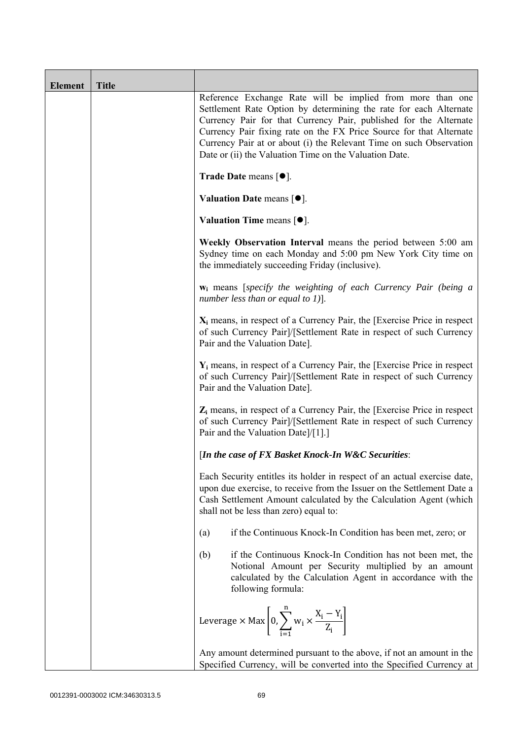| Element | Title | |
|---|---|---|
| | | Reference Exchange Rate will be implied from more than one Settlement Rate Option by determining the rate for each Alternate Currency Pair for that Currency Pair, published for the Alternate Currency Pair fixing rate on the FX Price Source for that Alternate Currency Pair at or about (i) the Relevant Time on such Observation Date or (ii) the Valuation Time on the Valuation Date.<br><br>**Trade Date** means [●].<br><br>**Valuation Date** means [●].<br><br>**Valuation Time** means [●].<br><br>**Weekly Observation Interval** means the period between 5:00 am Sydney time on each Monday and 5:00 pm New York City time on the immediately succeeding Friday (inclusive).<br><br>$\mathbf{w_i}$ means [*specify the weighting of each Currency Pair (being a number less than or equal to 1)*].<br><br>$\mathbf{X_i}$ means, in respect of a Currency Pair, the [Exercise Price in respect of such Currency Pair]/[Settlement Rate in respect of such Currency Pair and the Valuation Date].<br><br>$\mathbf{Y_i}$ means, in respect of a Currency Pair, the [Exercise Price in respect of such Currency Pair]/[Settlement Rate in respect of such Currency Pair and the Valuation Date].<br><br>$\mathbf{Z_i}$ means, in respect of a Currency Pair, the [Exercise Price in respect of such Currency Pair]/[Settlement Rate in respect of such Currency Pair and the Valuation Date]/[1].]<br><br>[***In the case of FX Basket Knock-In W&C Securities***:<br><br>Each Security entitles its holder in respect of an actual exercise date, upon due exercise, to receive from the Issuer on the Settlement Date a Cash Settlement Amount calculated by the Calculation Agent (which shall not be less than zero) equal to:<br><br>(a) if the Continuous Knock-In Condition has been met, zero; or<br><br>(b) if the Continuous Knock-In Condition has not been met, the Notional Amount per Security multiplied by an amount calculated by the Calculation Agent in accordance with the following formula:<br><br>$$\text{Leverage} \times \text{Max}\left[0, \sum_{i=1}^{n} w_i \times \frac{X_i - Y_i}{Z_i}\right]$$<br><br>Any amount determined pursuant to the above, if not an amount in the Specified Currency, will be converted into the Specified Currency at |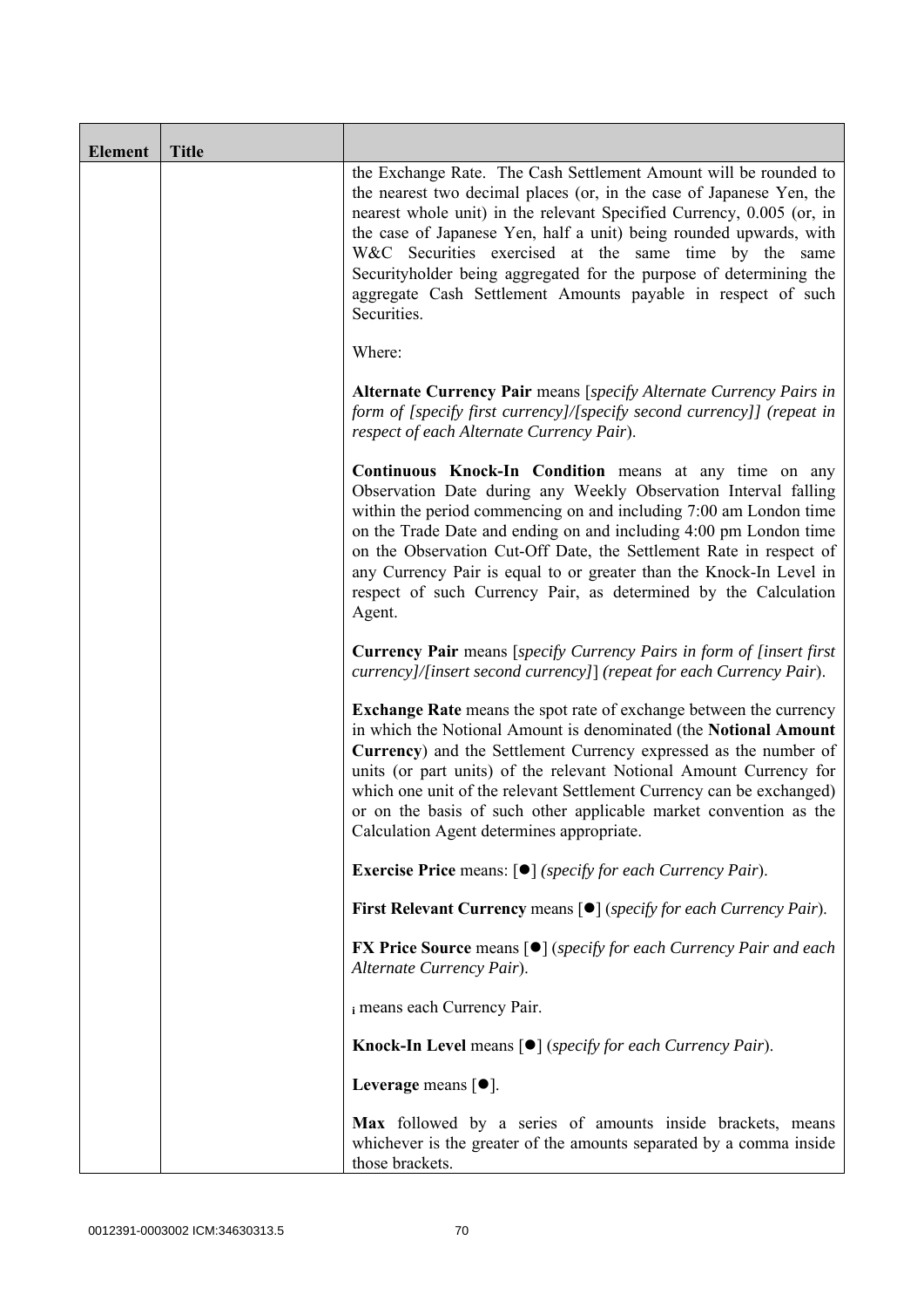| Element | Title | |
|---|---|---|
| | | the Exchange Rate. The Cash Settlement Amount will be rounded to the nearest two decimal places (or, in the case of Japanese Yen, the nearest whole unit) in the relevant Specified Currency, 0.005 (or, in the case of Japanese Yen, half a unit) being rounded upwards, with W&C Securities exercised at the same time by the same Securityholder being aggregated for the purpose of determining the aggregate Cash Settlement Amounts payable in respect of such Securities.<br><br>Where:<br><br>**Alternate Currency Pair** means [*specify Alternate Currency Pairs in form of [specify first currency]/[specify second currency]] (repeat in respect of each Alternate Currency Pair*).<br><br>**Continuous Knock-In Condition** means at any time on any Observation Date during any Weekly Observation Interval falling within the period commencing on and including 7:00 am London time on the Trade Date and ending on and including 4:00 pm London time on the Observation Cut-Off Date, the Settlement Rate in respect of any Currency Pair is equal to or greater than the Knock-In Level in respect of such Currency Pair, as determined by the Calculation Agent.<br><br>**Currency Pair** means [*specify Currency Pairs in form of [insert first currency]/[insert second currency]*] *(repeat for each Currency Pair*).<br><br>**Exchange Rate** means the spot rate of exchange between the currency in which the Notional Amount is denominated (the **Notional Amount Currency**) and the Settlement Currency expressed as the number of units (or part units) of the relevant Notional Amount Currency for which one unit of the relevant Settlement Currency can be exchanged) or on the basis of such other applicable market convention as the Calculation Agent determines appropriate.<br><br>**Exercise Price** means: [●] *(specify for each Currency Pair*).<br><br>**First Relevant Currency** means [●] (*specify for each Currency Pair*).<br><br>**FX Price Source** means [●] (*specify for each Currency Pair and each Alternate Currency Pair*).<br><br>$_i$ means each Currency Pair.<br><br>**Knock-In Level** means [●] (*specify for each Currency Pair*).<br><br>**Leverage** means [●].<br><br>**Max** followed by a series of amounts inside brackets, means whichever is the greater of the amounts separated by a comma inside those brackets. |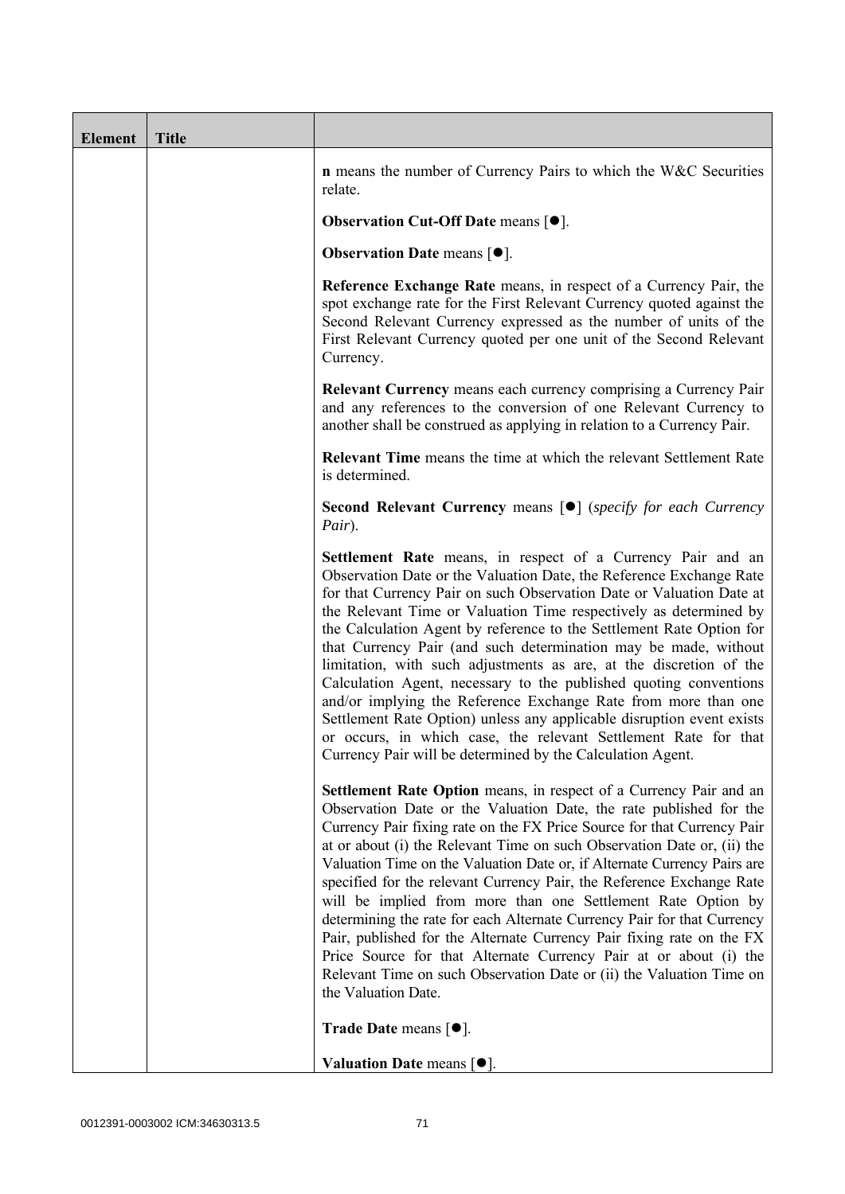| Element | Title | |
|---|---|---|
| | | **n** means the number of Currency Pairs to which the W&C Securities relate.<br><br>**Observation Cut-Off Date** means [●].<br><br>**Observation Date** means [●].<br><br>**Reference Exchange Rate** means, in respect of a Currency Pair, the spot exchange rate for the First Relevant Currency quoted against the Second Relevant Currency expressed as the number of units of the First Relevant Currency quoted per one unit of the Second Relevant Currency.<br><br>**Relevant Currency** means each currency comprising a Currency Pair and any references to the conversion of one Relevant Currency to another shall be construed as applying in relation to a Currency Pair.<br><br>**Relevant Time** means the time at which the relevant Settlement Rate is determined.<br><br>**Second Relevant Currency** means [●] (*specify for each Currency Pair*).<br><br>**Settlement Rate** means, in respect of a Currency Pair and an Observation Date or the Valuation Date, the Reference Exchange Rate for that Currency Pair on such Observation Date or Valuation Date at the Relevant Time or Valuation Time respectively as determined by the Calculation Agent by reference to the Settlement Rate Option for that Currency Pair (and such determination may be made, without limitation, with such adjustments as are, at the discretion of the Calculation Agent, necessary to the published quoting conventions and/or implying the Reference Exchange Rate from more than one Settlement Rate Option) unless any applicable disruption event exists or occurs, in which case, the relevant Settlement Rate for that Currency Pair will be determined by the Calculation Agent.<br><br>**Settlement Rate Option** means, in respect of a Currency Pair and an Observation Date or the Valuation Date, the rate published for the Currency Pair fixing rate on the FX Price Source for that Currency Pair at or about (i) the Relevant Time on such Observation Date or, (ii) the Valuation Time on the Valuation Date or, if Alternate Currency Pairs are specified for the relevant Currency Pair, the Reference Exchange Rate will be implied from more than one Settlement Rate Option by determining the rate for each Alternate Currency Pair for that Currency Pair, published for the Alternate Currency Pair fixing rate on the FX Price Source for that Alternate Currency Pair at or about (i) the Relevant Time on such Observation Date or (ii) the Valuation Time on the Valuation Date.<br><br>**Trade Date** means [●].<br><br>**Valuation Date** means [●]. |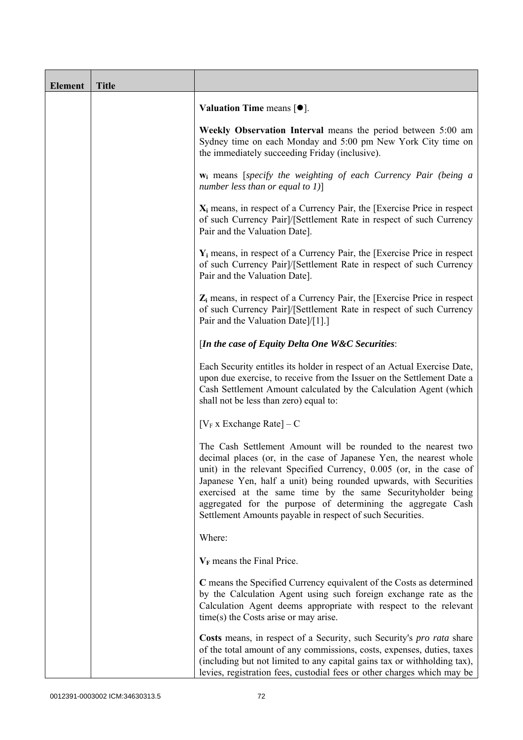| Element | Title | |
|---|---|---|
| | | **Valuation Time** means [●].<br><br>**Weekly Observation Interval** means the period between 5:00 am Sydney time on each Monday and 5:00 pm New York City time on the immediately succeeding Friday (inclusive).<br><br>**$w_i$** means [*specify the weighting of each Currency Pair (being a number less than or equal to 1)*]<br><br>**$X_i$** means, in respect of a Currency Pair, the [Exercise Price in respect of such Currency Pair]/[Settlement Rate in respect of such Currency Pair and the Valuation Date].<br><br>**$Y_i$** means, in respect of a Currency Pair, the [Exercise Price in respect of such Currency Pair]/[Settlement Rate in respect of such Currency Pair and the Valuation Date].<br><br>**$Z_i$** means, in respect of a Currency Pair, the [Exercise Price in respect of such Currency Pair]/[Settlement Rate in respect of such Currency Pair and the Valuation Date]/[1].]<br><br>[***In the case of Equity Delta One W&C Securities***:<br><br>Each Security entitles its holder in respect of an Actual Exercise Date, upon due exercise, to receive from the Issuer on the Settlement Date a Cash Settlement Amount calculated by the Calculation Agent (which shall not be less than zero) equal to:<br><br>$[V_F \text{ x Exchange Rate}] - C$<br><br>The Cash Settlement Amount will be rounded to the nearest two decimal places (or, in the case of Japanese Yen, the nearest whole unit) in the relevant Specified Currency, 0.005 (or, in the case of Japanese Yen, half a unit) being rounded upwards, with Securities exercised at the same time by the same Securityholder being aggregated for the purpose of determining the aggregate Cash Settlement Amounts payable in respect of such Securities.<br><br>Where:<br><br>**$V_F$** means the Final Price.<br><br>**C** means the Specified Currency equivalent of the Costs as determined by the Calculation Agent using such foreign exchange rate as the Calculation Agent deems appropriate with respect to the relevant time(s) the Costs arise or may arise.<br><br>**Costs** means, in respect of a Security, such Security's *pro rata* share of the total amount of any commissions, costs, expenses, duties, taxes (including but not limited to any capital gains tax or withholding tax), levies, registration fees, custodial fees or other charges which may be |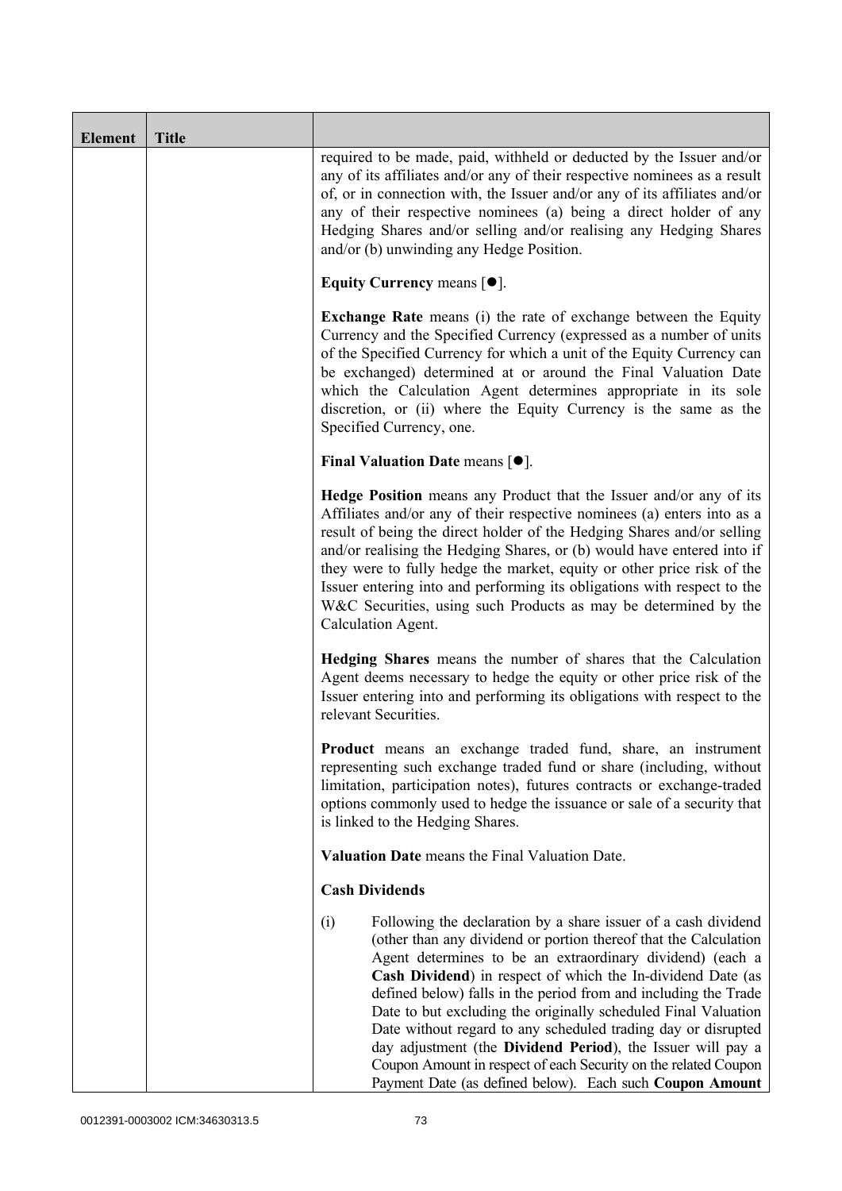| Element | Title | |
|---|---|---|
| | | required to be made, paid, withheld or deducted by the Issuer and/or any of its affiliates and/or any of their respective nominees as a result of, or in connection with, the Issuer and/or any of its affiliates and/or any of their respective nominees (a) being a direct holder of any Hedging Shares and/or selling and/or realising any Hedging Shares and/or (b) unwinding any Hedge Position.<br><br>**Equity Currency** means [●].<br><br>**Exchange Rate** means (i) the rate of exchange between the Equity Currency and the Specified Currency (expressed as a number of units of the Specified Currency for which a unit of the Equity Currency can be exchanged) determined at or around the Final Valuation Date which the Calculation Agent determines appropriate in its sole discretion, or (ii) where the Equity Currency is the same as the Specified Currency, one.<br><br>**Final Valuation Date** means [●].<br><br>**Hedge Position** means any Product that the Issuer and/or any of its Affiliates and/or any of their respective nominees (a) enters into as a result of being the direct holder of the Hedging Shares and/or selling and/or realising the Hedging Shares, or (b) would have entered into if they were to fully hedge the market, equity or other price risk of the Issuer entering into and performing its obligations with respect to the W&C Securities, using such Products as may be determined by the Calculation Agent.<br><br>**Hedging Shares** means the number of shares that the Calculation Agent deems necessary to hedge the equity or other price risk of the Issuer entering into and performing its obligations with respect to the relevant Securities.<br><br>**Product** means an exchange traded fund, share, an instrument representing such exchange traded fund or share (including, without limitation, participation notes), futures contracts or exchange-traded options commonly used to hedge the issuance or sale of a security that is linked to the Hedging Shares.<br><br>**Valuation Date** means the Final Valuation Date.<br><br>**Cash Dividends**<br><br>(i) Following the declaration by a share issuer of a cash dividend (other than any dividend or portion thereof that the Calculation Agent determines to be an extraordinary dividend) (each a **Cash Dividend**) in respect of which the In-dividend Date (as defined below) falls in the period from and including the Trade Date to but excluding the originally scheduled Final Valuation Date without regard to any scheduled trading day or disrupted day adjustment (the **Dividend Period**), the Issuer will pay a Coupon Amount in respect of each Security on the related Coupon Payment Date (as defined below). Each such **Coupon Amount** |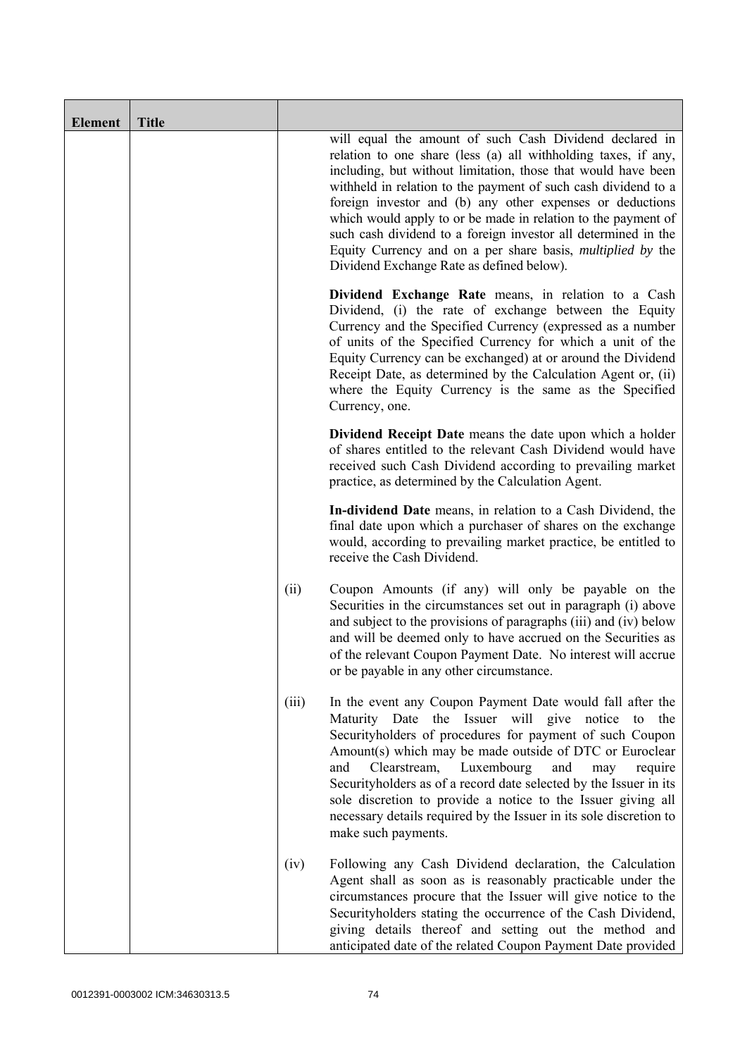| Element | Title | | |
|---|---|---|---|
| | | | will equal the amount of such Cash Dividend declared in relation to one share (less (a) all withholding taxes, if any, including, but without limitation, those that would have been withheld in relation to the payment of such cash dividend to a foreign investor and (b) any other expenses or deductions which would apply to or be made in relation to the payment of such cash dividend to a foreign investor all determined in the Equity Currency and on a per share basis, *multiplied by* the Dividend Exchange Rate as defined below).<br><br>**Dividend Exchange Rate** means, in relation to a Cash Dividend, (i) the rate of exchange between the Equity Currency and the Specified Currency (expressed as a number of units of the Specified Currency for which a unit of the Equity Currency can be exchanged) at or around the Dividend Receipt Date, as determined by the Calculation Agent or, (ii) where the Equity Currency is the same as the Specified Currency, one.<br><br>**Dividend Receipt Date** means the date upon which a holder of shares entitled to the relevant Cash Dividend would have received such Cash Dividend according to prevailing market practice, as determined by the Calculation Agent.<br><br>**In-dividend Date** means, in relation to a Cash Dividend, the final date upon which a purchaser of shares on the exchange would, according to prevailing market practice, be entitled to receive the Cash Dividend. |
| | | (ii) | Coupon Amounts (if any) will only be payable on the Securities in the circumstances set out in paragraph (i) above and subject to the provisions of paragraphs (iii) and (iv) below and will be deemed only to have accrued on the Securities as of the relevant Coupon Payment Date. No interest will accrue or be payable in any other circumstance. |
| | | (iii) | In the event any Coupon Payment Date would fall after the Maturity Date the Issuer will give notice to the Securityholders of procedures for payment of such Coupon Amount(s) which may be made outside of DTC or Euroclear and Clearstream, Luxembourg and may require Securityholders as of a record date selected by the Issuer in its sole discretion to provide a notice to the Issuer giving all necessary details required by the Issuer in its sole discretion to make such payments. |
| | | (iv) | Following any Cash Dividend declaration, the Calculation Agent shall as soon as is reasonably practicable under the circumstances procure that the Issuer will give notice to the Securityholders stating the occurrence of the Cash Dividend, giving details thereof and setting out the method and anticipated date of the related Coupon Payment Date provided |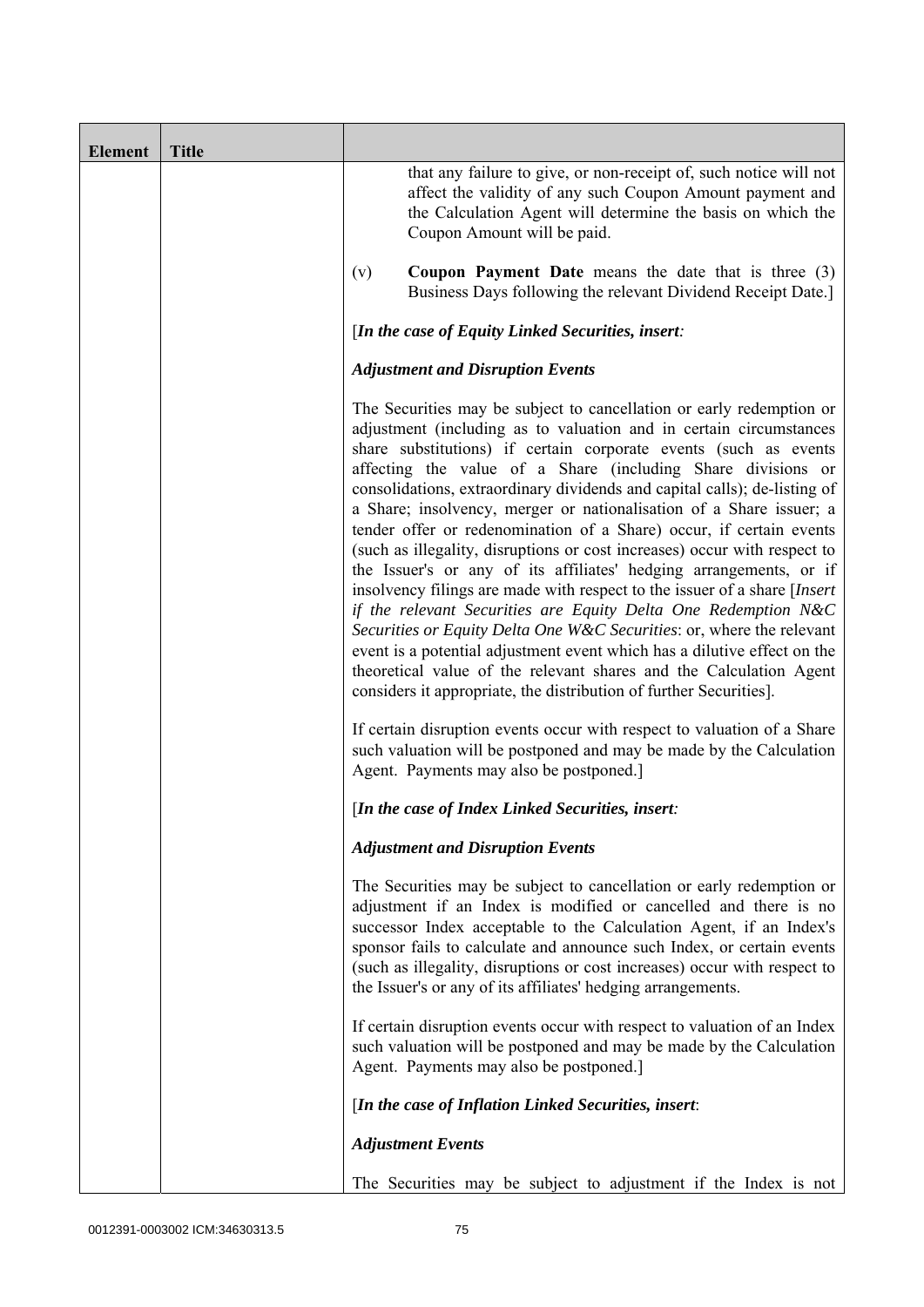| Element | Title |  |
|---|---|---|
| | | that any failure to give, or non-receipt of, such notice will not affect the validity of any such Coupon Amount payment and the Calculation Agent will determine the basis on which the Coupon Amount will be paid.<br><br>(v) **Coupon Payment Date** means the date that is three (3) Business Days following the relevant Dividend Receipt Date.]<br><br>[*In the case of Equity Linked Securities, insert:*<br><br>***Adjustment and Disruption Events***<br><br>The Securities may be subject to cancellation or early redemption or adjustment (including as to valuation and in certain circumstances share substitutions) if certain corporate events (such as events affecting the value of a Share (including Share divisions or consolidations, extraordinary dividends and capital calls); de-listing of a Share; insolvency, merger or nationalisation of a Share issuer; a tender offer or redenomination of a Share) occur, if certain events (such as illegality, disruptions or cost increases) occur with respect to the Issuer's or any of its affiliates' hedging arrangements, or if insolvency filings are made with respect to the issuer of a share [*Insert if the relevant Securities are Equity Delta One Redemption N&C Securities or Equity Delta One W&C Securities*: or, where the relevant event is a potential adjustment event which has a dilutive effect on the theoretical value of the relevant shares and the Calculation Agent considers it appropriate, the distribution of further Securities].<br><br>If certain disruption events occur with respect to valuation of a Share such valuation will be postponed and may be made by the Calculation Agent. Payments may also be postponed.]<br><br>[*In the case of Index Linked Securities, insert:*<br><br>***Adjustment and Disruption Events***<br><br>The Securities may be subject to cancellation or early redemption or adjustment if an Index is modified or cancelled and there is no successor Index acceptable to the Calculation Agent, if an Index's sponsor fails to calculate and announce such Index, or certain events (such as illegality, disruptions or cost increases) occur with respect to the Issuer's or any of its affiliates' hedging arrangements.<br><br>If certain disruption events occur with respect to valuation of an Index such valuation will be postponed and may be made by the Calculation Agent. Payments may also be postponed.]<br><br>[*In the case of Inflation Linked Securities, insert*:<br><br>***Adjustment Events***<br><br>The Securities may be subject to adjustment if the Index is not |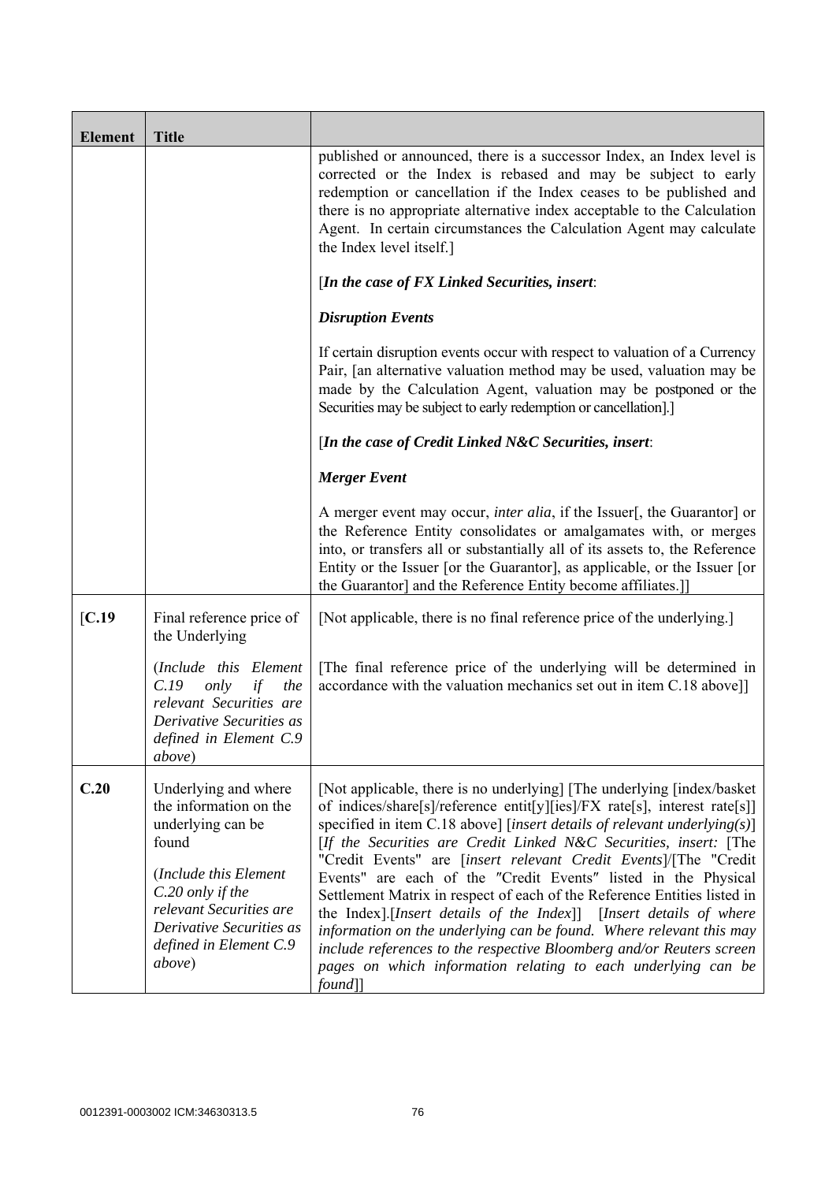| Element | Title | |
|---|---|---|
| | | published or announced, there is a successor Index, an Index level is corrected or the Index is rebased and may be subject to early redemption or cancellation if the Index ceases to be published and there is no appropriate alternative index acceptable to the Calculation Agent. In certain circumstances the Calculation Agent may calculate the Index level itself.]<br><br>[***In the case of FX Linked Securities, insert***:<br><br>***Disruption Events***<br><br>If certain disruption events occur with respect to valuation of a Currency Pair, [an alternative valuation method may be used, valuation may be made by the Calculation Agent, valuation may be postponed or the Securities may be subject to early redemption or cancellation].]<br><br>[***In the case of Credit Linked N&C Securities, insert***:<br><br>***Merger Event***<br><br>A merger event may occur, *inter alia*, if the Issuer[, the Guarantor] or the Reference Entity consolidates or amalgamates with, or merges into, or transfers all or substantially all of its assets to, the Reference Entity or the Issuer [or the Guarantor], as applicable, or the Issuer [or the Guarantor] and the Reference Entity become affiliates.]] |
| [**C.19** | Final reference price of the Underlying<br><br>(*Include this Element C.19 only if the relevant Securities are Derivative Securities as defined in Element C.9 above*) | [Not applicable, there is no final reference price of the underlying.]<br><br>[The final reference price of the underlying will be determined in accordance with the valuation mechanics set out in item C.18 above]] |
| **C.20** | Underlying and where the information on the underlying can be found<br><br>(*Include this Element C.20 only if the relevant Securities are Derivative Securities as defined in Element C.9 above*) | [Not applicable, there is no underlying] [The underlying [index/basket of indices/share[s]/reference entit[y][ies]/FX rate[s], interest rate[s]] specified in item C.18 above] [*insert details of relevant underlying(s)*] [*If the Securities are Credit Linked N&C Securities, insert:* [The "Credit Events" are [*insert relevant Credit Events*]/[The "Credit Events" are each of the "Credit Events" listed in the Physical Settlement Matrix in respect of each of the Reference Entities listed in the Index].[*Insert details of the Index*]] [*Insert details of where information on the underlying can be found. Where relevant this may include references to the respective Bloomberg and/or Reuters screen pages on which information relating to each underlying can be found*]] |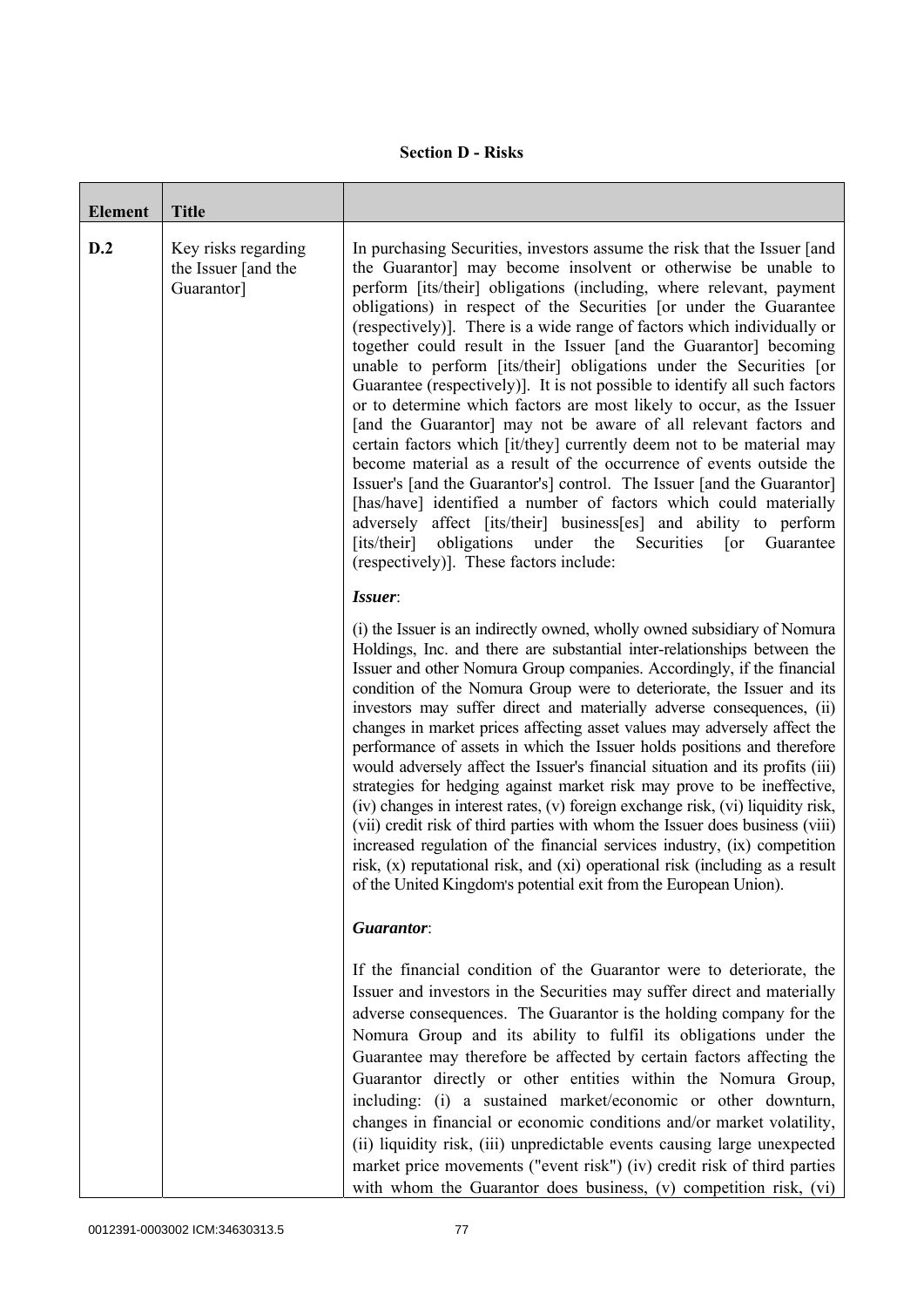**Section D - Risks**

| Element | Title | |
|---|---|---|
| D.2 | Key risks regarding the Issuer [and the Guarantor] | In purchasing Securities, investors assume the risk that the Issuer [and the Guarantor] may become insolvent or otherwise be unable to perform [its/their] obligations (including, where relevant, payment obligations) in respect of the Securities [or under the Guarantee (respectively)]. There is a wide range of factors which individually or together could result in the Issuer [and the Guarantor] becoming unable to perform [its/their] obligations under the Securities [or Guarantee (respectively)]. It is not possible to identify all such factors or to determine which factors are most likely to occur, as the Issuer [and the Guarantor] may not be aware of all relevant factors and certain factors which [it/they] currently deem not to be material may become material as a result of the occurrence of events outside the Issuer's [and the Guarantor's] control. The Issuer [and the Guarantor] [has/have] identified a number of factors which could materially adversely affect [its/their] business[es] and ability to perform [its/their] obligations under the Securities [or Guarantee (respectively)]. These factors include:<br><br>***Issuer***:<br><br>(i) the Issuer is an indirectly owned, wholly owned subsidiary of Nomura Holdings, Inc. and there are substantial inter-relationships between the Issuer and other Nomura Group companies. Accordingly, if the financial condition of the Nomura Group were to deteriorate, the Issuer and its investors may suffer direct and materially adverse consequences, (ii) changes in market prices affecting asset values may adversely affect the performance of assets in which the Issuer holds positions and therefore would adversely affect the Issuer's financial situation and its profits (iii) strategies for hedging against market risk may prove to be ineffective, (iv) changes in interest rates, (v) foreign exchange risk, (vi) liquidity risk, (vii) credit risk of third parties with whom the Issuer does business (viii) increased regulation of the financial services industry, (ix) competition risk, (x) reputational risk, and (xi) operational risk (including as a result of the United Kingdom's potential exit from the European Union).<br><br>***Guarantor***:<br><br>If the financial condition of the Guarantor were to deteriorate, the Issuer and investors in the Securities may suffer direct and materially adverse consequences. The Guarantor is the holding company for the Nomura Group and its ability to fulfil its obligations under the Guarantee may therefore be affected by certain factors affecting the Guarantor directly or other entities within the Nomura Group, including: (i) a sustained market/economic or other downturn, changes in financial or economic conditions and/or market volatility, (ii) liquidity risk, (iii) unpredictable events causing large unexpected market price movements ("event risk") (iv) credit risk of third parties with whom the Guarantor does business, (v) competition risk, (vi) |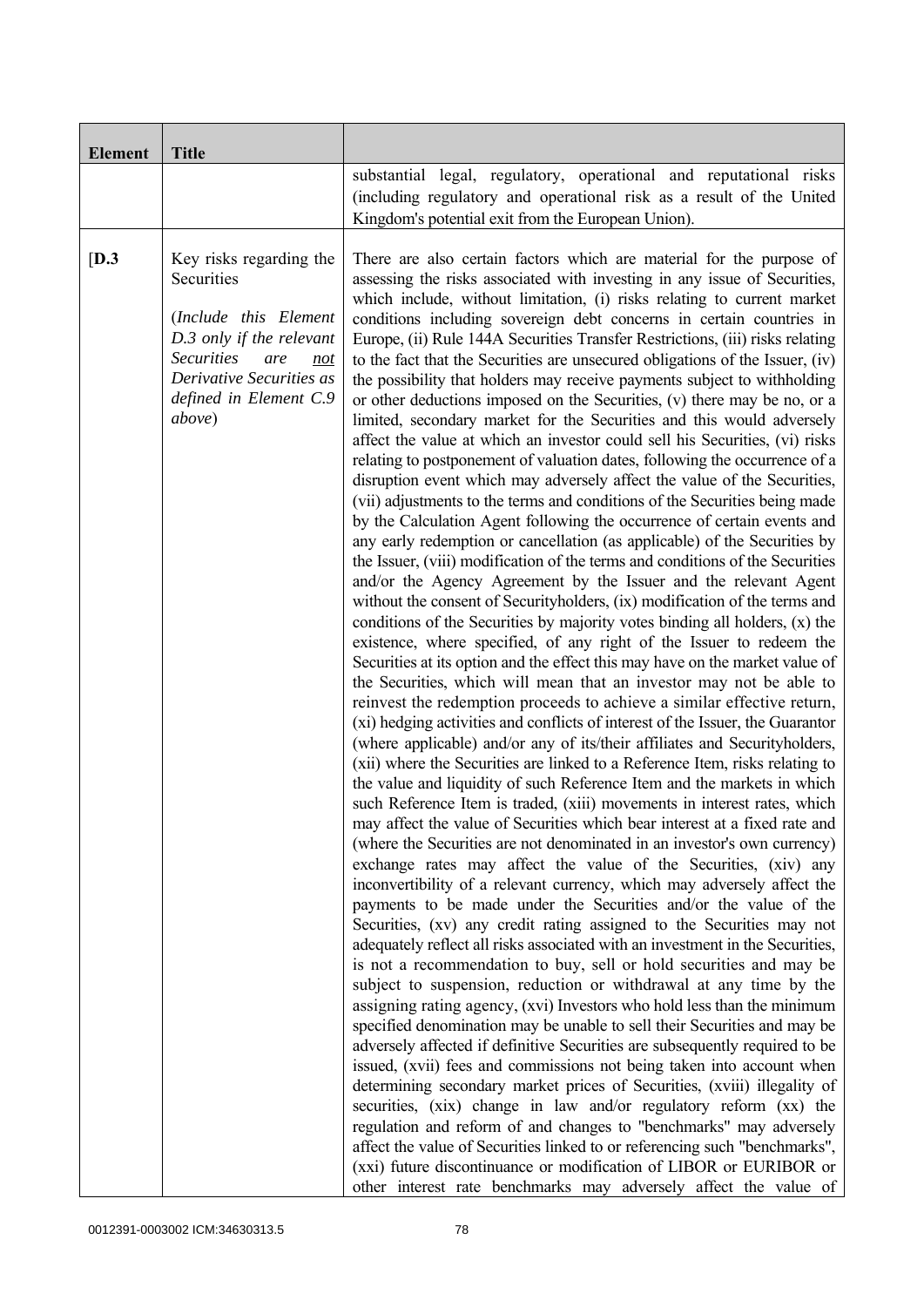| Element | Title | |
|---|---|---|
| | | substantial legal, regulatory, operational and reputational risks (including regulatory and operational risk as a result of the United Kingdom's potential exit from the European Union). |
| [D.3 | Key risks regarding the Securities<br><br>(*Include this Element D.3 only if the relevant Securities are <u>not</u> Derivative Securities as defined in Element C.9 above*) | There are also certain factors which are material for the purpose of assessing the risks associated with investing in any issue of Securities, which include, without limitation, (i) risks relating to current market conditions including sovereign debt concerns in certain countries in Europe, (ii) Rule 144A Securities Transfer Restrictions, (iii) risks relating to the fact that the Securities are unsecured obligations of the Issuer, (iv) the possibility that holders may receive payments subject to withholding or other deductions imposed on the Securities, (v) there may be no, or a limited, secondary market for the Securities and this would adversely affect the value at which an investor could sell his Securities, (vi) risks relating to postponement of valuation dates, following the occurrence of a disruption event which may adversely affect the value of the Securities, (vii) adjustments to the terms and conditions of the Securities being made by the Calculation Agent following the occurrence of certain events and any early redemption or cancellation (as applicable) of the Securities by the Issuer, (viii) modification of the terms and conditions of the Securities and/or the Agency Agreement by the Issuer and the relevant Agent without the consent of Securityholders, (ix) modification of the terms and conditions of the Securities by majority votes binding all holders, (x) the existence, where specified, of any right of the Issuer to redeem the Securities at its option and the effect this may have on the market value of the Securities, which will mean that an investor may not be able to reinvest the redemption proceeds to achieve a similar effective return, (xi) hedging activities and conflicts of interest of the Issuer, the Guarantor (where applicable) and/or any of its/their affiliates and Securityholders, (xii) where the Securities are linked to a Reference Item, risks relating to the value and liquidity of such Reference Item and the markets in which such Reference Item is traded, (xiii) movements in interest rates, which may affect the value of Securities which bear interest at a fixed rate and (where the Securities are not denominated in an investor's own currency) exchange rates may affect the value of the Securities, (xiv) any inconvertibility of a relevant currency, which may adversely affect the payments to be made under the Securities and/or the value of the Securities, (xv) any credit rating assigned to the Securities may not adequately reflect all risks associated with an investment in the Securities, is not a recommendation to buy, sell or hold securities and may be subject to suspension, reduction or withdrawal at any time by the assigning rating agency, (xvi) Investors who hold less than the minimum specified denomination may be unable to sell their Securities and may be adversely affected if definitive Securities are subsequently required to be issued, (xvii) fees and commissions not being taken into account when determining secondary market prices of Securities, (xviii) illegality of securities, (xix) change in law and/or regulatory reform (xx) the regulation and reform of and changes to "benchmarks" may adversely affect the value of Securities linked to or referencing such "benchmarks", (xxi) future discontinuance or modification of LIBOR or EURIBOR or other interest rate benchmarks may adversely affect the value of |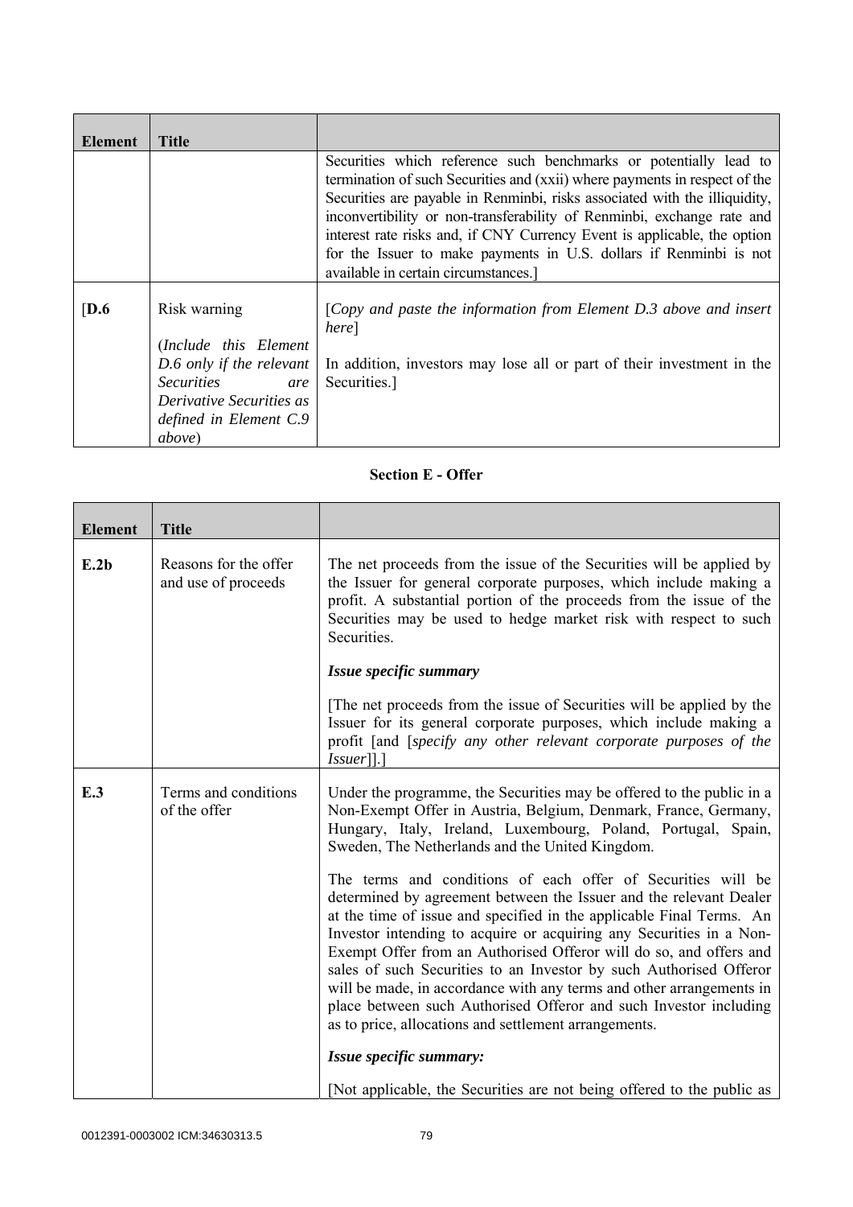| Element | Title | |
|---|---|---|
| | | Securities which reference such benchmarks or potentially lead to termination of such Securities and (xxii) where payments in respect of the Securities are payable in Renminbi, risks associated with the illiquidity, inconvertibility or non-transferability of Renminbi, exchange rate and interest rate risks and, if CNY Currency Event is applicable, the option for the Issuer to make payments in U.S. dollars if Renminbi is not available in certain circumstances.] |
| [**D.6** | Risk warning<br><br>(*Include this Element D.6 only if the relevant Securities are Derivative Securities as defined in Element C.9 above*) | [*Copy and paste the information from Element D.3 above and insert here*]<br><br>In addition, investors may lose all or part of their investment in the Securities.] |

**Section E - Offer**

| Element | Title | |
|---|---|---|
| **E.2b** | Reasons for the offer and use of proceeds | The net proceeds from the issue of the Securities will be applied by the Issuer for general corporate purposes, which include making a profit. A substantial portion of the proceeds from the issue of the Securities may be used to hedge market risk with respect to such Securities.<br><br>***Issue specific summary***<br><br>[The net proceeds from the issue of Securities will be applied by the Issuer for its general corporate purposes, which include making a profit [and [*specify any other relevant corporate purposes of the Issuer*]].] |
| **E.3** | Terms and conditions of the offer | Under the programme, the Securities may be offered to the public in a Non-Exempt Offer in Austria, Belgium, Denmark, France, Germany, Hungary, Italy, Ireland, Luxembourg, Poland, Portugal, Spain, Sweden, The Netherlands and the United Kingdom.<br><br>The terms and conditions of each offer of Securities will be determined by agreement between the Issuer and the relevant Dealer at the time of issue and specified in the applicable Final Terms. An Investor intending to acquire or acquiring any Securities in a Non-Exempt Offer from an Authorised Offeror will do so, and offers and sales of such Securities to an Investor by such Authorised Offeror will be made, in accordance with any terms and other arrangements in place between such Authorised Offeror and such Investor including as to price, allocations and settlement arrangements.<br><br>***Issue specific summary:***<br><br>[Not applicable, the Securities are not being offered to the public as |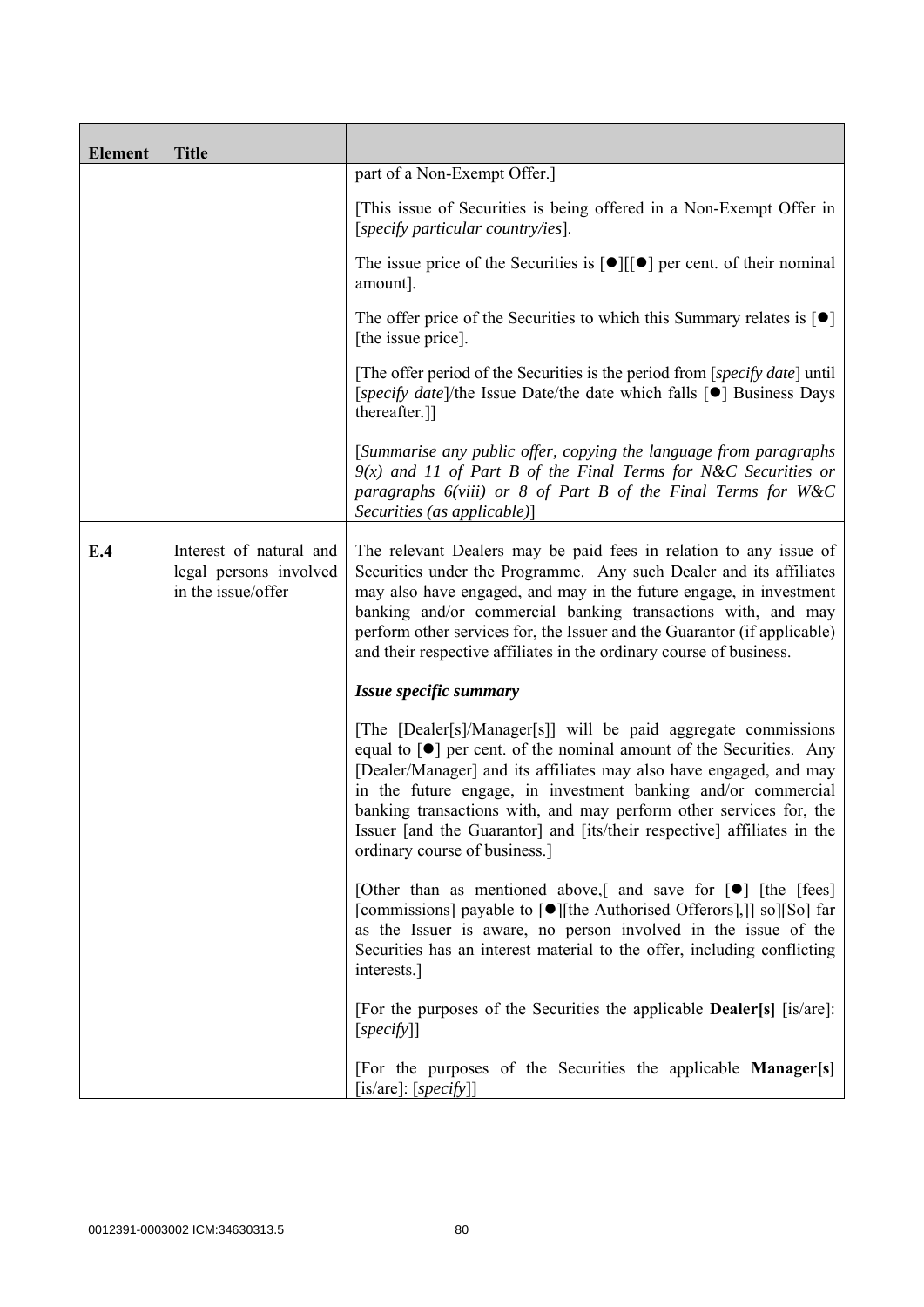| Element | Title | |
|---|---|---|
| | | part of a Non-Exempt Offer.]<br><br>[This issue of Securities is being offered in a Non-Exempt Offer in [*specify particular country/ies*].<br><br>The issue price of the Securities is [●][[●] per cent. of their nominal amount].<br><br>The offer price of the Securities to which this Summary relates is [●] [the issue price].<br><br>[The offer period of the Securities is the period from [*specify date*] until [*specify date*]/the Issue Date/the date which falls [●] Business Days thereafter.]]<br><br>[*Summarise any public offer, copying the language from paragraphs 9(x) and 11 of Part B of the Final Terms for N&C Securities or paragraphs 6(viii) or 8 of Part B of the Final Terms for W&C Securities (as applicable)*] |
| **E.4** | Interest of natural and legal persons involved in the issue/offer | The relevant Dealers may be paid fees in relation to any issue of Securities under the Programme. Any such Dealer and its affiliates may also have engaged, and may in the future engage, in investment banking and/or commercial banking transactions with, and may perform other services for, the Issuer and the Guarantor (if applicable) and their respective affiliates in the ordinary course of business.<br><br>***Issue specific summary***<br><br>[The [Dealer[s]/Manager[s]] will be paid aggregate commissions equal to [●] per cent. of the nominal amount of the Securities. Any [Dealer/Manager] and its affiliates may also have engaged, and may in the future engage, in investment banking and/or commercial banking transactions with, and may perform other services for, the Issuer [and the Guarantor] and [its/their respective] affiliates in the ordinary course of business.]<br><br>[Other than as mentioned above,[ and save for [●] [the [fees] [commissions] payable to [●][the Authorised Offerors],]] so][So] far as the Issuer is aware, no person involved in the issue of the Securities has an interest material to the offer, including conflicting interests.]<br><br>[For the purposes of the Securities the applicable **Dealer[s]** [is/are]: [*specify*]]<br><br>[For the purposes of the Securities the applicable **Manager[s]** [is/are]: [*specify*]] |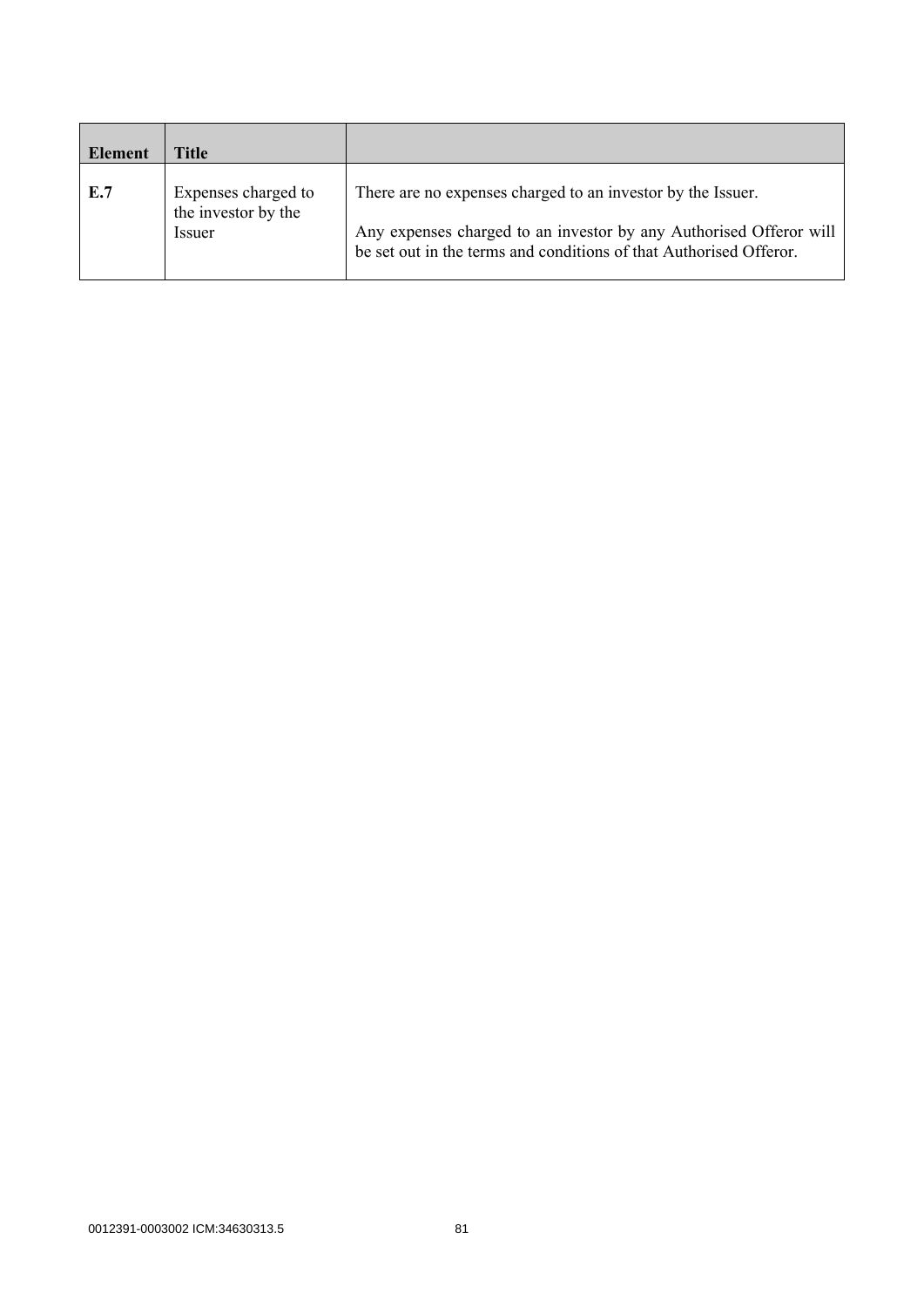| Element | Title | |
|---|---|---|
| **E.7** | Expenses charged to the investor by the Issuer | There are no expenses charged to an investor by the Issuer.<br><br>Any expenses charged to an investor by any Authorised Offeror will be set out in the terms and conditions of that Authorised Offeror. |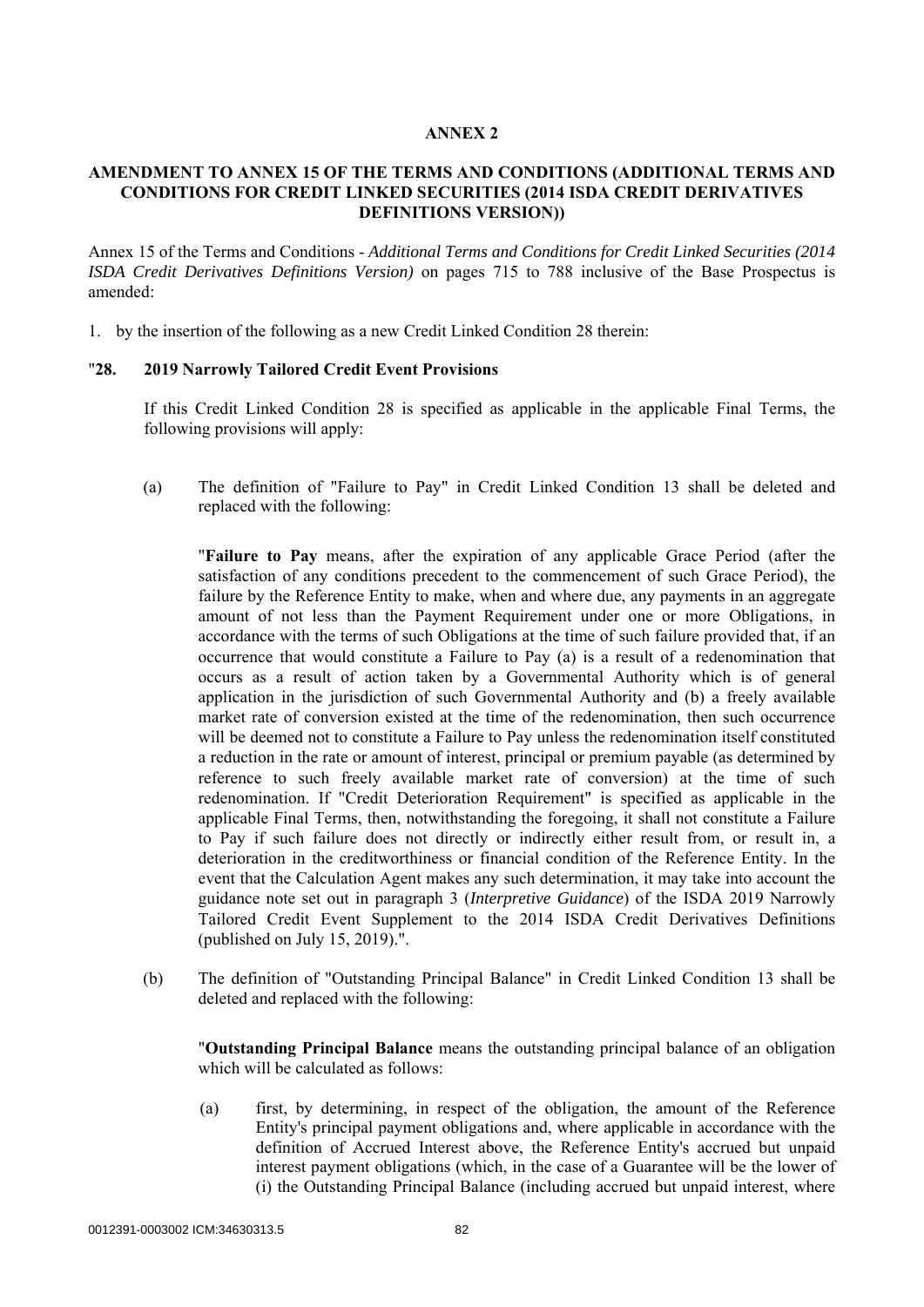# ANNEX 2

## AMENDMENT TO ANNEX 15 OF THE TERMS AND CONDITIONS (ADDITIONAL TERMS AND CONDITIONS FOR CREDIT LINKED SECURITIES (2014 ISDA CREDIT DERIVATIVES DEFINITIONS VERSION))

Annex 15 of the Terms and Conditions - *Additional Terms and Conditions for Credit Linked Securities (2014 ISDA Credit Derivatives Definitions Version)* on pages 715 to 788 inclusive of the Base Prospectus is amended:

1. by the insertion of the following as a new Credit Linked Condition 28 therein:

"**28. 2019 Narrowly Tailored Credit Event Provisions**

If this Credit Linked Condition 28 is specified as applicable in the applicable Final Terms, the following provisions will apply:

(a) The definition of "Failure to Pay" in Credit Linked Condition 13 shall be deleted and replaced with the following:

"**Failure to Pay** means, after the expiration of any applicable Grace Period (after the satisfaction of any conditions precedent to the commencement of such Grace Period), the failure by the Reference Entity to make, when and where due, any payments in an aggregate amount of not less than the Payment Requirement under one or more Obligations, in accordance with the terms of such Obligations at the time of such failure provided that, if an occurrence that would constitute a Failure to Pay (a) is a result of a redenomination that occurs as a result of action taken by a Governmental Authority which is of general application in the jurisdiction of such Governmental Authority and (b) a freely available market rate of conversion existed at the time of the redenomination, then such occurrence will be deemed not to constitute a Failure to Pay unless the redenomination itself constituted a reduction in the rate or amount of interest, principal or premium payable (as determined by reference to such freely available market rate of conversion) at the time of such redenomination. If "Credit Deterioration Requirement" is specified as applicable in the applicable Final Terms, then, notwithstanding the foregoing, it shall not constitute a Failure to Pay if such failure does not directly or indirectly either result from, or result in, a deterioration in the creditworthiness or financial condition of the Reference Entity. In the event that the Calculation Agent makes any such determination, it may take into account the guidance note set out in paragraph 3 (*Interpretive Guidance*) of the ISDA 2019 Narrowly Tailored Credit Event Supplement to the 2014 ISDA Credit Derivatives Definitions (published on July 15, 2019).".

(b) The definition of "Outstanding Principal Balance" in Credit Linked Condition 13 shall be deleted and replaced with the following:

"**Outstanding Principal Balance** means the outstanding principal balance of an obligation which will be calculated as follows:

(a) first, by determining, in respect of the obligation, the amount of the Reference Entity's principal payment obligations and, where applicable in accordance with the definition of Accrued Interest above, the Reference Entity's accrued but unpaid interest payment obligations (which, in the case of a Guarantee will be the lower of (i) the Outstanding Principal Balance (including accrued but unpaid interest, where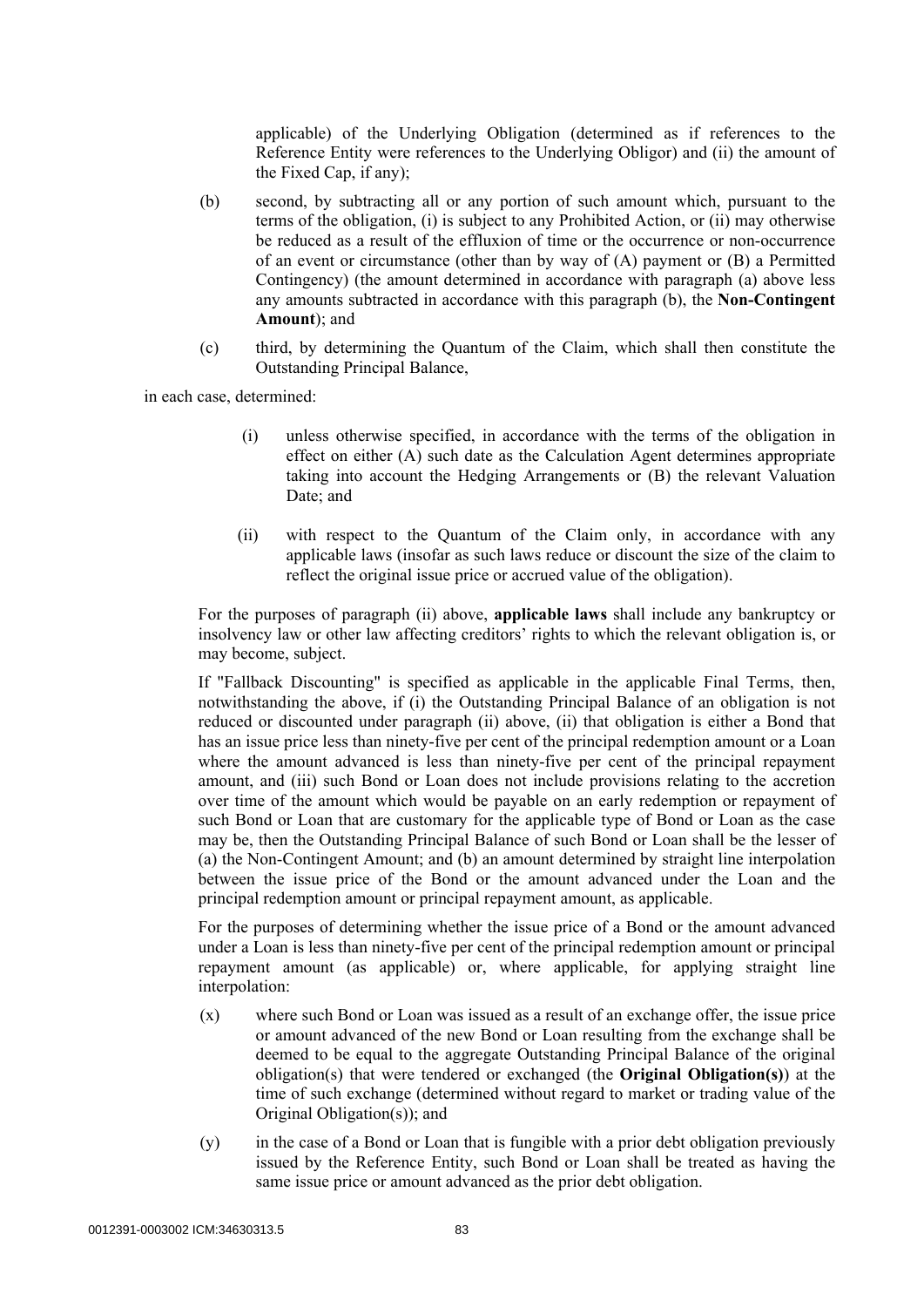applicable) of the Underlying Obligation (determined as if references to the Reference Entity were references to the Underlying Obligor) and (ii) the amount of the Fixed Cap, if any);

(b) second, by subtracting all or any portion of such amount which, pursuant to the terms of the obligation, (i) is subject to any Prohibited Action, or (ii) may otherwise be reduced as a result of the effluxion of time or the occurrence or non-occurrence of an event or circumstance (other than by way of (A) payment or (B) a Permitted Contingency) (the amount determined in accordance with paragraph (a) above less any amounts subtracted in accordance with this paragraph (b), the **Non-Contingent Amount**); and

(c) third, by determining the Quantum of the Claim, which shall then constitute the Outstanding Principal Balance,

in each case, determined:

(i) unless otherwise specified, in accordance with the terms of the obligation in effect on either (A) such date as the Calculation Agent determines appropriate taking into account the Hedging Arrangements or (B) the relevant Valuation Date; and

(ii) with respect to the Quantum of the Claim only, in accordance with any applicable laws (insofar as such laws reduce or discount the size of the claim to reflect the original issue price or accrued value of the obligation).

For the purposes of paragraph (ii) above, **applicable laws** shall include any bankruptcy or insolvency law or other law affecting creditors' rights to which the relevant obligation is, or may become, subject.

If "Fallback Discounting" is specified as applicable in the applicable Final Terms, then, notwithstanding the above, if (i) the Outstanding Principal Balance of an obligation is not reduced or discounted under paragraph (ii) above, (ii) that obligation is either a Bond that has an issue price less than ninety-five per cent of the principal redemption amount or a Loan where the amount advanced is less than ninety-five per cent of the principal repayment amount, and (iii) such Bond or Loan does not include provisions relating to the accretion over time of the amount which would be payable on an early redemption or repayment of such Bond or Loan that are customary for the applicable type of Bond or Loan as the case may be, then the Outstanding Principal Balance of such Bond or Loan shall be the lesser of (a) the Non-Contingent Amount; and (b) an amount determined by straight line interpolation between the issue price of the Bond or the amount advanced under the Loan and the principal redemption amount or principal repayment amount, as applicable.

For the purposes of determining whether the issue price of a Bond or the amount advanced under a Loan is less than ninety-five per cent of the principal redemption amount or principal repayment amount (as applicable) or, where applicable, for applying straight line interpolation:

(x) where such Bond or Loan was issued as a result of an exchange offer, the issue price or amount advanced of the new Bond or Loan resulting from the exchange shall be deemed to be equal to the aggregate Outstanding Principal Balance of the original obligation(s) that were tendered or exchanged (the **Original Obligation(s)**) at the time of such exchange (determined without regard to market or trading value of the Original Obligation(s)); and

(y) in the case of a Bond or Loan that is fungible with a prior debt obligation previously issued by the Reference Entity, such Bond or Loan shall be treated as having the same issue price or amount advanced as the prior debt obligation.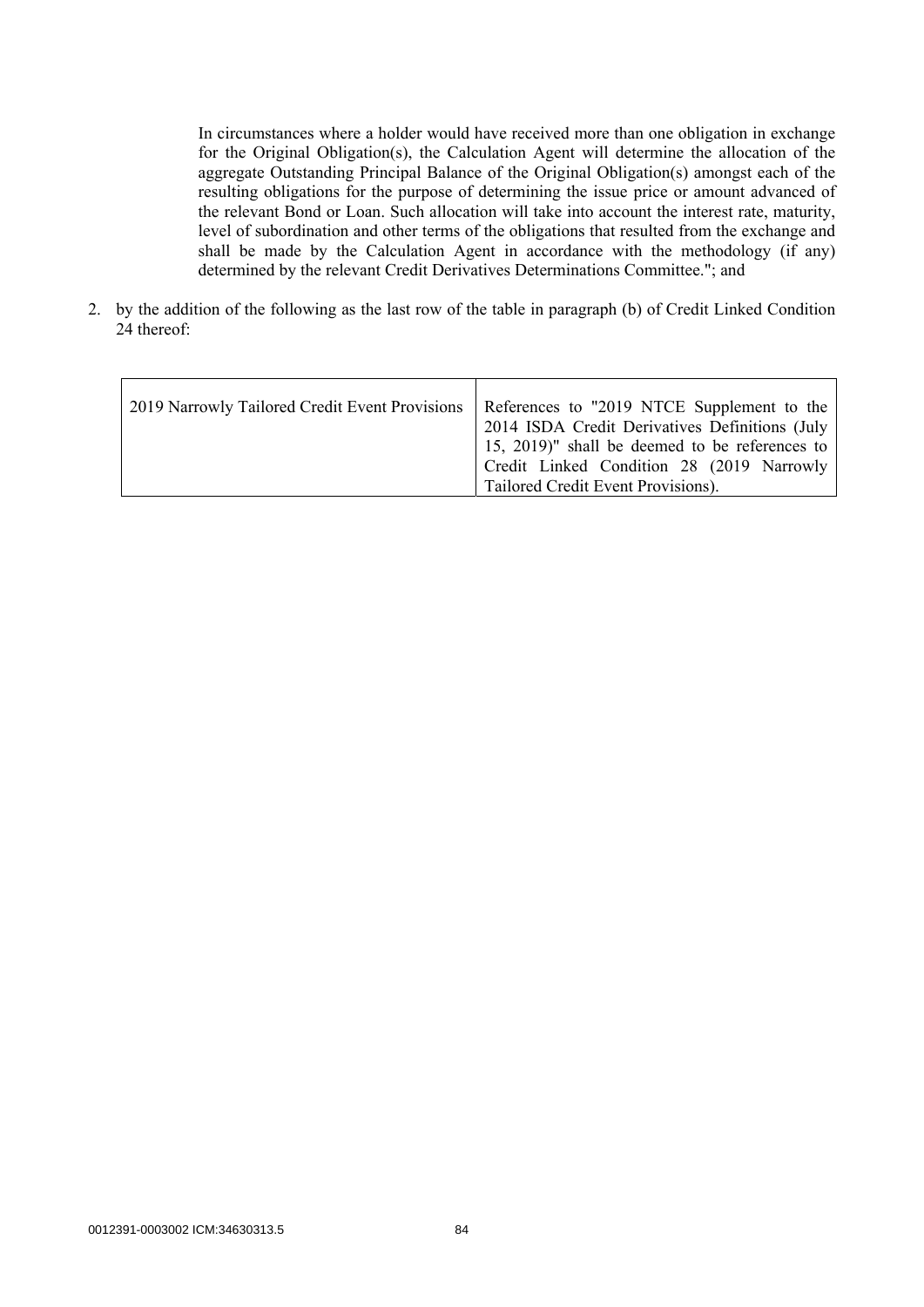In circumstances where a holder would have received more than one obligation in exchange for the Original Obligation(s), the Calculation Agent will determine the allocation of the aggregate Outstanding Principal Balance of the Original Obligation(s) amongst each of the resulting obligations for the purpose of determining the issue price or amount advanced of the relevant Bond or Loan. Such allocation will take into account the interest rate, maturity, level of subordination and other terms of the obligations that resulted from the exchange and shall be made by the Calculation Agent in accordance with the methodology (if any) determined by the relevant Credit Derivatives Determinations Committee."; and

2. by the addition of the following as the last row of the table in paragraph (b) of Credit Linked Condition 24 thereof:

| | |
|---|---|
| 2019 Narrowly Tailored Credit Event Provisions | References to "2019 NTCE Supplement to the 2014 ISDA Credit Derivatives Definitions (July 15, 2019)" shall be deemed to be references to Credit Linked Condition 28 (2019 Narrowly Tailored Credit Event Provisions). |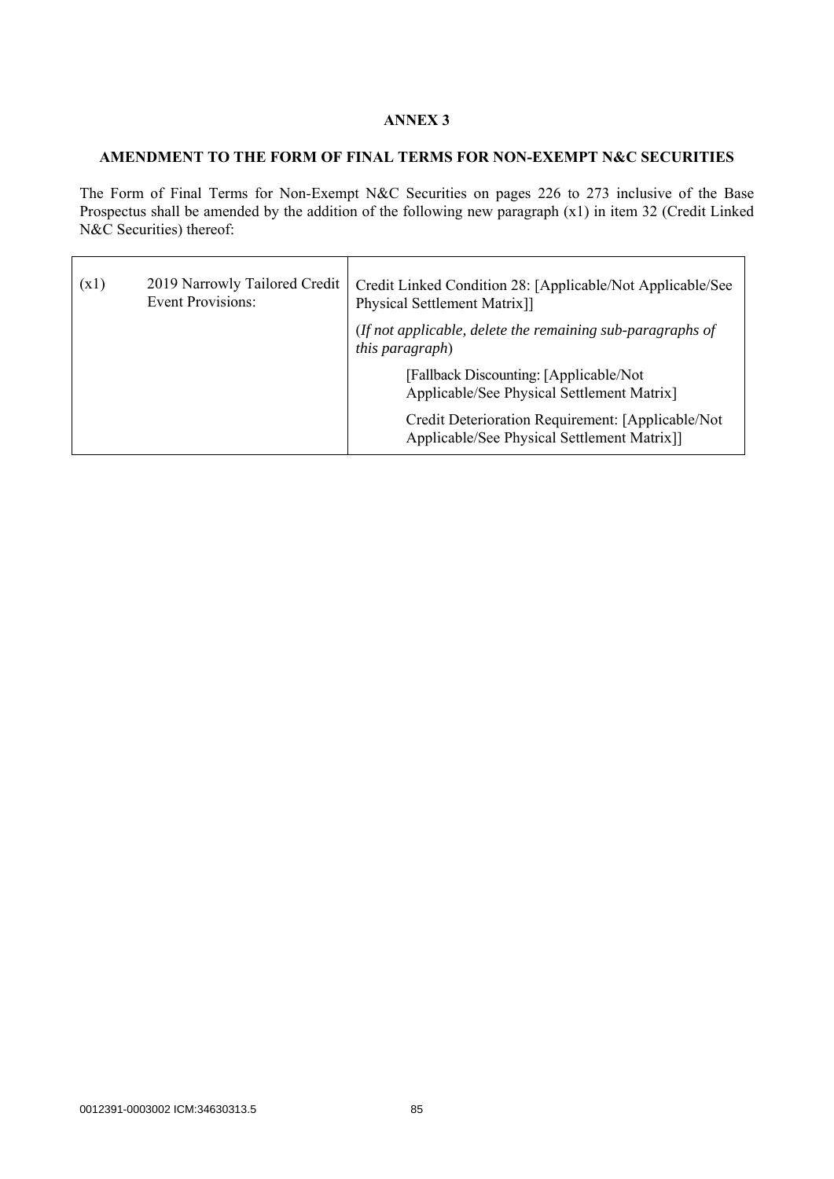# ANNEX 3

## AMENDMENT TO THE FORM OF FINAL TERMS FOR NON-EXEMPT N&C SECURITIES

The Form of Final Terms for Non-Exempt N&C Securities on pages 226 to 273 inclusive of the Base Prospectus shall be amended by the addition of the following new paragraph (x1) in item 32 (Credit Linked N&C Securities) thereof:

| | | |
|---|---|---|
| (x1) | 2019 Narrowly Tailored Credit Event Provisions: | Credit Linked Condition 28: [Applicable/Not Applicable/See Physical Settlement Matrix]]<br><br>(*If not applicable, delete the remaining sub-paragraphs of this paragraph*)<br><br>[Fallback Discounting: [Applicable/Not Applicable/See Physical Settlement Matrix]<br><br>Credit Deterioration Requirement: [Applicable/Not Applicable/See Physical Settlement Matrix]] |

0012391-0003002 ICM:34630313.5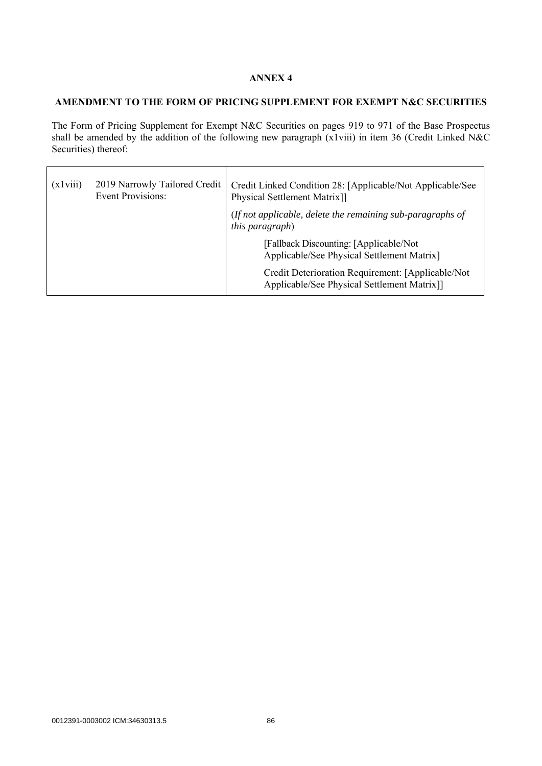**ANNEX 4**

**AMENDMENT TO THE FORM OF PRICING SUPPLEMENT FOR EXEMPT N&C SECURITIES**

The Form of Pricing Supplement for Exempt N&C Securities on pages 919 to 971 of the Base Prospectus shall be amended by the addition of the following new paragraph (x1viii) in item 36 (Credit Linked N&C Securities) thereof:

| | | |
|---|---|---|
| (x1viii) | 2019 Narrowly Tailored Credit Event Provisions: | Credit Linked Condition 28: [Applicable/Not Applicable/See Physical Settlement Matrix]]<br>(*If not applicable, delete the remaining sub-paragraphs of this paragraph*)<br>[Fallback Discounting: [Applicable/Not Applicable/See Physical Settlement Matrix]<br>Credit Deterioration Requirement: [Applicable/Not Applicable/See Physical Settlement Matrix]] |

0012391-0003002 ICM:34630313.5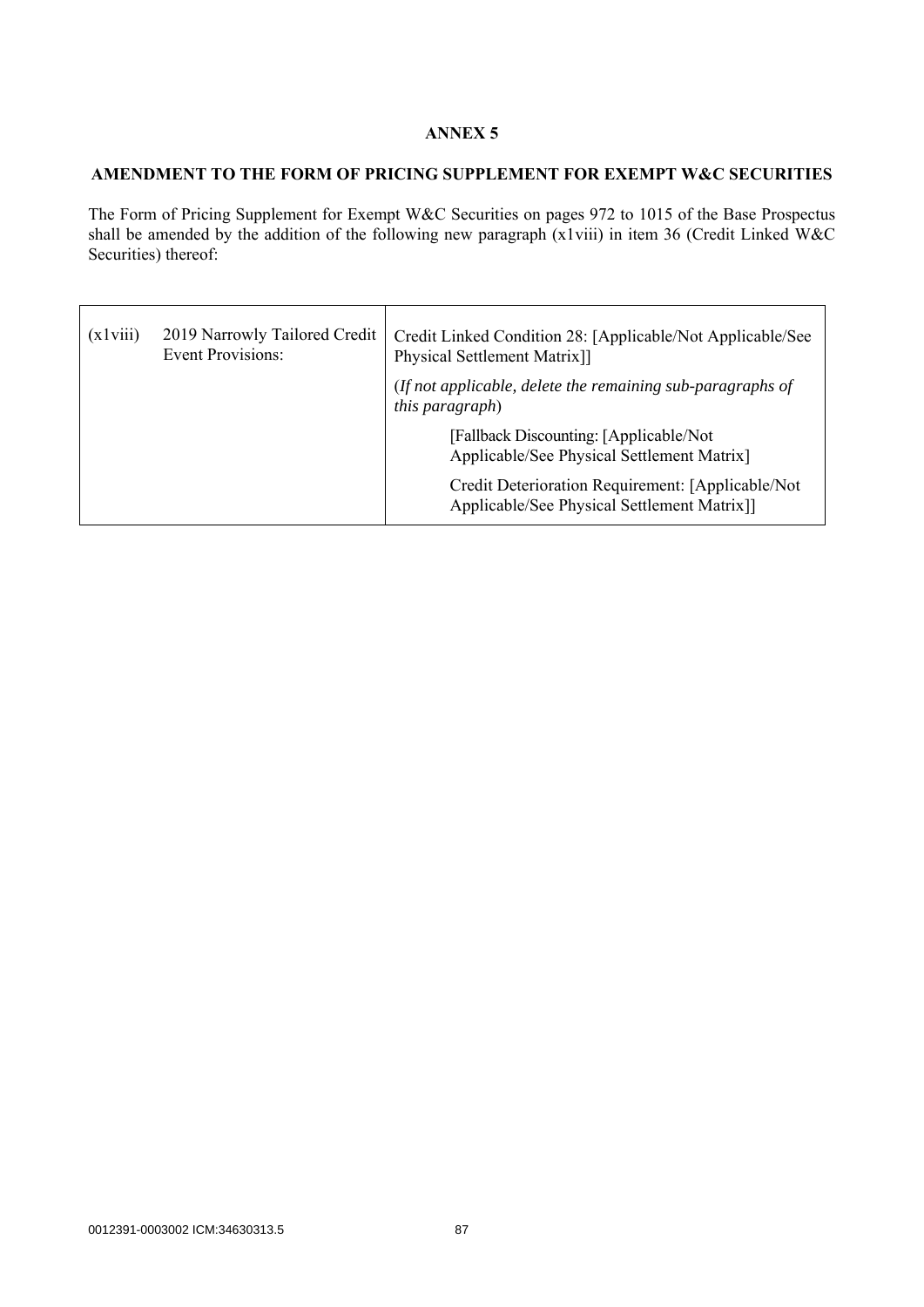# ANNEX 5

## AMENDMENT TO THE FORM OF PRICING SUPPLEMENT FOR EXEMPT W&C SECURITIES

The Form of Pricing Supplement for Exempt W&C Securities on pages 972 to 1015 of the Base Prospectus shall be amended by the addition of the following new paragraph (x1viii) in item 36 (Credit Linked W&C Securities) thereof:

| | | |
|---|---|---|
| (x1viii) | 2019 Narrowly Tailored Credit Event Provisions: | Credit Linked Condition 28: [Applicable/Not Applicable/See Physical Settlement Matrix]]<br><br>(*If not applicable, delete the remaining sub-paragraphs of this paragraph*)<br><br>[Fallback Discounting: [Applicable/Not Applicable/See Physical Settlement Matrix]<br><br>Credit Deterioration Requirement: [Applicable/Not Applicable/See Physical Settlement Matrix]] |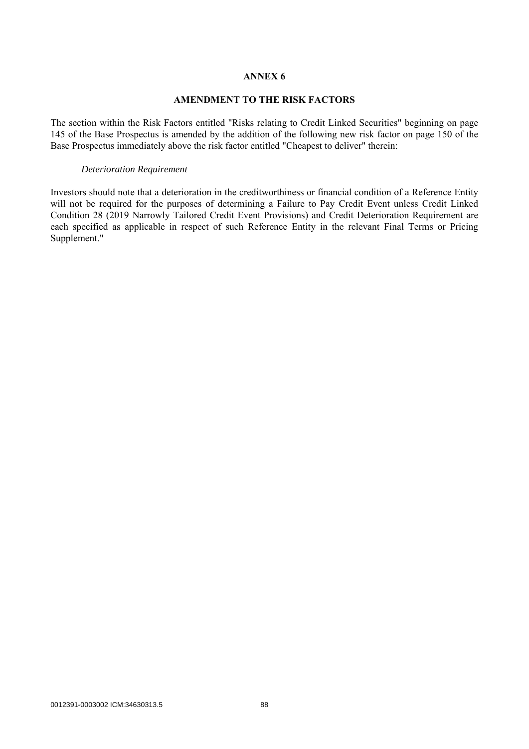# ANNEX 6

## AMENDMENT TO THE RISK FACTORS

The section within the Risk Factors entitled "Risks relating to Credit Linked Securities" beginning on page 145 of the Base Prospectus is amended by the addition of the following new risk factor on page 150 of the Base Prospectus immediately above the risk factor entitled "Cheapest to deliver" therein:

*Deterioration Requirement*

Investors should note that a deterioration in the creditworthiness or financial condition of a Reference Entity will not be required for the purposes of determining a Failure to Pay Credit Event unless Credit Linked Condition 28 (2019 Narrowly Tailored Credit Event Provisions) and Credit Deterioration Requirement are each specified as applicable in respect of such Reference Entity in the relevant Final Terms or Pricing Supplement."